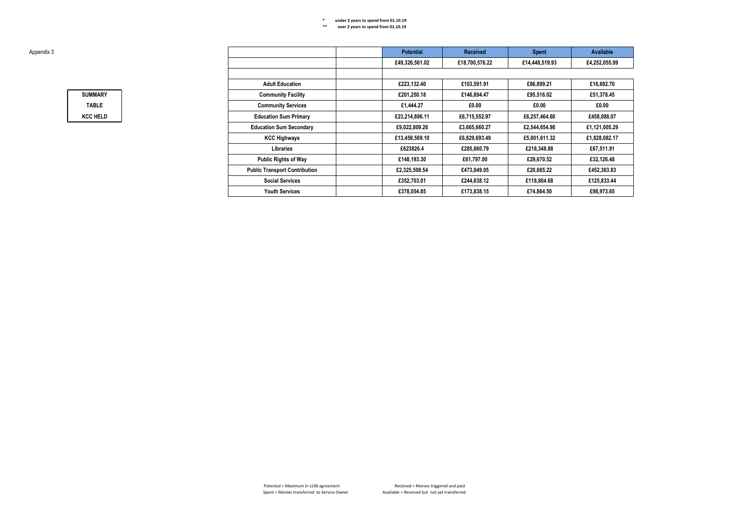\* under 2 years to spend from 01.10.19

\*\* over 2 years to spend from 01.10.19

Appendix 3

**SUMMARY**

**TABLE**

**KCC HELD**

| | | Potential | Received | Spent | Available |
|---|---|---|---|---|---|
| | | £49,326,561.02 | £18,700,576.22 | £14,448,519.93 | £4,252,055.99 |
| | | | | | |
| **Adult Education** | | £223,132.40 | £103,591.91 | £86,899.21 | £16,692.70 |
| **Community Facility** | | £201,250.18 | £146,894.47 | £95,516.02 | £51,378.45 |
| **Community Services** | | £1,444.27 | £0.00 | £0.00 | £0.00 |
| **Education Sum Primary** | | £23,214,896.11 | £6,715,552.97 | £6,257,464.60 | £458,088.07 |
| **Education Sum Secondary** | | £9,022,809.26 | £3,665,660.27 | £2,544,654.98 | £1,121,005.29 |
| **KCC Highways** | | £13,458,569.10 | £6,829,693.49 | £5,001,611.32 | £1,828,082.17 |
| **Libraries** | | £623826.4 | £285,860.79 | £218,348.88 | £67,511.91 |
| **Public Rights of Way** | | £148,193.30 | £61,797.00 | £29,670.52 | £32,126.48 |
| **Public Transport Contribution** | | £2,325,508.54 | £473,049.05 | £20,685.22 | £452,363.83 |
| **Social Services** | | £352,703.01 | £244,638.12 | £118,804.68 | £125,833.44 |
| **Youth Services** | | £378,054.85 | £173,838.15 | £74,864.50 | £98,973.65 |

Potential = Maximum in s106 agreement
Spent = Monies transferred to Service Owner

Received = Monies triggered and paid
Available = Received but not yet transferred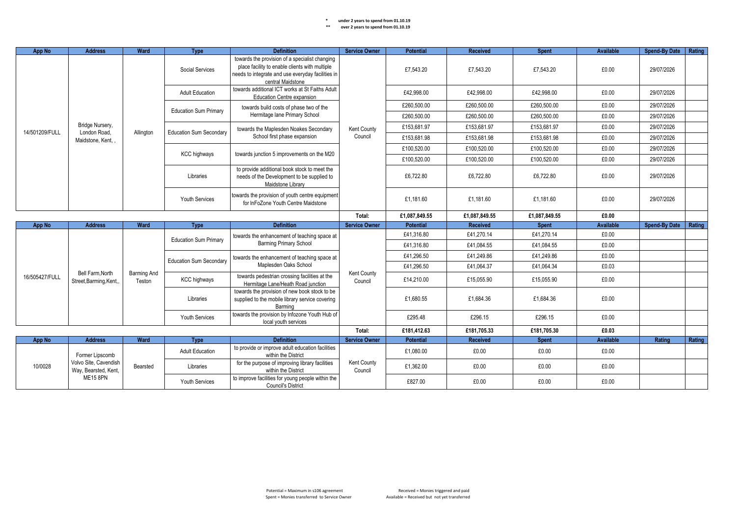\* under 2 years to spend from 01.10.19

\*\* over 2 years to spend from 01.10.19

| App No | Address | Ward | Type | Definition | Service Owner | Potential | Received | Spent | Available | Spend-By Date | Rating |
|---|---|---|---|---|---|---|---|---|---|---|---|
| 14/501209/FULL | Bridge Nursery, London Road, Maidstone, Kent, , | Allington | Social Services | towards the provision of a specialist changing place facility to enable clients with multiple needs to integrate and use everyday facilities in central Maidstone | Kent County Council | £7,543.20 | £7,543.20 | £7,543.20 | £0.00 | 29/07/2026 | |
| | | | Adult Education | towards additional ICT works at St Faiths Adult Education Centre expansion | | £42,998.00 | £42,998.00 | £42,998.00 | £0.00 | 29/07/2026 | |
| | | | Education Sum Primary | towards build costs of phase two of the Hermitage lane Primary School | | £260,500.00 | £260,500.00 | £260,500.00 | £0.00 | 29/07/2026 | |
| | | | | | | £260,500.00 | £260,500.00 | £260,500.00 | £0.00 | 29/07/2026 | |
| | | | Education Sum Secondary | towards the Maplesden Noakes Secondary School first phase expansion | | £153,681.97 | £153,681.97 | £153,681.97 | £0.00 | 29/07/2026 | |
| | | | | | | £153,681.98 | £153,681.98 | £153,681.98 | £0.00 | 29/07/2026 | |
| | | | KCC highways | towards junction 5 improvements on the M20 | | £100,520.00 | £100,520.00 | £100,520.00 | £0.00 | 29/07/2026 | |
| | | | | | | £100,520.00 | £100,520.00 | £100,520.00 | £0.00 | 29/07/2026 | |
| | | | Libraries | to provide additional book stock to meet the needs of the Development to be supplied to Maidstone Library | | £6,722.80 | £6,722.80 | £6,722.80 | £0.00 | 29/07/2026 | |
| | | | Youth Services | towards the provision of youth centre equipment for InFoZone Youth Centre Maidstone | | £1,181.60 | £1,181.60 | £1,181.60 | £0.00 | 29/07/2026 | |
| | | | | | **Total:** | **£1,087,849.55** | **£1,087,849.55** | **£1,087,849.55** | **£0.00** | | |

| App No | Address | Ward | Type | Definition | Service Owner | Potential | Received | Spent | Available | Spend-By Date | Rating |
|---|---|---|---|---|---|---|---|---|---|---|---|
| 16/505427/FULL | Bell Farm,North Street,Barming,Kent,, | Barming And Teston | Education Sum Primary | towards the enhancement of teaching space at Barming Primary School | Kent County Council | £41,316.80 | £41,270.14 | £41,270.14 | £0.00 | | |
| | | | | | | £41,316.80 | £41,084.55 | £41,084.55 | £0.00 | | |
| | | | Education Sum Secondary | towards the enhancement of teaching space at Maplesden Oaks School | | £41,296.50 | £41,249.86 | £41,249.86 | £0.00 | | |
| | | | | | | £41,296.50 | £41,064.37 | £41,064.34 | £0.03 | | |
| | | | KCC highways | towards pedestrian crossing facilities at the Hermitage Lane/Heath Road junction | | £14,210.00 | £15,055.90 | £15,055.90 | £0.00 | | |
| | | | Libraries | towards the provision of new book stock to be supplied to the mobile library service covering Barming | | £1,680.55 | £1,684.36 | £1,684.36 | £0.00 | | |
| | | | Youth Services | towards the provision by Infozone Youth Hub of local youth services | | £295.48 | £296.15 | £296.15 | £0.00 | | |
| | | | | | **Total:** | **£181,412.63** | **£181,705.33** | **£181,705.30** | **£0.03** | | |

| App No | Address | Ward | Type | Definition | Service Owner | Potential | Received | Spent | Available | Rating | Rating |
|---|---|---|---|---|---|---|---|---|---|---|---|
| 10/0028 | Former Lipscomb Volvo Site, Cavendish Way, Bearsted, Kent, ME15 8PN | Bearsted | Adult Education | to provide or improve adult education facilities within the District | Kent County Council | £1,080.00 | £0.00 | £0.00 | £0.00 | | |
| | | | Libraries | for the purpose of improving library facilities within the District | | £1,362.00 | £0.00 | £0.00 | £0.00 | | |
| | | | Youth Services | to improve facilities for young people within the Council's District | | £827.00 | £0.00 | £0.00 | £0.00 | | |

Potential = Maximum in s106 agreement
Spent = Monies transferred to Service Owner

Received = Monies triggered and paid
Available = Received but not yet transferred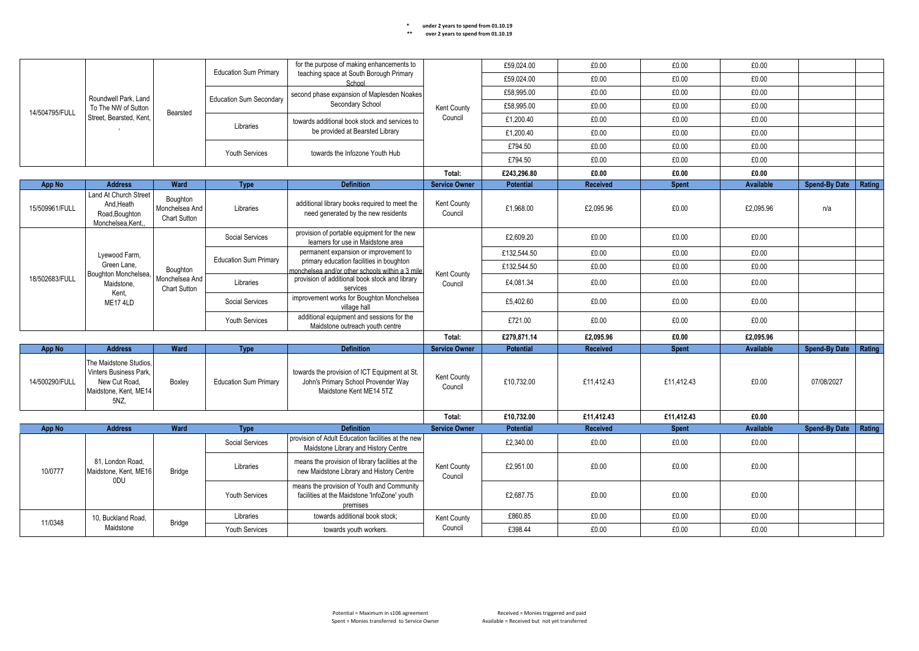\* under 2 years to spend from 01.10.19
\*\* over 2 years to spend from 01.10.19

| App No | Address | Ward | Type | Definition | Service Owner | Potential | Received | Spent | Available | Spend-By Date | Rating |
|---|---|---|---|---|---|---|---|---|---|---|---|
| 14/504795/FULL | Roundwell Park, Land To The NW of Sutton Street, Bearsted, Kent, , | Bearsted | Education Sum Primary | for the purpose of making enhancements to teaching space at South Borough Primary School | Kent County Council | £59,024.00 | £0.00 | £0.00 | £0.00 | | |
| | | | | | | £59,024.00 | £0.00 | £0.00 | £0.00 | | |
| | | | Education Sum Secondary | second phase expansion of Maplesden Noakes Secondary School | | £58,995.00 | £0.00 | £0.00 | £0.00 | | |
| | | | | | | £58,995.00 | £0.00 | £0.00 | £0.00 | | |
| | | | Libraries | towards additional book stock and services to be provided at Bearsted Library | | £1,200.40 | £0.00 | £0.00 | £0.00 | | |
| | | | | | | £1,200.40 | £0.00 | £0.00 | £0.00 | | |
| | | | Youth Services | towards the Infozone Youth Hub | | £794.50 | £0.00 | £0.00 | £0.00 | | |
| | | | | | | £794.50 | £0.00 | £0.00 | £0.00 | | |
| | | | | | Total: | £243,296.80 | £0.00 | £0.00 | £0.00 | | |

| App No | Address | Ward | Type | Definition | Service Owner | Potential | Received | Spent | Available | Spend-By Date | Rating |
|---|---|---|---|---|---|---|---|---|---|---|---|
| 15/509961/FULL | Land At Church Street And,Heath Road,Boughton Monchelsea,Kent,, | Boughton Monchelsea And Chart Sutton | Libraries | additional library books required to meet the need generated by the new residents | Kent County Council | £1,968.00 | £2,095.96 | £0.00 | £2,095.96 | n/a | |
| 18/502683/FULL | Lyewood Farm, Green Lane, Boughton Monchelsea, Maidstone, Kent, ME17 4LD | Boughton Monchelsea And Chart Sutton | Social Services | provision of portable equipment for the new learners for use in Maidstone area | Kent County Council | £2,609.20 | £0.00 | £0.00 | £0.00 | | |
| | | | Education Sum Primary | permanent expansion or improvement to primary education facilities in boughton monchelsea and/or other schools within a 3 mile | | £132,544.50 | £0.00 | £0.00 | £0.00 | | |
| | | | | | | £132,544.50 | £0.00 | £0.00 | £0.00 | | |
| | | | Libraries | provision of additional book stock and library services | | £4,081.34 | £0.00 | £0.00 | £0.00 | | |
| | | | Social Services | improvement works for Boughton Monchelsea village hall | | £5,402.60 | £0.00 | £0.00 | £0.00 | | |
| | | | Youth Services | additional equipment and sessions for the Maidstone outreach youth centre | | £721.00 | £0.00 | £0.00 | £0.00 | | |
| | | | | | Total: | £279,871.14 | £2,095.96 | £0.00 | £2,095.96 | | |

| App No | Address | Ward | Type | Definition | Service Owner | Potential | Received | Spent | Available | Spend-By Date | Rating |
|---|---|---|---|---|---|---|---|---|---|---|---|
| 14/500290/FULL | The Maidstone Studios, Vinters Business Park, New Cut Road, Maidstone, Kent, ME14 5NZ, | Boxley | Education Sum Primary | towards the provision of ICT Equipment at St. John's Primary School Provender Way Maidstone Kent ME14 5TZ | Kent County Council | £10,732.00 | £11,412.43 | £11,412.43 | £0.00 | 07/08/2027 | |
| | | | | | Total: | £10,732.00 | £11,412.43 | £11,412.43 | £0.00 | | |

| App No | Address | Ward | Type | Definition | Service Owner | Potential | Received | Spent | Available | Spend-By Date | Rating |
|---|---|---|---|---|---|---|---|---|---|---|---|
| 10/0777 | 81, London Road, Maidstone, Kent, ME16 0DU | Bridge | Social Services | provision of Adult Education facilities at the new Maidstone Library and History Centre | Kent County Council | £2,340.00 | £0.00 | £0.00 | £0.00 | | |
| | | | Libraries | means the provision of library facilities at the new Maidstone Library and History Centre | | £2,951.00 | £0.00 | £0.00 | £0.00 | | |
| | | | Youth Services | means the provision of Youth and Community facilities at the Maidstone 'InfoZone' youth premises | | £2,687.75 | £0.00 | £0.00 | £0.00 | | |
| 11/0348 | 10, Buckland Road, Maidstone | Bridge | Libraries | towards additional book stock; | Kent County Council | £860.85 | £0.00 | £0.00 | £0.00 | | |
| | | | Youth Services | towards youth workers. | | £398.44 | £0.00 | £0.00 | £0.00 | | |

Potential = Maximum in s106 agreement
Spent = Monies transferred to Service Owner

Received = Monies triggered and paid
Available = Received but not yet transferred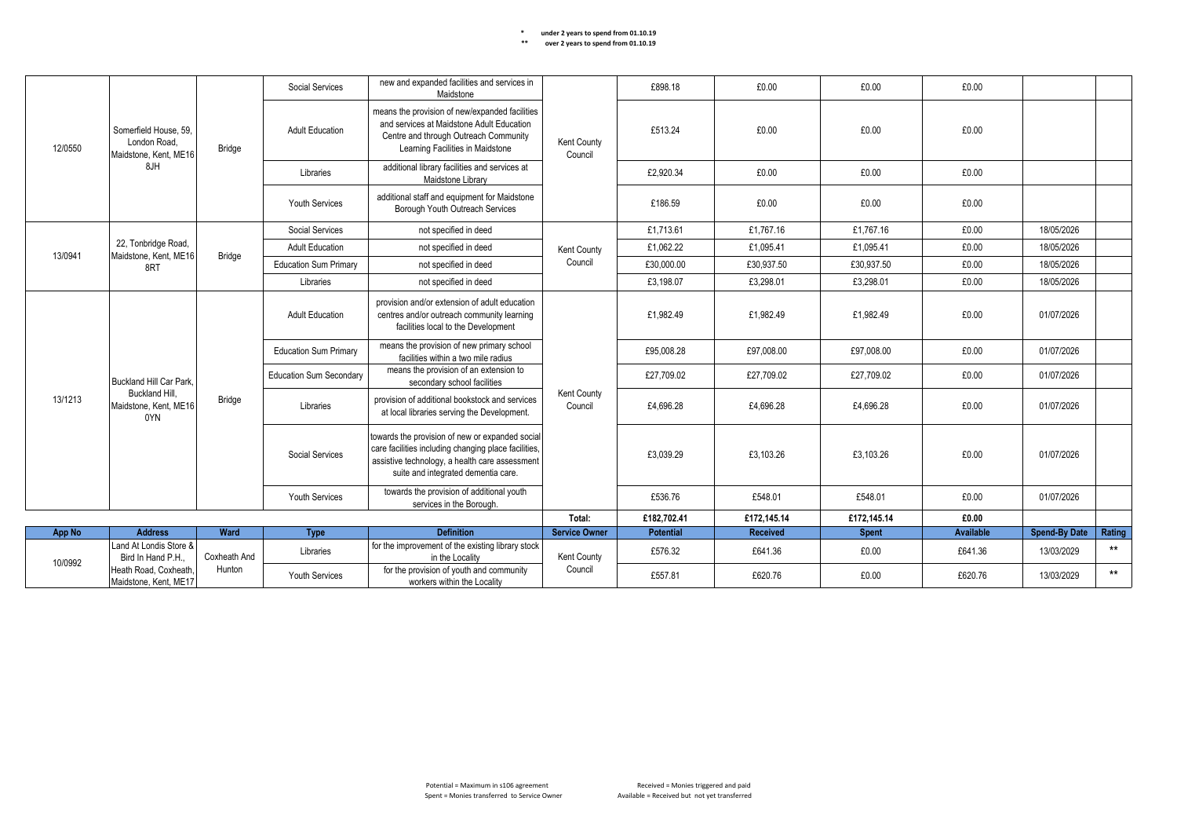\* under 2 years to spend from 01.10.19
\*\* over 2 years to spend from 01.10.19

| App No | Address | Ward | Type | Definition | Service Owner | Potential | Received | Spent | Available | Spend-By Date | Rating |
|---|---|---|---|---|---|---|---|---|---|---|---|
| 12/0550 | Somerfield House, 59, London Road, Maidstone, Kent, ME16 8JH | Bridge | Social Services | new and expanded facilities and services in Maidstone | Kent County Council | £898.18 | £0.00 | £0.00 | £0.00 | | |
| | | | Adult Education | means the provision of new/expanded facilities and services at Maidstone Adult Education Centre and through Outreach Community Learning Facilities in Maidstone | | £513.24 | £0.00 | £0.00 | £0.00 | | |
| | | | Libraries | additional library facilities and services at Maidstone Library | | £2,920.34 | £0.00 | £0.00 | £0.00 | | |
| | | | Youth Services | additional staff and equipment for Maidstone Borough Youth Outreach Services | | £186.59 | £0.00 | £0.00 | £0.00 | | |
| 13/0941 | 22, Tonbridge Road, Maidstone, Kent, ME16 8RT | Bridge | Social Services | not specified in deed | Kent County Council | £1,713.61 | £1,767.16 | £1,767.16 | £0.00 | 18/05/2026 | |
| | | | Adult Education | not specified in deed | | £1,062.22 | £1,095.41 | £1,095.41 | £0.00 | 18/05/2026 | |
| | | | Education Sum Primary | not specified in deed | | £30,000.00 | £30,937.50 | £30,937.50 | £0.00 | 18/05/2026 | |
| | | | Libraries | not specified in deed | | £3,198.07 | £3,298.01 | £3,298.01 | £0.00 | 18/05/2026 | |
| 13/1213 | Buckland Hill Car Park, Buckland Hill, Maidstone, Kent, ME16 0YN | Bridge | Adult Education | provision and/or extension of adult education centres and/or outreach community learning facilities local to the Development | Kent County Council | £1,982.49 | £1,982.49 | £1,982.49 | £0.00 | 01/07/2026 | |
| | | | Education Sum Primary | means the provision of new primary school facilities within a two mile radius | | £95,008.28 | £97,008.00 | £97,008.00 | £0.00 | 01/07/2026 | |
| | | | Education Sum Secondary | means the provision of an extension to secondary school facilities | | £27,709.02 | £27,709.02 | £27,709.02 | £0.00 | 01/07/2026 | |
| | | | Libraries | provision of additional bookstock and services at local libraries serving the Development. | | £4,696.28 | £4,696.28 | £4,696.28 | £0.00 | 01/07/2026 | |
| | | | Social Services | towards the provision of new or expanded social care facilities including changing place facilities, assistive technology, a health care assessment suite and integrated dementia care. | | £3,039.29 | £3,103.26 | £3,103.26 | £0.00 | 01/07/2026 | |
| | | | Youth Services | towards the provision of additional youth services in the Borough. | | £536.76 | £548.01 | £548.01 | £0.00 | 01/07/2026 | |
| | | | | | **Total:** | **£182,702.41** | **£172,145.14** | **£172,145.14** | **£0.00** | | |

| App No | Address | Ward | Type | Definition | Service Owner | Potential | Received | Spent | Available | Spend-By Date | Rating |
|---|---|---|---|---|---|---|---|---|---|---|---|
| 10/0992 | Land At Londis Store & Bird In Hand P.H., Heath Road, Coxheath, Maidstone, Kent, ME17 | Coxheath And Hunton | Libraries | for the improvement of the existing library stock in the Locality | Kent County Council | £576.32 | £641.36 | £0.00 | £641.36 | 13/03/2029 | ** |
| | | | Youth Services | for the provision of youth and community workers within the Locality | | £557.81 | £620.76 | £0.00 | £620.76 | 13/03/2029 | ** |

Potential = Maximum in s106 agreement
Spent = Monies transferred to Service Owner
Received = Monies triggered and paid
Available = Received but not yet transferred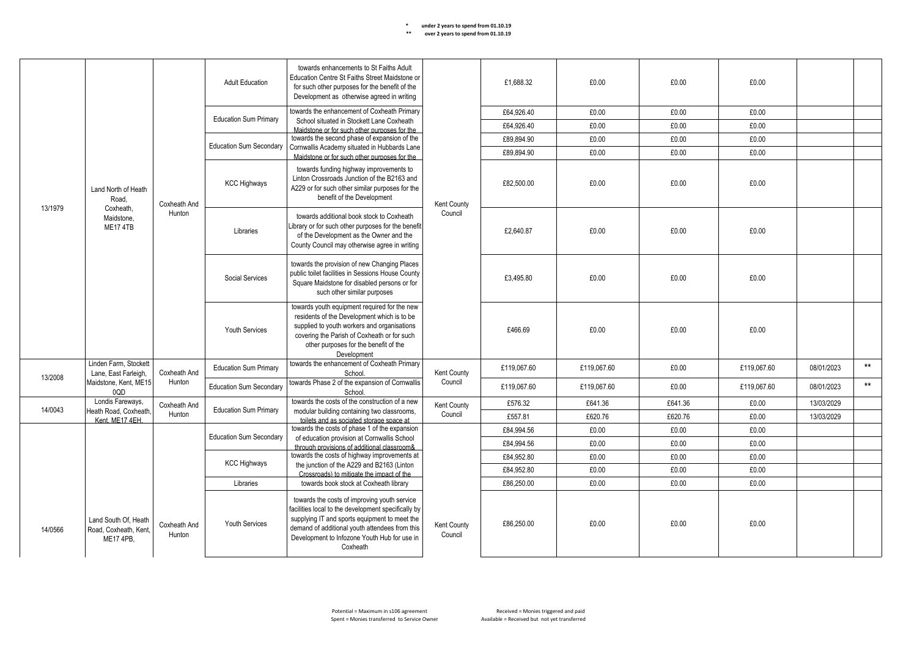\* under 2 years to spend from 01.10.19
\*\* over 2 years to spend from 01.10.19

| | | | | | | | | | | | |
|---|---|---|---|---|---|---|---|---|---|---|---|
| 13/1979 | Land North of Heath Road, Coxheath, Maidstone, ME17 4TB | Coxheath And Hunton | Adult Education | towards enhancements to St Faiths Adult Education Centre St Faiths Street Maidstone or for such other purposes for the benefit of the Development as otherwise agreed in writing | Kent County Council | £1,688.32 | £0.00 | £0.00 | £0.00 | | |
| | | | Education Sum Primary | towards the enhancement of Coxheath Primary School situated in Stockett Lane Coxheath Maidstone or for such other purposes for the | | £64,926.40 | £0.00 | £0.00 | £0.00 | | |
| | | | | | | £64,926.40 | £0.00 | £0.00 | £0.00 | | |
| | | | Education Sum Secondary | towards the second phase of expansion of the Cornwallis Academy situated in Hubbards Lane Maidstone or for such other purposes for the | | £89,894.90 | £0.00 | £0.00 | £0.00 | | |
| | | | | | | £89,894.90 | £0.00 | £0.00 | £0.00 | | |
| | | | KCC Highways | towards funding highway improvements to Linton Crossroads Junction of the B2163 and A229 or for such other similar purposes for the benefit of the Development | | £82,500.00 | £0.00 | £0.00 | £0.00 | | |
| | | | Libraries | towards additional book stock to Coxheath Library or for such other purposes for the benefit of the Development as the Owner and the County Council may otherwise agree in writing | | £2,640.87 | £0.00 | £0.00 | £0.00 | | |
| | | | Social Services | towards the provision of new Changing Places public toilet facilities in Sessions House County Square Maidstone for disabled persons or for such other similar purposes | | £3,495.80 | £0.00 | £0.00 | £0.00 | | |
| | | | Youth Services | towards youth equipment required for the new residents of the Development which is to be supplied to youth workers and organisations covering the Parish of Coxheath or for such other purposes for the benefit of the Development | | £466.69 | £0.00 | £0.00 | £0.00 | | |
| 13/2008 | Linden Farm, Stockett Lane, East Farleigh, Maidstone, Kent, ME15 0QD | Coxheath And Hunton | Education Sum Primary | towards the enhancement of Coxheath Primary School. | Kent County Council | £119,067.60 | £119,067.60 | £0.00 | £119,067.60 | 08/01/2023 | ** |
| | | | Education Sum Secondary | towards Phase 2 of the expansion of Cornwallis School. | | £119,067.60 | £119,067.60 | £0.00 | £119,067.60 | 08/01/2023 | ** |
| 14/0043 | Londis Fareways, Heath Road, Coxheath, Kent, ME17 4EH. | Coxheath And Hunton | Education Sum Primary | towards the costs of the construction of a new modular building containing two classrooms, toilets and as sociated storage space at | Kent County Council | £576.32 | £641.36 | £641.36 | £0.00 | 13/03/2029 | |
| | | | | | | £557.81 | £620.76 | £620.76 | £0.00 | 13/03/2029 | |
| 14/0566 | Land South Of, Heath Road, Coxheath, Kent, ME17 4PB, | Coxheath And Hunton | Education Sum Secondary | towards the costs of phase 1 of the expansion of education provision at Cornwallis School through provisions of additional classroom& | Kent County Council | £84,994.56 | £0.00 | £0.00 | £0.00 | | |
| | | | | | | £84,994.56 | £0.00 | £0.00 | £0.00 | | |
| | | | KCC Highways | towards the costs of highway improvements at the junction of the A229 and B2163 (Linton Crossroads) to mitigate the impact of the | | £84,952.80 | £0.00 | £0.00 | £0.00 | | |
| | | | | | | £84,952.80 | £0.00 | £0.00 | £0.00 | | |
| | | | Libraries | towards book stock at Coxheath library | | £86,250.00 | £0.00 | £0.00 | £0.00 | | |
| | | | Youth Services | towards the costs of improving youth service facilities local to the development specifically by supplying IT and sports equipment to meet the demand of additional youth attendees from this Development to Infozone Youth Hub for use in Coxheath | | £86,250.00 | £0.00 | £0.00 | £0.00 | | |

Potential = Maximum in s106 agreement
Spent = Monies transferred to Service Owner
Received = Monies triggered and paid
Available = Received but not yet transferred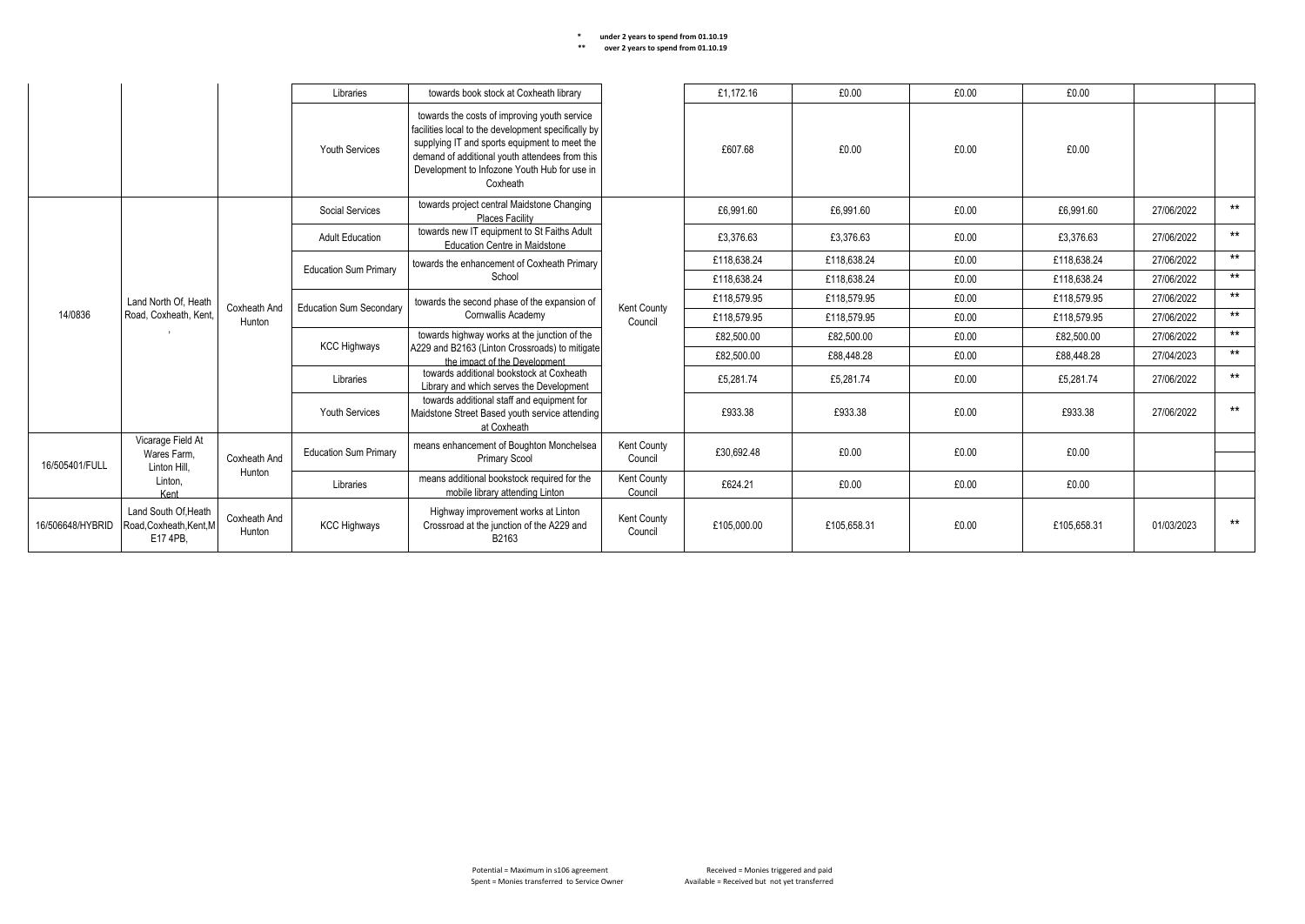\* under 2 years to spend from 01.10.19
\*\* over 2 years to spend from 01.10.19

| | | | | | | | | | | | |
|---|---|---|---|---|---|---|---|---|---|---|---|
| | | | Libraries | towards book stock at Coxheath library | | £1,172.16 | £0.00 | £0.00 | £0.00 | | |
| | | | Youth Services | towards the costs of improving youth service facilities local to the development specifically by supplying IT and sports equipment to meet the demand of additional youth attendees from this Development to Infozone Youth Hub for use in Coxheath | | £607.68 | £0.00 | £0.00 | £0.00 | | |
| 14/0836 | Land North Of, Heath Road, Coxheath, Kent, , | Coxheath And Hunton | Social Services | towards project central Maidstone Changing Places Facility | Kent County Council | £6,991.60 | £6,991.60 | £0.00 | £6,991.60 | 27/06/2022 | ** |
| | | | Adult Education | towards new IT equipment to St Faiths Adult Education Centre in Maidstone | | £3,376.63 | £3,376.63 | £0.00 | £3,376.63 | 27/06/2022 | ** |
| | | | Education Sum Primary | towards the enhancement of Coxheath Primary School | | £118,638.24 | £118,638.24 | £0.00 | £118,638.24 | 27/06/2022 | ** |
| | | | | | | £118,638.24 | £118,638.24 | £0.00 | £118,638.24 | 27/06/2022 | ** |
| | | | Education Sum Secondary | towards the second phase of the expansion of Cornwallis Academy | | £118,579.95 | £118,579.95 | £0.00 | £118,579.95 | 27/06/2022 | ** |
| | | | | | | £118,579.95 | £118,579.95 | £0.00 | £118,579.95 | 27/06/2022 | ** |
| | | | KCC Highways | towards highway works at the junction of the A229 and B2163 (Linton Crossroads) to mitigate the impact of the Development | | £82,500.00 | £82,500.00 | £0.00 | £82,500.00 | 27/06/2022 | ** |
| | | | | | | £82,500.00 | £88,448.28 | £0.00 | £88,448.28 | 27/04/2023 | ** |
| | | | Libraries | towards additional bookstock at Coxheath Library and which serves the Development | | £5,281.74 | £5,281.74 | £0.00 | £5,281.74 | 27/06/2022 | ** |
| | | | Youth Services | towards additional staff and equipment for Maidstone Street Based youth service attending at Coxheath | | £933.38 | £933.38 | £0.00 | £933.38 | 27/06/2022 | ** |
| 16/505401/FULL | Vicarage Field At Wares Farm, Linton Hill, Linton, Kent | Coxheath And Hunton | Education Sum Primary | means enhancement of Boughton Monchelsea Primary Scool | Kent County Council | £30,692.48 | £0.00 | £0.00 | £0.00 | | |
| | | | Libraries | means additional bookstock required for the mobile library attending Linton | Kent County Council | £624.21 | £0.00 | £0.00 | £0.00 | | |
| 16/506648/HYBRID | Land South Of,Heath Road,Coxheath,Kent,M E17 4PB, | Coxheath And Hunton | KCC Highways | Highway improvement works at Linton Crossroad at the junction of the A229 and B2163 | Kent County Council | £105,000.00 | £105,658.31 | £0.00 | £105,658.31 | 01/03/2023 | ** |

Potential = Maximum in s106 agreement
Spent = Monies transferred to Service Owner
Received = Monies triggered and paid
Available = Received but not yet transferred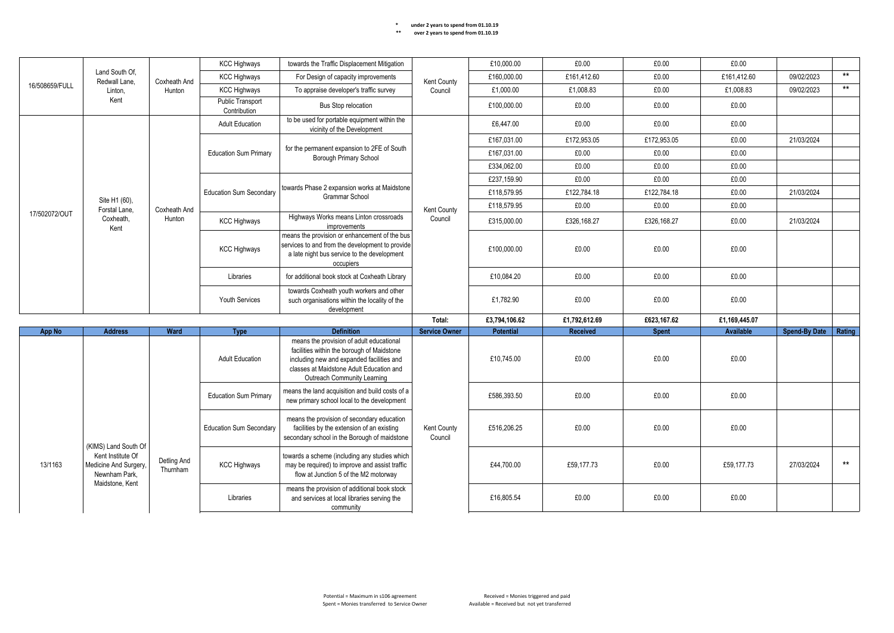\* under 2 years to spend from 01.10.19
\*\* over 2 years to spend from 01.10.19

| App No | Address | Ward | Type | Definition | Service Owner | Potential | Received | Spent | Available | Spend-By Date | Rating |
|---|---|---|---|---|---|---|---|---|---|---|---|
| 16/508659/FULL | Land South Of, Redwall Lane, Linton, Kent | Coxheath And Hunton | KCC Highways | towards the Traffic Displacement Mitigation | Kent County Council | £10,000.00 | £0.00 | £0.00 | £0.00 | | |
| | | | KCC Highways | For Design of capacity improvements | | £160,000.00 | £161,412.60 | £0.00 | £161,412.60 | 09/02/2023 | ** |
| | | | KCC Highways | To appraise developer's traffic survey | | £1,000.00 | £1,008.83 | £0.00 | £1,008.83 | 09/02/2023 | ** |
| | | | Public Transport Contribution | Bus Stop relocation | | £100,000.00 | £0.00 | £0.00 | £0.00 | | |
| 17/502072/OUT | Site H1 (60), Forstal Lane, Coxheath, Kent | Coxheath And Hunton | Adult Education | to be used for portable equipment within the vicinity of the Development | Kent County Council | £6,447.00 | £0.00 | £0.00 | £0.00 | | |
| | | | Education Sum Primary | for the permanent expansion to 2FE of South Borough Primary School | | £167,031.00 | £172,953.05 | £172,953.05 | £0.00 | 21/03/2024 | |
| | | | | | | £167,031.00 | £0.00 | £0.00 | £0.00 | | |
| | | | | | | £334,062.00 | £0.00 | £0.00 | £0.00 | | |
| | | | Education Sum Secondary | towards Phase 2 expansion works at Maidstone Grammar School | | £237,159.90 | £0.00 | £0.00 | £0.00 | | |
| | | | | | | £118,579.95 | £122,784.18 | £122,784.18 | £0.00 | 21/03/2024 | |
| | | | | | | £118,579.95 | £0.00 | £0.00 | £0.00 | | |
| | | | KCC Highways | Highways Works means Linton crossroads improvements | | £315,000.00 | £326,168.27 | £326,168.27 | £0.00 | 21/03/2024 | |
| | | | KCC Highways | means the provision or enhancement of the bus services to and from the development to provide a late night bus service to the development occupiers | | £100,000.00 | £0.00 | £0.00 | £0.00 | | |
| | | | Libraries | for additional book stock at Coxheath Library | | £10,084.20 | £0.00 | £0.00 | £0.00 | | |
| | | | Youth Services | towards Coxheath youth workers and other such organisations within the locality of the development | | £1,782.90 | £0.00 | £0.00 | £0.00 | | |
| | | | | | Total: | £3,794,106.62 | £1,792,612.69 | £623,167.62 | £1,169,445.07 | | |

| App No | Address | Ward | Type | Definition | Service Owner | Potential | Received | Spent | Available | Spend-By Date | Rating |
|---|---|---|---|---|---|---|---|---|---|---|---|
| 13/1163 | (KIMS) Land South Of Kent Institute Of Medicine And Surgery, Newnham Park, Maidstone, Kent | Detling And Thurnham | Adult Education | means the provision of adult educational facilities within the borough of Maidstone including new and expanded facilities and classes at Maidstone Adult Education and Outreach Community Learning | Kent County Council | £10,745.00 | £0.00 | £0.00 | £0.00 | | |
| | | | Education Sum Primary | means the land acquisition and build costs of a new primary school local to the development | | £586,393.50 | £0.00 | £0.00 | £0.00 | | |
| | | | Education Sum Secondary | means the provision of secondary education facilities by the extension of an existing secondary school in the Borough of maidstone | | £516,206.25 | £0.00 | £0.00 | £0.00 | | |
| | | | KCC Highways | towards a scheme (including any studies which may be required) to improve and assist traffic flow at Junction 5 of the M2 motorway | | £44,700.00 | £59,177.73 | £0.00 | £59,177.73 | 27/03/2024 | ** |
| | | | Libraries | means the provision of additional book stock and services at local libraries serving the community | | £16,805.54 | £0.00 | £0.00 | £0.00 | | |

Potential = Maximum in s106 agreement
Spent = Monies transferred to Service Owner
Received = Monies triggered and paid
Available = Received but not yet transferred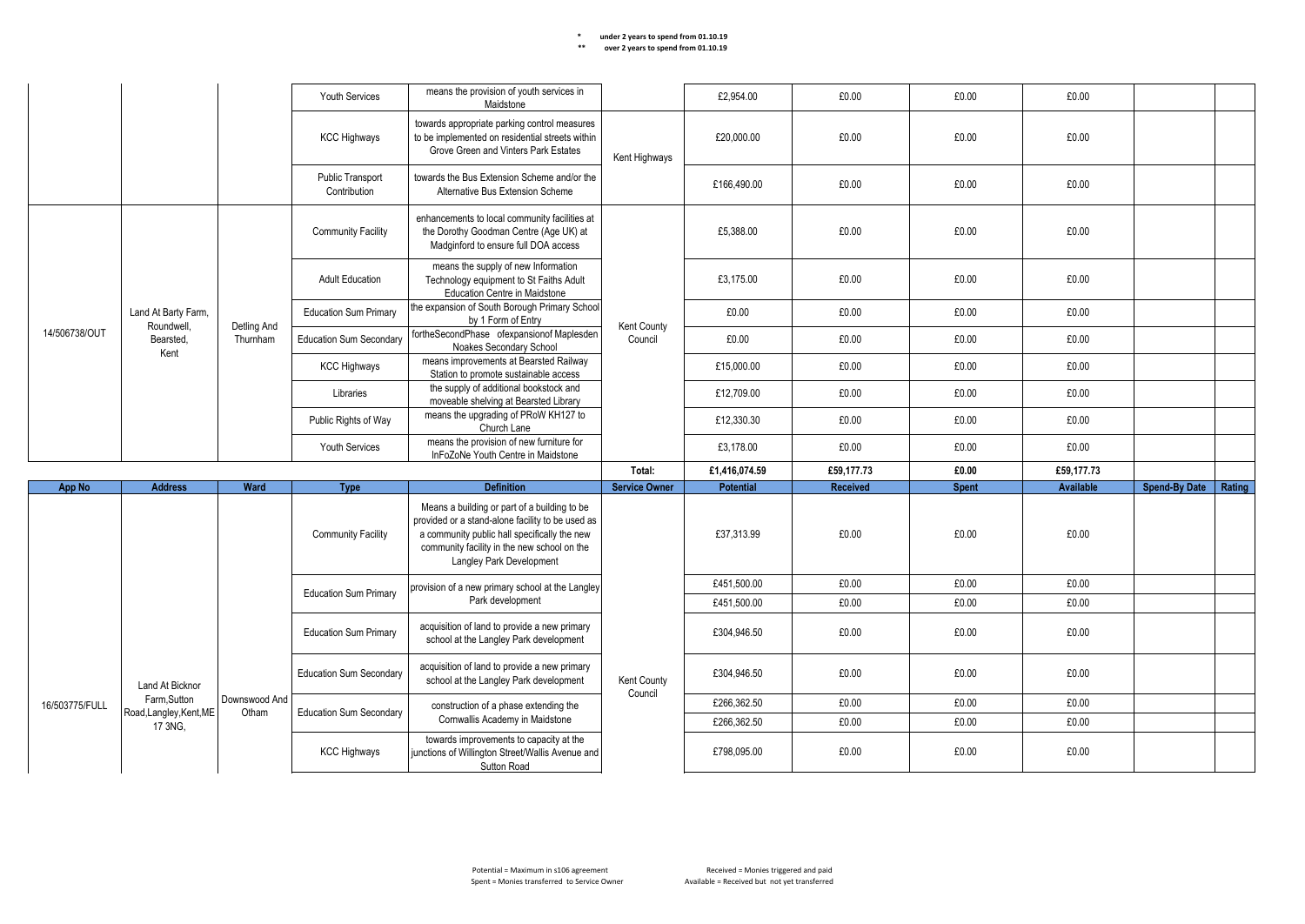\* under 2 years to spend from 01.10.19
\*\* over 2 years to spend from 01.10.19

| App No | Address | Ward | Type | Definition | Service Owner | Potential | Received | Spent | Available | Spend-By Date | Rating |
|---|---|---|---|---|---|---|---|---|---|---|---|
| | | | Youth Services | means the provision of youth services in Maidstone | | £2,954.00 | £0.00 | £0.00 | £0.00 | | |
| | | | KCC Highways | towards appropriate parking control measures to be implemented on residential streets within Grove Green and Vinters Park Estates | Kent Highways | £20,000.00 | £0.00 | £0.00 | £0.00 | | |
| | | | Public Transport Contribution | towards the Bus Extension Scheme and/or the Alternative Bus Extension Scheme | | £166,490.00 | £0.00 | £0.00 | £0.00 | | |
| 14/506738/OUT | Land At Barty Farm, Roundwell, Bearsted, Kent | Detling And Thurnham | Community Facility | enhancements to local community facilities at the Dorothy Goodman Centre (Age UK) at Madginford to ensure full DOA access | Kent County Council | £5,388.00 | £0.00 | £0.00 | £0.00 | | |
| | | | Adult Education | means the supply of new Information Technology equipment to St Faiths Adult Education Centre in Maidstone | | £3,175.00 | £0.00 | £0.00 | £0.00 | | |
| | | | Education Sum Primary | the expansion of South Borough Primary School by 1 Form of Entry | | £0.00 | £0.00 | £0.00 | £0.00 | | |
| | | | Education Sum Secondary | fortheSecondPhase ofexpansionof Maplesden Noakes Secondary School | | £0.00 | £0.00 | £0.00 | £0.00 | | |
| | | | KCC Highways | means improvements at Bearsted Railway Station to promote sustainable access | | £15,000.00 | £0.00 | £0.00 | £0.00 | | |
| | | | Libraries | the supply of additional bookstock and moveable shelving at Bearsted Library | | £12,709.00 | £0.00 | £0.00 | £0.00 | | |
| | | | Public Rights of Way | means the upgrading of PRoW KH127 to Church Lane | | £12,330.30 | £0.00 | £0.00 | £0.00 | | |
| | | | Youth Services | means the provision of new furniture for InFoZoNe Youth Centre in Maidstone | | £3,178.00 | £0.00 | £0.00 | £0.00 | | |
| | | | | | **Total:** | **£1,416,074.59** | **£59,177.73** | **£0.00** | **£59,177.73** | | |

| App No | Address | Ward | Type | Definition | Service Owner | Potential | Received | Spent | Available | Spend-By Date | Rating |
|---|---|---|---|---|---|---|---|---|---|---|---|
| 16/503775/FULL | Land At Bicknor Farm,Sutton Road,Langley,Kent,ME 17 3NG, | Downswood And Otham | Community Facility | Means a building or part of a building to be provided or a stand-alone facility to be used as a community public hall specifically the new community facility in the new school on the Langley Park Development | Kent County Council | £37,313.99 | £0.00 | £0.00 | £0.00 | | |
| | | | Education Sum Primary | provision of a new primary school at the Langley Park development | | £451,500.00 | £0.00 | £0.00 | £0.00 | | |
| | | | | | | £451,500.00 | £0.00 | £0.00 | £0.00 | | |
| | | | Education Sum Primary | acquisition of land to provide a new primary school at the Langley Park development | | £304,946.50 | £0.00 | £0.00 | £0.00 | | |
| | | | Education Sum Secondary | acquisition of land to provide a new primary school at the Langley Park development | | £304,946.50 | £0.00 | £0.00 | £0.00 | | |
| | | | Education Sum Secondary | construction of a phase extending the Cornwallis Academy in Maidstone | | £266,362.50 | £0.00 | £0.00 | £0.00 | | |
| | | | | | | £266,362.50 | £0.00 | £0.00 | £0.00 | | |
| | | | KCC Highways | towards improvements to capacity at the junctions of Willington Street/Wallis Avenue and Sutton Road | | £798,095.00 | £0.00 | £0.00 | £0.00 | | |

Potential = Maximum in s106 agreement
Spent = Monies transferred to Service Owner
Received = Monies triggered and paid
Available = Received but not yet transferred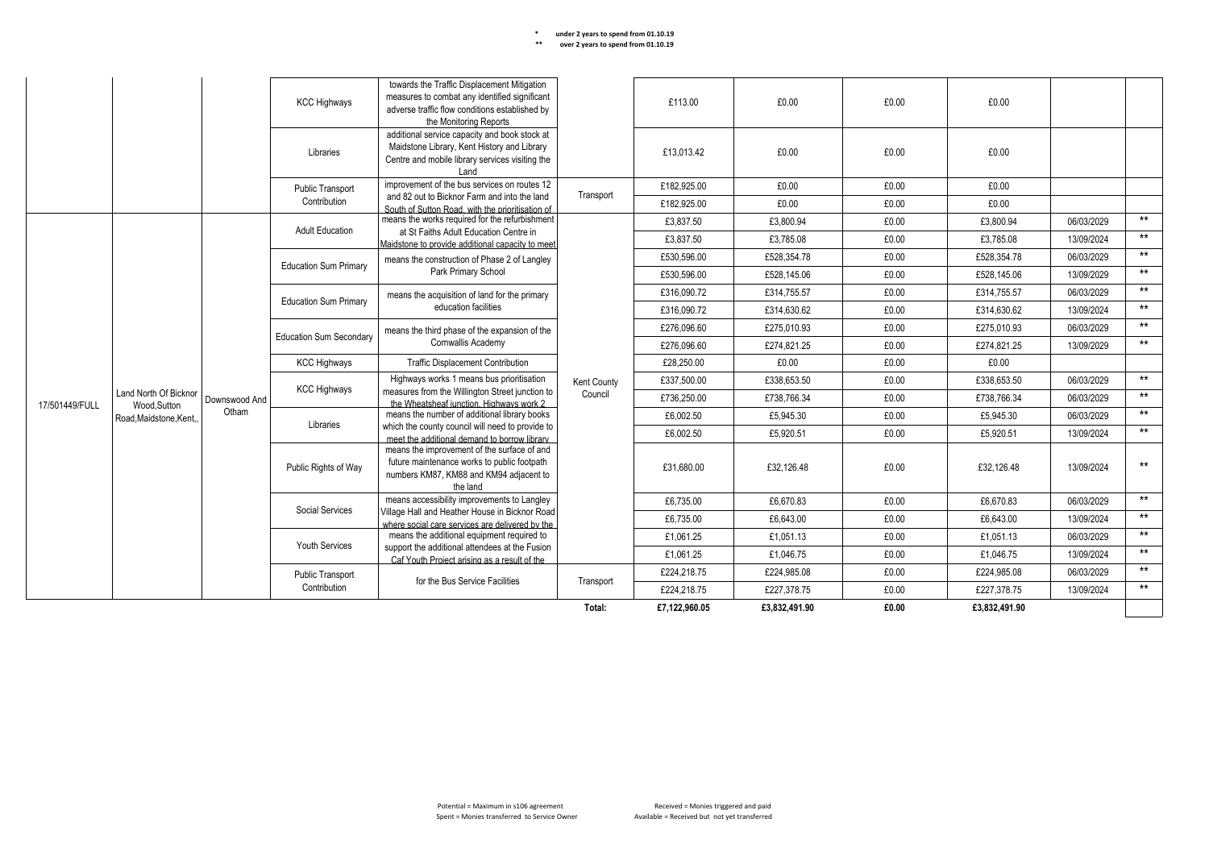\* under 2 years to spend from 01.10.19
\*\* over 2 years to spend from 01.10.19

| | | | | | | | | | | | |
|---|---|---|---|---|---|---|---|---|---|---|---|
| | | | KCC Highways | towards the Traffic Displacement Mitigation measures to combat any identified significant adverse traffic flow conditions established by the Monitoring Reports | | £113.00 | £0.00 | £0.00 | £0.00 | | |
| | | | Libraries | additional service capacity and book stock at Maidstone Library, Kent History and Library Centre and mobile library services visiting the Land | | £13,013.42 | £0.00 | £0.00 | £0.00 | | |
| | | | Public Transport Contribution | improvement of the bus services on routes 12 and 82 out to Bicknor Farm and into the land South of Sutton Road, with the prioritisation of | Transport | £182,925.00 | £0.00 | £0.00 | £0.00 | | |
| | | | | | | £182,925.00 | £0.00 | £0.00 | £0.00 | | |
| 17/501449/FULL | Land North Of Bicknor Wood,Sutton Road,Maidstone,Kent,, | Downswood And Otham | Adult Education | means the works required for the refurbishment at St Faiths Adult Education Centre in Maidstone to provide additional capacity to meet | Kent County Council | £3,837.50 | £3,800.94 | £0.00 | £3,800.94 | 06/03/2029 | ** |
| | | | | | | £3,837.50 | £3,785.08 | £0.00 | £3,785.08 | 13/09/2024 | ** |
| | | | Education Sum Primary | means the construction of Phase 2 of Langley Park Primary School | | £530,596.00 | £528,354.78 | £0.00 | £528,354.78 | 06/03/2029 | ** |
| | | | | | | £530,596.00 | £528,145.06 | £0.00 | £528,145.06 | 13/09/2029 | ** |
| | | | Education Sum Primary | means the acquisition of land for the primary education facilities | | £316,090.72 | £314,755.57 | £0.00 | £314,755.57 | 06/03/2029 | ** |
| | | | | | | £316,090.72 | £314,630.62 | £0.00 | £314,630.62 | 13/09/2024 | ** |
| | | | Education Sum Secondary | means the third phase of the expansion of the Cornwallis Academy | | £276,096.60 | £275,010.93 | £0.00 | £275,010.93 | 06/03/2029 | ** |
| | | | | | | £276,096.60 | £274,821.25 | £0.00 | £274,821.25 | 13/09/2029 | ** |
| | | | KCC Highways | Traffic Displacement Contribution | | £28,250.00 | £0.00 | £0.00 | £0.00 | | |
| | | | KCC Highways | Highways works 1 means bus prioritisation measures from the Willington Street junction to the Wheatsheaf junction. Highways work 2 | | £337,500.00 | £338,653.50 | £0.00 | £338,653.50 | 06/03/2029 | ** |
| | | | | | | £736,250.00 | £738,766.34 | £0.00 | £738,766.34 | 06/03/2029 | ** |
| | | | Libraries | means the number of additional library books which the county council will need to provide to meet the additional demand to borrow library | | £6,002.50 | £5,945.30 | £0.00 | £5,945.30 | 06/03/2029 | ** |
| | | | | | | £6,002.50 | £5,920.51 | £0.00 | £5,920.51 | 13/09/2024 | ** |
| | | | Public Rights of Way | means the improvement of the surface of and future maintenance works to public footpath numbers KM87, KM88 and KM94 adjacent to the land | | £31,680.00 | £32,126.48 | £0.00 | £32,126.48 | 13/09/2024 | ** |
| | | | Social Services | means accessibility improvements to Langley Village Hall and Heather House in Bicknor Road where social care services are delivered by the | | £6,735.00 | £6,670.83 | £0.00 | £6,670.83 | 06/03/2029 | ** |
| | | | | | | £6,735.00 | £6,643.00 | £0.00 | £6,643.00 | 13/09/2029 | ** |
| | | | Youth Services | means the additional equipment required to support the additional attendees at the Fusion Caf Youth Project arising as a result of the | | £1,061.25 | £1,051.13 | £0.00 | £1,051.13 | 06/03/2029 | ** |
| | | | | | | £1,061.25 | £1,046.75 | £0.00 | £1,046.75 | 13/09/2029 | ** |
| | | | Public Transport Contribution | for the Bus Service Facilities | Transport | £224,218.75 | £224,985.08 | £0.00 | £224,985.08 | 06/03/2029 | ** |
| | | | | | | £224,218.75 | £227,378.75 | £0.00 | £227,378.75 | 13/09/2029 | ** |
| | | | | | Total: | £7,122,960.05 | £3,832,491.90 | £0.00 | £3,832,491.90 | | |

Potential = Maximum in s106 agreement
Spent = Monies transferred to Service Owner
Received = Monies triggered and paid
Available = Received but not yet transferred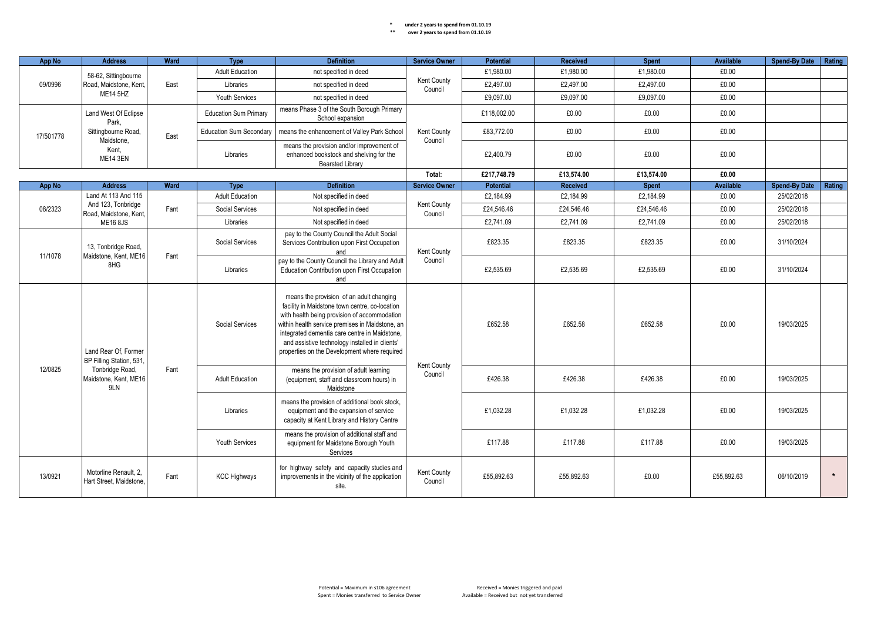\* under 2 years to spend from 01.10.19
\*\* over 2 years to spend from 01.10.19

| App No | Address | Ward | Type | Definition | Service Owner | Potential | Received | Spent | Available | Spend-By Date | Rating |
|---|---|---|---|---|---|---|---|---|---|---|---|
| 09/0996 | 58-62, Sittingbourne Road, Maidstone, Kent, ME14 5HZ | East | Adult Education | not specified in deed | Kent County Council | £1,980.00 | £1,980.00 | £1,980.00 | £0.00 | | |
| | | | Libraries | not specified in deed | | £2,497.00 | £2,497.00 | £2,497.00 | £0.00 | | |
| | | | Youth Services | not specified in deed | | £9,097.00 | £9,097.00 | £9,097.00 | £0.00 | | |
| 17/501778 | Land West Of Eclipse Park, Sittingbourne Road, Maidstone, Kent, ME14 3EN | East | Education Sum Primary | means Phase 3 of the South Borough Primary School expansion | Kent County Council | £118,002.00 | £0.00 | £0.00 | £0.00 | | |
| | | | Education Sum Secondary | means the enhancement of Valley Park School | | £83,772.00 | £0.00 | £0.00 | £0.00 | | |
| | | | Libraries | means the provision and/or improvement of enhanced bookstock and shelving for the Bearsted Library | | £2,400.79 | £0.00 | £0.00 | £0.00 | | |
| | | | | | Total: | £217,748.79 | £13,574.00 | £13,574.00 | £0.00 | | |

| App No | Address | Ward | Type | Definition | Service Owner | Potential | Received | Spent | Available | Spend-By Date | Rating |
|---|---|---|---|---|---|---|---|---|---|---|---|
| 08/2323 | Land At 113 And 115 And 123, Tonbridge Road, Maidstone, Kent, ME16 8JS | Fant | Adult Education | Not specified in deed | Kent County Council | £2,184.99 | £2,184.99 | £2,184.99 | £0.00 | 25/02/2018 | |
| | | | Social Services | Not specified in deed | | £24,546.46 | £24,546.46 | £24,546.46 | £0.00 | 25/02/2018 | |
| | | | Libraries | Not specified in deed | | £2,741.09 | £2,741.09 | £2,741.09 | £0.00 | 25/02/2018 | |
| 11/1078 | 13, Tonbridge Road, Maidstone, Kent, ME16 8HG | Fant | Social Services | pay to the County Council the Adult Social Services Contribution upon First Occupation and | Kent County Council | £823.35 | £823.35 | £823.35 | £0.00 | 31/10/2024 | |
| | | | Libraries | pay to the County Council the Library and Adult Education Contribution upon First Occupation and | | £2,535.69 | £2,535.69 | £2,535.69 | £0.00 | 31/10/2024 | |
| 12/0825 | Land Rear Of, Former BP Filling Station, 531, Tonbridge Road, Maidstone, Kent, ME16 9LN | Fant | Social Services | means the provision of an adult changing facility in Maidstone town centre, co-location with health being provision of accommodation within health service premises in Maidstone, an integrated dementia care centre in Maidstone, and assistive technology installed in clients' properties on the Development where required | Kent County Council | £652.58 | £652.58 | £652.58 | £0.00 | 19/03/2025 | |
| | | | Adult Education | means the provision of adult learning (equipment, staff and classroom hours) in Maidstone | | £426.38 | £426.38 | £426.38 | £0.00 | 19/03/2025 | |
| | | | Libraries | means the provision of additional book stock, equipment and the expansion of service capacity at Kent Library and History Centre | | £1,032.28 | £1,032.28 | £1,032.28 | £0.00 | 19/03/2025 | |
| | | | Youth Services | means the provision of additional staff and equipment for Maidstone Borough Youth Services | | £117.88 | £117.88 | £117.88 | £0.00 | 19/03/2025 | |
| 13/0921 | Motorline Renault, 2, Hart Street, Maidstone, | Fant | KCC Highways | for highway safety and capacity studies and improvements in the vicinity of the application site. | Kent County Council | £55,892.63 | £55,892.63 | £0.00 | £55,892.63 | 06/10/2019 | * |

Potential = Maximum in s106 agreement
Received = Monies triggered and paid
Spent = Monies transferred to Service Owner
Available = Received but not yet transferred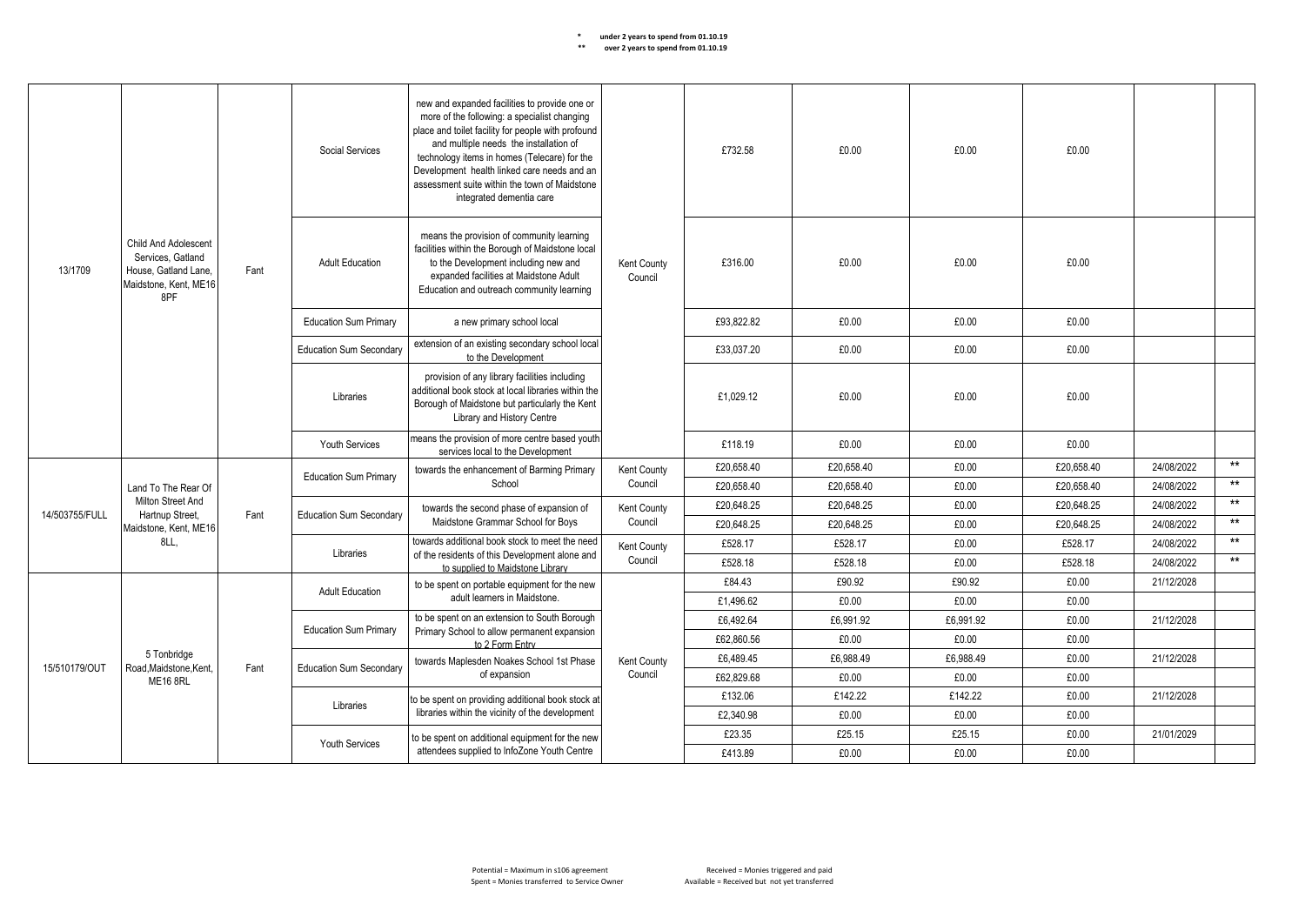\* under 2 years to spend from 01.10.19
\*\* over 2 years to spend from 01.10.19

| | | | | | | | | | | | |
|---|---|---|---|---|---|---|---|---|---|---|---|
| 13/1709 | Child And Adolescent Services, Gatland House, Gatland Lane, Maidstone, Kent, ME16 8PF | Fant | Social Services | new and expanded facilities to provide one or more of the following: a specialist changing place and toilet facility for people with profound and multiple needs the installation of technology items in homes (Telecare) for the Development health linked care needs and an assessment suite within the town of Maidstone integrated dementia care | Kent County Council | £732.58 | £0.00 | £0.00 | £0.00 | | |
| | | | Adult Education | means the provision of community learning facilities within the Borough of Maidstone local to the Development including new and expanded facilities at Maidstone Adult Education and outreach community learning | | £316.00 | £0.00 | £0.00 | £0.00 | | |
| | | | Education Sum Primary | a new primary school local | | £93,822.82 | £0.00 | £0.00 | £0.00 | | |
| | | | Education Sum Secondary | extension of an existing secondary school local to the Development | | £33,037.20 | £0.00 | £0.00 | £0.00 | | |
| | | | Libraries | provision of any library facilities including additional book stock at local libraries within the Borough of Maidstone but particularly the Kent Library and History Centre | | £1,029.12 | £0.00 | £0.00 | £0.00 | | |
| | | | Youth Services | means the provision of more centre based youth services local to the Development | | £118.19 | £0.00 | £0.00 | £0.00 | | |
| 14/503755/FULL | Land To The Rear Of Milton Street And Hartnup Street, Maidstone, Kent, ME16 8LL, | Fant | Education Sum Primary | towards the enhancement of Barming Primary School | Kent County Council | £20,658.40 | £20,658.40 | £0.00 | £20,658.40 | 24/08/2022 | ** |
| | | | | | | £20,658.40 | £20,658.40 | £0.00 | £20,658.40 | 24/08/2022 | ** |
| | | | Education Sum Secondary | towards the second phase of expansion of Maidstone Grammar School for Boys | Kent County Council | £20,648.25 | £20,648.25 | £0.00 | £20,648.25 | 24/08/2022 | ** |
| | | | | | | £20,648.25 | £20,648.25 | £0.00 | £20,648.25 | 24/08/2022 | ** |
| | | | Libraries | towards additional book stock to meet the need of the residents of this Development alone and to supplied to Maidstone Library | Kent County Council | £528.17 | £528.17 | £0.00 | £528.17 | 24/08/2022 | ** |
| | | | | | | £528.18 | £528.18 | £0.00 | £528.18 | 24/08/2022 | ** |
| 15/510179/OUT | 5 Tonbridge Road,Maidstone,Kent, ME16 8RL | Fant | Adult Education | to be spent on portable equipment for the new adult learners in Maidstone. | Kent County Council | £84.43 | £90.92 | £90.92 | £0.00 | 21/12/2028 | |
| | | | | | | £1,496.62 | £0.00 | £0.00 | £0.00 | | |
| | | | Education Sum Primary | to be spent on an extension to South Borough Primary School to allow permanent expansion to 2 Form Entry | | £6,492.64 | £6,991.92 | £6,991.92 | £0.00 | 21/12/2028 | |
| | | | | | | £62,860.56 | £0.00 | £0.00 | £0.00 | | |
| | | | Education Sum Secondary | towards Maplesden Noakes School 1st Phase of expansion | | £6,489.45 | £6,988.49 | £6,988.49 | £0.00 | 21/12/2028 | |
| | | | | | | £62,829.68 | £0.00 | £0.00 | £0.00 | | |
| | | | Libraries | to be spent on providing additional book stock at libraries within the vicinity of the development | | £132.06 | £142.22 | £142.22 | £0.00 | 21/12/2028 | |
| | | | | | | £2,340.98 | £0.00 | £0.00 | £0.00 | | |
| | | | Youth Services | to be spent on additional equipment for the new attendees supplied to InfoZone Youth Centre | | £23.35 | £25.15 | £25.15 | £0.00 | 21/01/2029 | |
| | | | | | | £413.89 | £0.00 | £0.00 | £0.00 | | |

Potential = Maximum in s106 agreement
Spent = Monies transferred to Service Owner
Received = Monies triggered and paid
Available = Received but not yet transferred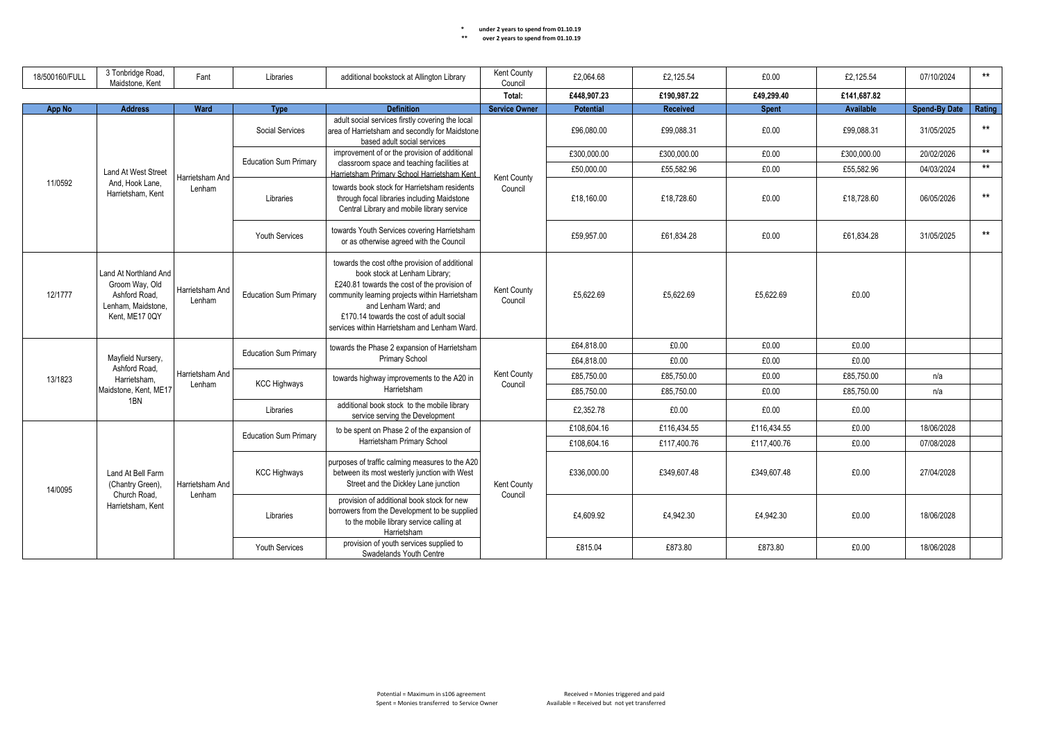\*  under 2 years to spend from 01.10.19
\*\*  over 2 years to spend from 01.10.19

| 18/500160/FULL | 3 Tonbridge Road, Maidstone, Kent | Fant | Libraries | additional bookstock at Allington Library | Kent County Council | £2,064.68 | £2,125.54 | £0.00 | £2,125.54 | 07/10/2024 | ** |
|---|---|---|---|---|---|---|---|---|---|---|---|
| | | | | | Total: | £448,907.23 | £190,987.22 | £49,299.40 | £141,687.82 | | |

| App No | Address | Ward | Type | Definition | Service Owner | Potential | Received | Spent | Available | Spend-By Date | Rating |
|---|---|---|---|---|---|---|---|---|---|---|---|
| 11/0592 | Land At West Street And, Hook Lane, Harrietsham, Kent | Harrietsham And Lenham | Social Services | adult social services firstly covering the local area of Harrietsham and secondly for Maidstone based adult social services | Kent County Council | £96,080.00 | £99,088.31 | £0.00 | £99,088.31 | 31/05/2025 | ** |
| | | | Education Sum Primary | improvement of or the provision of additional classroom space and teaching facilities at Harrietsham Primary School Harrietsham Kent | | £300,000.00 | £300,000.00 | £0.00 | £300,000.00 | 20/02/2026 | ** |
| | | | | | | £50,000.00 | £55,582.96 | £0.00 | £55,582.96 | 04/03/2024 | ** |
| | | | Libraries | towards book stock for Harrietsham residents through focal libraries including Maidstone Central Library and mobile library service | | £18,160.00 | £18,728.60 | £0.00 | £18,728.60 | 06/05/2026 | ** |
| | | | Youth Services | towards Youth Services covering Harrietsham or as otherwise agreed with the Council | | £59,957.00 | £61,834.28 | £0.00 | £61,834.28 | 31/05/2025 | ** |
| 12/1777 | Land At Northland And Groom Way, Old Ashford Road, Lenham, Maidstone, Kent, ME17 0QY | Harrietsham And Lenham | Education Sum Primary | towards the cost ofthe provision of additional book stock at Lenham Library; £240.81 towards the cost of the provision of community learning projects within Harrietsham and Lenham Ward; and £170.14 towards the cost of adult social services within Harrietsham and Lenham Ward. | Kent County Council | £5,622.69 | £5,622.69 | £5,622.69 | £0.00 | | |
| 13/1823 | Mayfield Nursery, Ashford Road, Harrietsham, Maidstone, Kent, ME17 1BN | Harrietsham And Lenham | Education Sum Primary | towards the Phase 2 expansion of Harrietsham Primary School | Kent County Council | £64,818.00 | £0.00 | £0.00 | £0.00 | | |
| | | | | | | £64,818.00 | £0.00 | £0.00 | £0.00 | | |
| | | | KCC Highways | towards highway improvements to the A20 in Harrietsham | | £85,750.00 | £85,750.00 | £0.00 | £85,750.00 | n/a | |
| | | | | | | £85,750.00 | £85,750.00 | £0.00 | £85,750.00 | n/a | |
| | | | Libraries | additional book stock to the mobile library service serving the Development | | £2,352.78 | £0.00 | £0.00 | £0.00 | | |
| 14/0095 | Land At Bell Farm (Chantry Green), Church Road, Harrietsham, Kent | Harrietsham And Lenham | Education Sum Primary | to be spent on Phase 2 of the expansion of Harrietsham Primary School | Kent County Council | £108,604.16 | £116,434.55 | £116,434.55 | £0.00 | 18/06/2028 | |
| | | | | | | £108,604.16 | £117,400.76 | £117,400.76 | £0.00 | 07/08/2028 | |
| | | | KCC Highways | purposes of traffic calming measures to the A20 between its most westerly junction with West Street and the Dickley Lane junction | | £336,000.00 | £349,607.48 | £349,607.48 | £0.00 | 27/04/2028 | |
| | | | Libraries | provision of additional book stock for new borrowers from the Development to be supplied to the mobile library service calling at Harrietsham | | £4,609.92 | £4,942.30 | £4,942.30 | £0.00 | 18/06/2028 | |
| | | | Youth Services | provision of youth services supplied to Swadelands Youth Centre | | £815.04 | £873.80 | £873.80 | £0.00 | 18/06/2028 | |

Potential = Maximum in s106 agreement
Spent = Monies transferred to Service Owner
Received = Monies triggered and paid
Available = Received but not yet transferred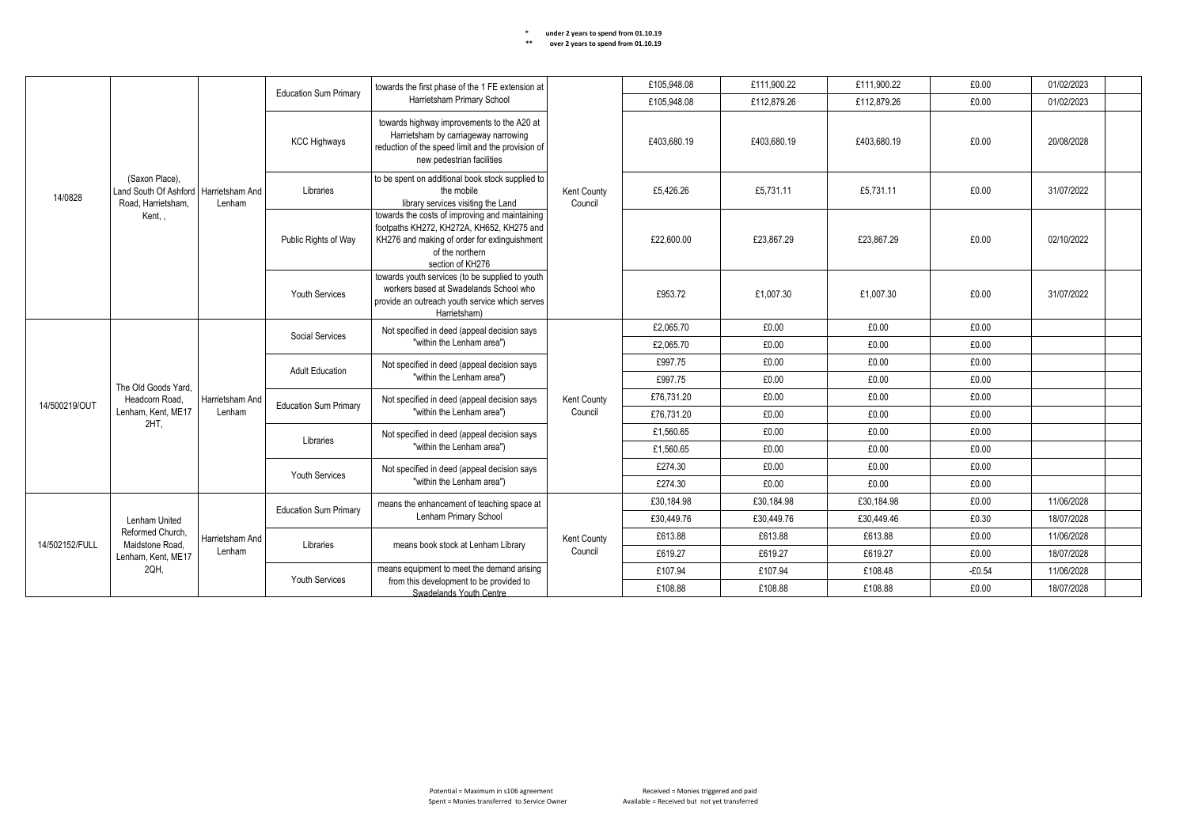\* under 2 years to spend from 01.10.19
\*\* over 2 years to spend from 01.10.19

| | | | | | | | | | | | |
|---|---|---|---|---|---|---|---|---|---|---|---|
| 14/0828 | (Saxon Place), Land South Of Ashford Road, Harrietsham, Kent, , | Harrietsham And Lenham | Education Sum Primary | towards the first phase of the 1 FE extension at Harrietsham Primary School | Kent County Council | £105,948.08 | £111,900.22 | £111,900.22 | £0.00 | 01/02/2023 | |
| | | | | | | £105,948.08 | £112,879.26 | £112,879.26 | £0.00 | 01/02/2023 | |
| | | | KCC Highways | towards highway improvements to the A20 at Harrietsham by carriageway narrowing reduction of the speed limit and the provision of new pedestrian facilities | | £403,680.19 | £403,680.19 | £403,680.19 | £0.00 | 20/08/2028 | |
| | | | Libraries | to be spent on additional book stock supplied to the mobile library services visiting the Land | | £5,426.26 | £5,731.11 | £5,731.11 | £0.00 | 31/07/2022 | |
| | | | Public Rights of Way | towards the costs of improving and maintaining footpaths KH272, KH272A, KH652, KH275 and KH276 and making of order for extinguishment of the northern section of KH276 | | £22,600.00 | £23,867.29 | £23,867.29 | £0.00 | 02/10/2022 | |
| | | | Youth Services | towards youth services (to be supplied to youth workers based at Swadelands School who provide an outreach youth service which serves Harrietsham) | | £953.72 | £1,007.30 | £1,007.30 | £0.00 | 31/07/2022 | |
| 14/500219/OUT | The Old Goods Yard, Headcorn Road, Lenham, Kent, ME17 2HT, | Harrietsham And Lenham | Social Services | Not specified in deed (appeal decision says "within the Lenham area") | Kent County Council | £2,065.70 | £0.00 | £0.00 | £0.00 | | |
| | | | | | | £2,065.70 | £0.00 | £0.00 | £0.00 | | |
| | | | Adult Education | Not specified in deed (appeal decision says "within the Lenham area") | | £997.75 | £0.00 | £0.00 | £0.00 | | |
| | | | | | | £997.75 | £0.00 | £0.00 | £0.00 | | |
| | | | Education Sum Primary | Not specified in deed (appeal decision says "within the Lenham area") | | £76,731.20 | £0.00 | £0.00 | £0.00 | | |
| | | | | | | £76,731.20 | £0.00 | £0.00 | £0.00 | | |
| | | | Libraries | Not specified in deed (appeal decision says "within the Lenham area") | | £1,560.65 | £0.00 | £0.00 | £0.00 | | |
| | | | | | | £1,560.65 | £0.00 | £0.00 | £0.00 | | |
| | | | Youth Services | Not specified in deed (appeal decision says "within the Lenham area") | | £274.30 | £0.00 | £0.00 | £0.00 | | |
| | | | | | | £274.30 | £0.00 | £0.00 | £0.00 | | |
| 14/502152/FULL | Lenham United Reformed Church, Maidstone Road, Lenham, Kent, ME17 2QH, | Harrietsham And Lenham | Education Sum Primary | means the enhancement of teaching space at Lenham Primary School | Kent County Council | £30,184.98 | £30,184.98 | £30,184.98 | £0.00 | 11/06/2028 | |
| | | | | | | £30,449.76 | £30,449.76 | £30,449.46 | £0.30 | 18/07/2028 | |
| | | | Libraries | means book stock at Lenham Library | | £613.88 | £613.88 | £613.88 | £0.00 | 11/06/2028 | |
| | | | | | | £619.27 | £619.27 | £619.27 | £0.00 | 18/07/2028 | |
| | | | Youth Services | means equipment to meet the demand arising from this development to be provided to Swadelands Youth Centre | | £107.94 | £107.94 | £108.48 | -£0.54 | 11/06/2028 | |
| | | | | | | £108.88 | £108.88 | £108.88 | £0.00 | 18/07/2028 | |

Potential = Maximum in s106 agreement
Spent = Monies transferred to Service Owner
Received = Monies triggered and paid
Available = Received but not yet transferred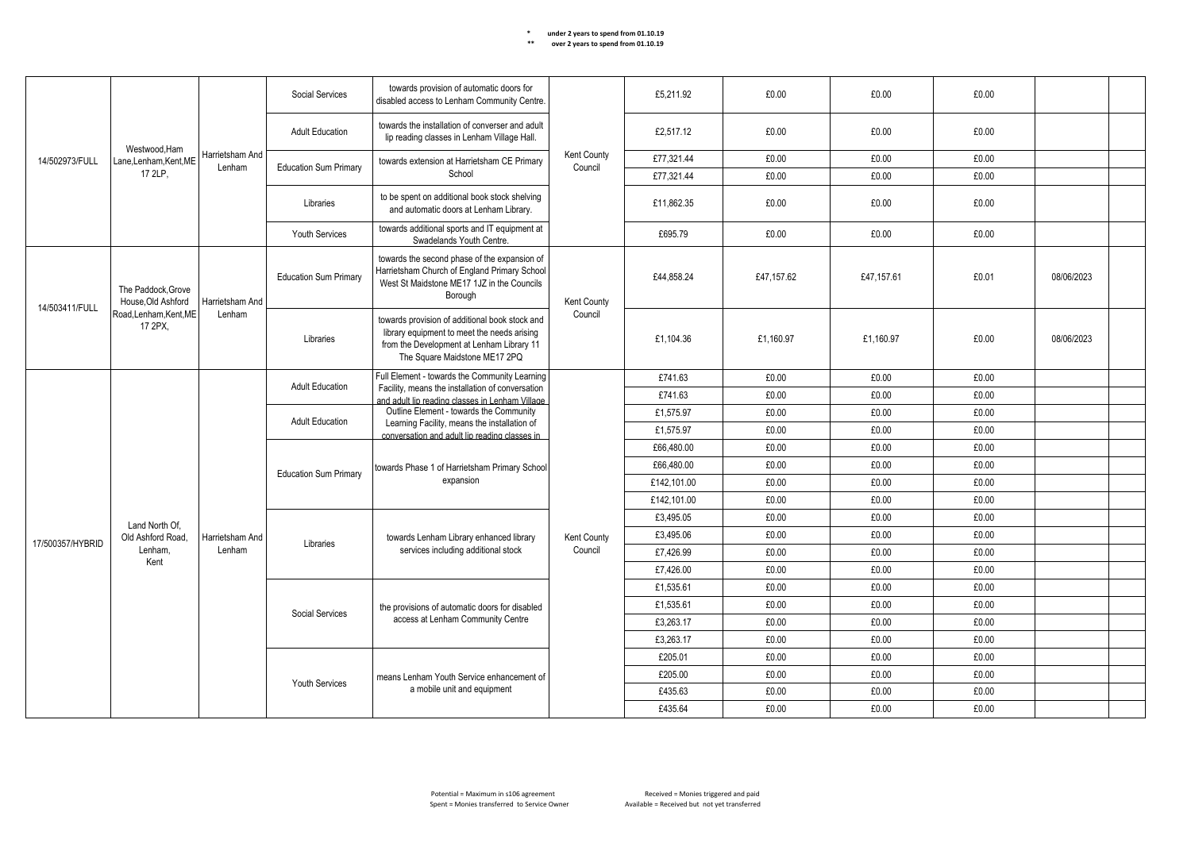\* under 2 years to spend from 01.10.19
\*\* over 2 years to spend from 01.10.19

| | | | | | | | | | | | |
|---|---|---|---|---|---|---|---|---|---|---|---|
| 14/502973/FULL | Westwood,Ham Lane,Lenham,Kent,ME 17 2LP, | Harrietsham And Lenham | Social Services | towards provision of automatic doors for disabled access to Lenham Community Centre. | Kent County Council | £5,211.92 | £0.00 | £0.00 | £0.00 | | |
| | | | Adult Education | towards the installation of converser and adult lip reading classes in Lenham Village Hall. | | £2,517.12 | £0.00 | £0.00 | £0.00 | | |
| | | | Education Sum Primary | towards extension at Harrietsham CE Primary School | | £77,321.44 | £0.00 | £0.00 | £0.00 | | |
| | | | | | | £77,321.44 | £0.00 | £0.00 | £0.00 | | |
| | | | Libraries | to be spent on additional book stock shelving and automatic doors at Lenham Library. | | £11,862.35 | £0.00 | £0.00 | £0.00 | | |
| | | | Youth Services | towards additional sports and IT equipment at Swadelands Youth Centre. | | £695.79 | £0.00 | £0.00 | £0.00 | | |
| 14/503411/FULL | The Paddock,Grove House,Old Ashford Road,Lenham,Kent,ME 17 2PX, | Harrietsham And Lenham | Education Sum Primary | towards the second phase of the expansion of Harrietsham Church of England Primary School West St Maidstone ME17 1JZ in the Councils Borough | Kent County Council | £44,858.24 | £47,157.62 | £47,157.61 | £0.01 | 08/06/2023 | |
| | | | Libraries | towards provision of additional book stock and library equipment to meet the needs arising from the Development at Lenham Library 11 The Square Maidstone ME17 2PQ | | £1,104.36 | £1,160.97 | £1,160.97 | £0.00 | 08/06/2023 | |
| 17/500357/HYBRID | Land North Of, Old Ashford Road, Lenham, Kent | Harrietsham And Lenham | Adult Education | Full Element - towards the Community Learning Facility, means the installation of conversation and adult lip reading classes in Lenham Village | Kent County Council | £741.63 | £0.00 | £0.00 | £0.00 | | |
| | | | | | | £741.63 | £0.00 | £0.00 | £0.00 | | |
| | | | Adult Education | Outline Element - towards the Community Learning Facility, means the installation of conversation and adult lip reading classes in | | £1,575.97 | £0.00 | £0.00 | £0.00 | | |
| | | | | | | £1,575.97 | £0.00 | £0.00 | £0.00 | | |
| | | | Education Sum Primary | towards Phase 1 of Harrietsham Primary School expansion | | £66,480.00 | £0.00 | £0.00 | £0.00 | | |
| | | | | | | £66,480.00 | £0.00 | £0.00 | £0.00 | | |
| | | | | | | £142,101.00 | £0.00 | £0.00 | £0.00 | | |
| | | | | | | £142,101.00 | £0.00 | £0.00 | £0.00 | | |
| | | | Libraries | towards Lenham Library enhanced library services including additional stock | | £3,495.05 | £0.00 | £0.00 | £0.00 | | |
| | | | | | | £3,495.06 | £0.00 | £0.00 | £0.00 | | |
| | | | | | | £7,426.99 | £0.00 | £0.00 | £0.00 | | |
| | | | | | | £7,426.00 | £0.00 | £0.00 | £0.00 | | |
| | | | Social Services | the provisions of automatic doors for disabled access at Lenham Community Centre | | £1,535.61 | £0.00 | £0.00 | £0.00 | | |
| | | | | | | £1,535.61 | £0.00 | £0.00 | £0.00 | | |
| | | | | | | £3,263.17 | £0.00 | £0.00 | £0.00 | | |
| | | | | | | £3,263.17 | £0.00 | £0.00 | £0.00 | | |
| | | | Youth Services | means Lenham Youth Service enhancement of a mobile unit and equipment | | £205.01 | £0.00 | £0.00 | £0.00 | | |
| | | | | | | £205.00 | £0.00 | £0.00 | £0.00 | | |
| | | | | | | £435.63 | £0.00 | £0.00 | £0.00 | | |
| | | | | | | £435.64 | £0.00 | £0.00 | £0.00 | | |

Potential = Maximum in s106 agreement    Received = Monies triggered and paid
Spent = Monies transferred to Service Owner    Available = Received but not yet transferred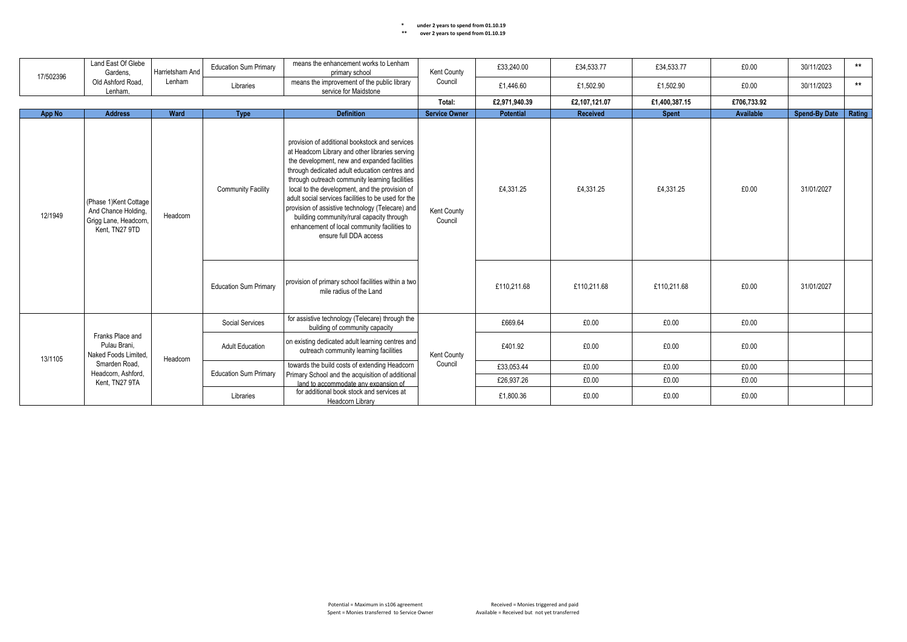\* under 2 years to spend from 01.10.19

\*\* over 2 years to spend from 01.10.19

| | | | | | | | | | | | |
|---|---|---|---|---|---|---|---|---|---|---|---|
| 17/502396 | Land East Of Glebe Gardens, Old Ashford Road, Lenham, | Harrietsham And Lenham | Education Sum Primary | means the enhancement works to Lenham primary school | Kent County Council | £33,240.00 | £34,533.77 | £34,533.77 | £0.00 | 30/11/2023 | ** |
| | | | Libraries | means the improvement of the public library service for Maidstone | | £1,446.60 | £1,502.90 | £1,502.90 | £0.00 | 30/11/2023 | ** |
| | | | | | **Total:** | **£2,971,940.39** | **£2,107,121.07** | **£1,400,387.15** | **£706,733.92** | | |

| App No | Address | Ward | Type | Definition | Service Owner | Potential | Received | Spent | Available | Spend-By Date | Rating |
|---|---|---|---|---|---|---|---|---|---|---|---|
| 12/1949 | (Phase 1)Kent Cottage And Chance Holding, Grigg Lane, Headcorn, Kent, TN27 9TD | Headcorn | Community Facility | provision of additional bookstock and services at Headcorn Library and other libraries serving the development, new and expanded facilities through dedicated adult education centres and through outreach community learning facilities local to the development, and the provision of adult social services facilities to be used for the provision of assistive technology (Telecare) and building community/rural capacity through enhancement of local community facilities to ensure full DDA access | Kent County Council | £4,331.25 | £4,331.25 | £4,331.25 | £0.00 | 31/01/2027 | |
| | | | Education Sum Primary | provision of primary school facilities within a two mile radius of the Land | | £110,211.68 | £110,211.68 | £110,211.68 | £0.00 | 31/01/2027 | |
| 13/1105 | Franks Place and Pulau Brani, Naked Foods Limited, Smarden Road, Headcorn, Ashford, Kent, TN27 9TA | Headcorn | Social Services | for assistive technology (Telecare) through the building of community capacity | Kent County Council | £669.64 | £0.00 | £0.00 | £0.00 | | |
| | | | Adult Education | on existing dedicated adult learning centres and outreach community learning facilities | | £401.92 | £0.00 | £0.00 | £0.00 | | |
| | | | Education Sum Primary | towards the build costs of extending Headcorn Primary School and the acquisition of additional land to accommodate any expansion of | | £33,053.44 | £0.00 | £0.00 | £0.00 | | |
| | | | | | | £26,937.26 | £0.00 | £0.00 | £0.00 | | |
| | | | Libraries | for additional book stock and services at Headcorn Library | | £1,800.36 | £0.00 | £0.00 | £0.00 | | |

Potential = Maximum in s106 agreement
Spent = Monies transferred to Service Owner

Received = Monies triggered and paid
Available = Received but not yet transferred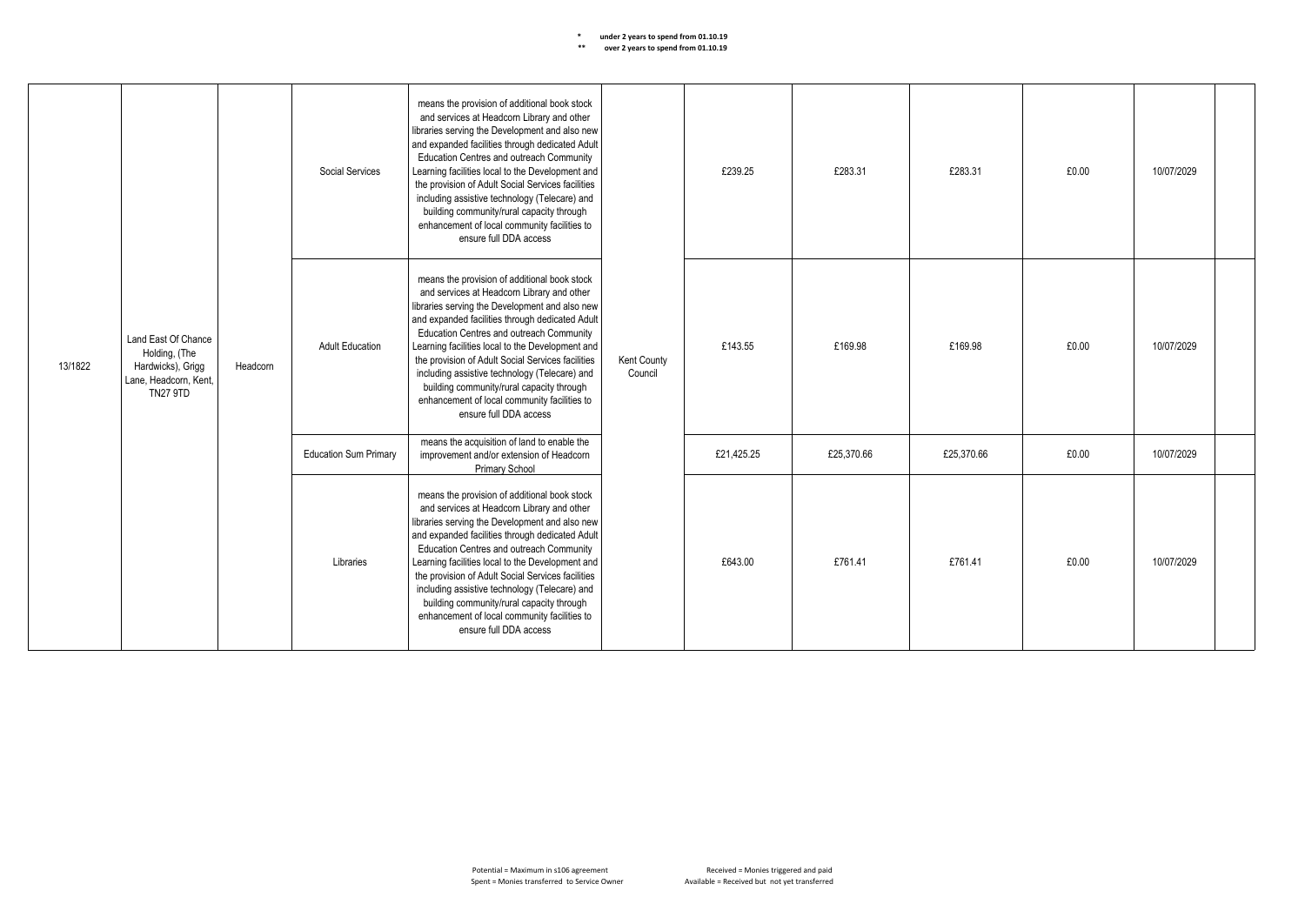\* under 2 years to spend from 01.10.19
\*\* over 2 years to spend from 01.10.19

| | | | | | | | | | | | |
|---|---|---|---|---|---|---|---|---|---|---|---|
| 13/1822 | Land East Of Chance Holding, (The Hardwicks), Grigg Lane, Headcorn, Kent, TN27 9TD | Headcorn | Social Services | means the provision of additional book stock and services at Headcorn Library and other libraries serving the Development and also new and expanded facilities through dedicated Adult Education Centres and outreach Community Learning facilities local to the Development and the provision of Adult Social Services facilities including assistive technology (Telecare) and building community/rural capacity through enhancement of local community facilities to ensure full DDA access | Kent County Council | £239.25 | £283.31 | £283.31 | £0.00 | 10/07/2029 | |
| | | | Adult Education | means the provision of additional book stock and services at Headcorn Library and other libraries serving the Development and also new and expanded facilities through dedicated Adult Education Centres and outreach Community Learning facilities local to the Development and the provision of Adult Social Services facilities including assistive technology (Telecare) and building community/rural capacity through enhancement of local community facilities to ensure full DDA access | | £143.55 | £169.98 | £169.98 | £0.00 | 10/07/2029 | |
| | | | Education Sum Primary | means the acquisition of land to enable the improvement and/or extension of Headcorn Primary School | | £21,425.25 | £25,370.66 | £25,370.66 | £0.00 | 10/07/2029 | |
| | | | Libraries | means the provision of additional book stock and services at Headcorn Library and other libraries serving the Development and also new and expanded facilities through dedicated Adult Education Centres and outreach Community Learning facilities local to the Development and the provision of Adult Social Services facilities including assistive technology (Telecare) and building community/rural capacity through enhancement of local community facilities to ensure full DDA access | | £643.00 | £761.41 | £761.41 | £0.00 | 10/07/2029 | |

Potential = Maximum in s106 agreement
Spent = Monies transferred to Service Owner
Received = Monies triggered and paid
Available = Received but not yet transferred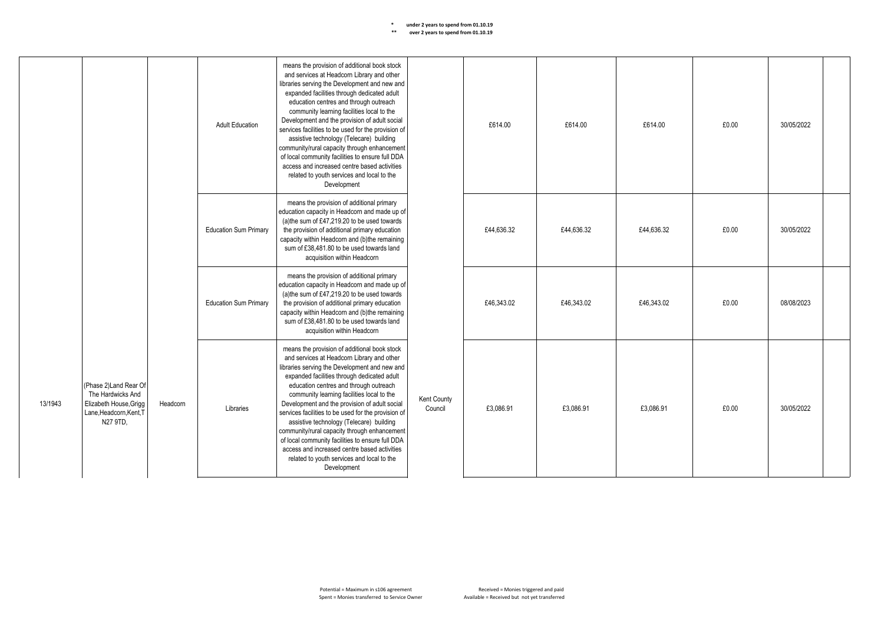\* under 2 years to spend from 01.10.19
\*\* over 2 years to spend from 01.10.19

| | | | | | | | | | | | |
|---|---|---|---|---|---|---|---|---|---|---|---|
| 13/1943 | (Phase 2)Land Rear Of The Hardwicks And Elizabeth House,Grigg Lane,Headcorn,Kent,TN27 9TD, | Headcorn | Adult Education | means the provision of additional book stock and services at Headcorn Library and other libraries serving the Development and new and expanded facilities through dedicated adult education centres and through outreach community learning facilities local to the Development and the provision of adult social services facilities to be used for the provision of assistive technology (Telecare) building community/rural capacity through enhancement of local community facilities to ensure full DDA access and increased centre based activities related to youth services and local to the Development | Kent County Council | £614.00 | £614.00 | £614.00 | £0.00 | 30/05/2022 | |
| | | | Education Sum Primary | means the provision of additional primary education capacity in Headcorn and made up of (a)the sum of £47,219.20 to be used towards the provision of additional primary education capacity within Headcorn and (b)the remaining sum of £38,481.80 to be used towards land acquisition within Headcorn | | £44,636.32 | £44,636.32 | £44,636.32 | £0.00 | 30/05/2022 | |
| | | | Education Sum Primary | means the provision of additional primary education capacity in Headcorn and made up of (a)the sum of £47,219.20 to be used towards the provision of additional primary education capacity within Headcorn and (b)the remaining sum of £38,481.80 to be used towards land acquisition within Headcorn | | £46,343.02 | £46,343.02 | £46,343.02 | £0.00 | 08/08/2023 | |
| | | | Libraries | means the provision of additional book stock and services at Headcorn Library and other libraries serving the Development and new and expanded facilities through dedicated adult education centres and through outreach community learning facilities local to the Development and the provision of adult social services facilities to be used for the provision of assistive technology (Telecare) building community/rural capacity through enhancement of local community facilities to ensure full DDA access and increased centre based activities related to youth services and local to the Development | | £3,086.91 | £3,086.91 | £3,086.91 | £0.00 | 30/05/2022 | |

Potential = Maximum in s106 agreement
Spent = Monies transferred to Service Owner
Received = Monies triggered and paid
Available = Received but not yet transferred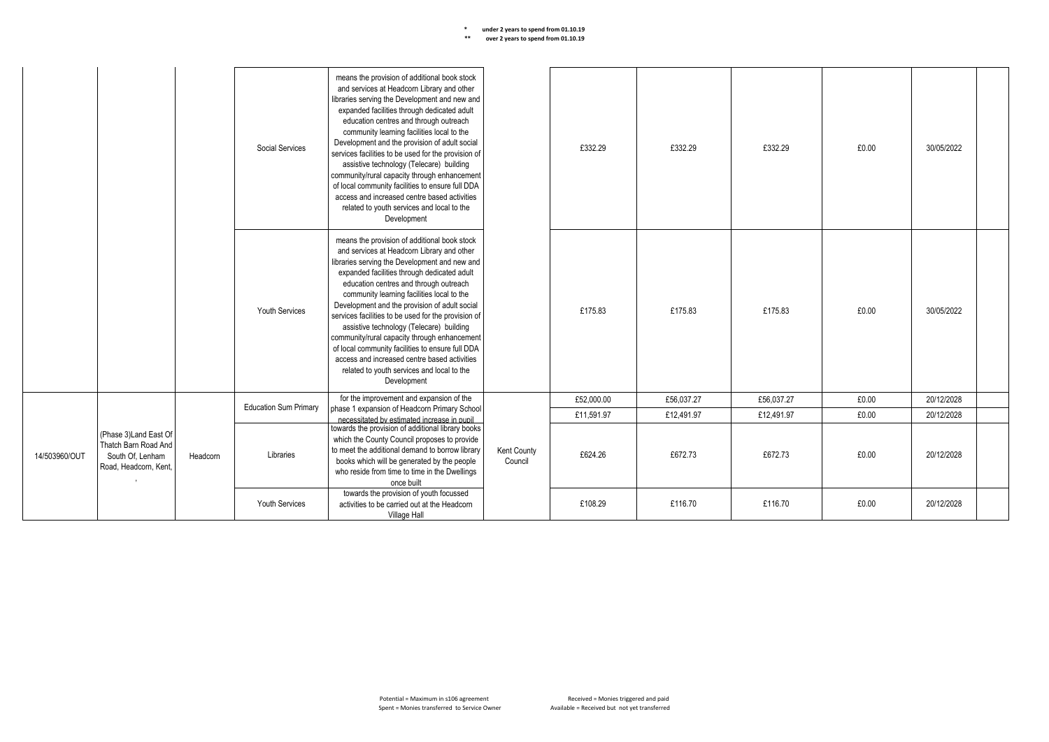\* under 2 years to spend from 01.10.19
\*\* over 2 years to spend from 01.10.19

| | | | | | | | | | | | |
|---|---|---|---|---|---|---|---|---|---|---|---|
| | | | Social Services | means the provision of additional book stock and services at Headcorn Library and other libraries serving the Development and new and expanded facilities through dedicated adult education centres and through outreach community learning facilities local to the Development and the provision of adult social services facilities to be used for the provision of assistive technology (Telecare) building community/rural capacity through enhancement of local community facilities to ensure full DDA access and increased centre based activities related to youth services and local to the Development | | £332.29 | £332.29 | £332.29 | £0.00 | 30/05/2022 | |
| | | | Youth Services | means the provision of additional book stock and services at Headcorn Library and other libraries serving the Development and new and expanded facilities through dedicated adult education centres and through outreach community learning facilities local to the Development and the provision of adult social services facilities to be used for the provision of assistive technology (Telecare) building community/rural capacity through enhancement of local community facilities to ensure full DDA access and increased centre based activities related to youth services and local to the Development | | £175.83 | £175.83 | £175.83 | £0.00 | 30/05/2022 | |
| 14/503960/OUT | (Phase 3)Land East Of Thatch Barn Road And South Of, Lenham Road, Headcorn, Kent, , | Headcorn | Education Sum Primary | for the improvement and expansion of the phase 1 expansion of Headcorn Primary School necessitated by estimated increase in pupil | Kent County Council | £52,000.00 | £56,037.27 | £56,037.27 | £0.00 | 20/12/2028 | |
| | | | | | | £11,591.97 | £12,491.97 | £12,491.97 | £0.00 | 20/12/2028 | |
| | | | Libraries | towards the provision of additional library books which the County Council proposes to provide to meet the additional demand to borrow library books which will be generated by the people who reside from time to time in the Dwellings once built | | £624.26 | £672.73 | £672.73 | £0.00 | 20/12/2028 | |
| | | | Youth Services | towards the provision of youth focussed activities to be carried out at the Headcorn Village Hall | | £108.29 | £116.70 | £116.70 | £0.00 | 20/12/2028 | |

Potential = Maximum in s106 agreement
Spent = Monies transferred to Service Owner

Received = Monies triggered and paid
Available = Received but not yet transferred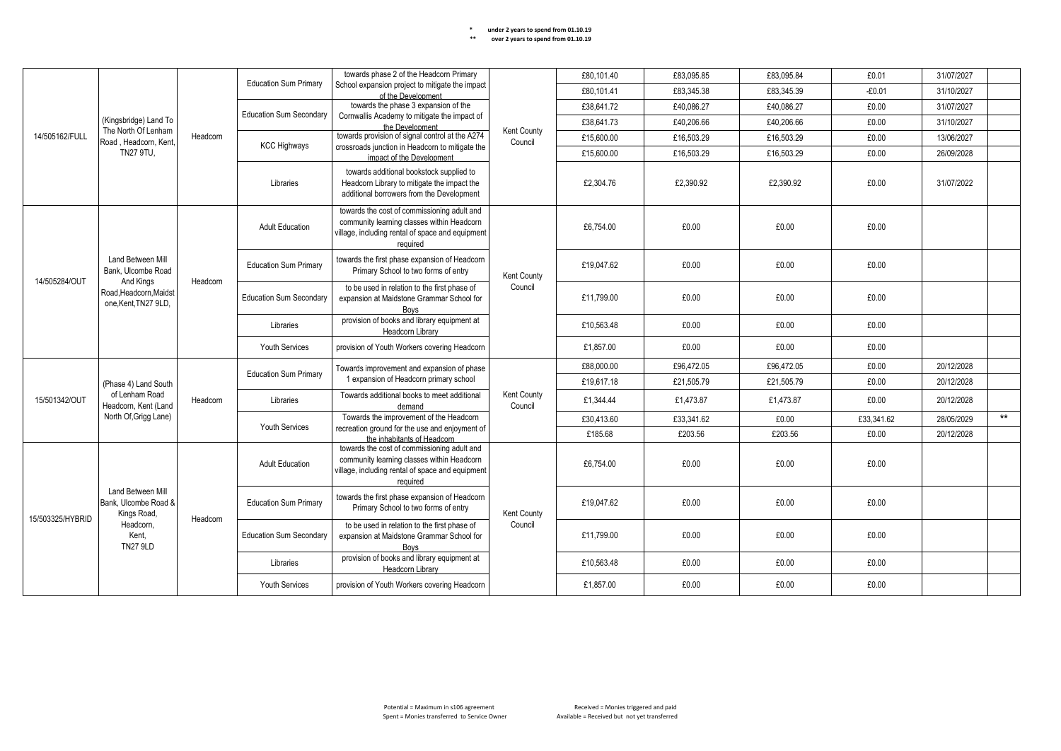\* under 2 years to spend from 01.10.19
\*\* over 2 years to spend from 01.10.19

| | | | | | | | | | | | |
|---|---|---|---|---|---|---|---|---|---|---|---|
| 14/505162/FULL | (Kingsbridge) Land To The North Of Lenham Road , Headcorn, Kent, TN27 9TU, | Headcorn | Education Sum Primary | towards phase 2 of the Headcorn Primary School expansion project to mitigate the impact of the Development | Kent County Council | £80,101.40 | £83,095.85 | £83,095.84 | £0.01 | 31/07/2027 | |
| | | | | | | £80,101.41 | £83,345.38 | £83,345.39 | -£0.01 | 31/10/2027 | |
| | | | Education Sum Secondary | towards the phase 3 expansion of the Cornwallis Academy to mitigate the impact of the Development | | £38,641.72 | £40,086.27 | £40,086.27 | £0.00 | 31/07/2027 | |
| | | | | | | £38,641.73 | £40,206.66 | £40,206.66 | £0.00 | 31/10/2027 | |
| | | | KCC Highways | towards provision of signal control at the A274 crossroads junction in Headcorn to mitigate the impact of the Development | | £15,600.00 | £16,503.29 | £16,503.29 | £0.00 | 13/06/2027 | |
| | | | | | | £15,600.00 | £16,503.29 | £16,503.29 | £0.00 | 26/09/2028 | |
| | | | Libraries | towards additional bookstock supplied to Headcorn Library to mitigate the impact the additional borrowers from the Development | | £2,304.76 | £2,390.92 | £2,390.92 | £0.00 | 31/07/2022 | |
| 14/505284/OUT | Land Between Mill Bank, Ulcombe Road And Kings Road,Headcorn,Maidstone,Kent,TN27 9LD, | Headcorn | Adult Education | towards the cost of commissioning adult and community learning classes within Headcorn village, including rental of space and equipment required | Kent County Council | £6,754.00 | £0.00 | £0.00 | £0.00 | | |
| | | | Education Sum Primary | towards the first phase expansion of Headcorn Primary School to two forms of entry | | £19,047.62 | £0.00 | £0.00 | £0.00 | | |
| | | | Education Sum Secondary | to be used in relation to the first phase of expansion at Maidstone Grammar School for Boys | | £11,799.00 | £0.00 | £0.00 | £0.00 | | |
| | | | Libraries | provision of books and library equipment at Headcorn Library | | £10,563.48 | £0.00 | £0.00 | £0.00 | | |
| | | | Youth Services | provision of Youth Workers covering Headcorn | | £1,857.00 | £0.00 | £0.00 | £0.00 | | |
| 15/501342/OUT | (Phase 4) Land South of Lenham Road Headcorn, Kent (Land North Of,Grigg Lane) | Headcorn | Education Sum Primary | Towards improvement and expansion of phase 1 expansion of Headcorn primary school | Kent County Council | £88,000.00 | £96,472.05 | £96,472.05 | £0.00 | 20/12/2028 | |
| | | | | | | £19,617.18 | £21,505.79 | £21,505.79 | £0.00 | 20/12/2028 | |
| | | | Libraries | Towards additional books to meet additional demand | | £1,344.44 | £1,473.87 | £1,473.87 | £0.00 | 20/12/2028 | |
| | | | Youth Services | Towards the improvement of the Headcorn recreation ground for the use and enjoyment of the inhabitants of Headcorn | | £30,413.60 | £33,341.62 | £0.00 | £33,341.62 | 28/05/2029 | ** |
| | | | | | | £185.68 | £203.56 | £203.56 | £0.00 | 20/12/2028 | |
| 15/503325/HYBRID | Land Between Mill Bank, Ulcombe Road & Kings Road, Headcorn, Kent, TN27 9LD | Headcorn | Adult Education | towards the cost of commissioning adult and community learning classes within Headcorn village, including rental of space and equipment required | Kent County Council | £6,754.00 | £0.00 | £0.00 | £0.00 | | |
| | | | Education Sum Primary | towards the first phase expansion of Headcorn Primary School to two forms of entry | | £19,047.62 | £0.00 | £0.00 | £0.00 | | |
| | | | Education Sum Secondary | to be used in relation to the first phase of expansion at Maidstone Grammar School for Boys | | £11,799.00 | £0.00 | £0.00 | £0.00 | | |
| | | | Libraries | provision of books and library equipment at Headcorn Library | | £10,563.48 | £0.00 | £0.00 | £0.00 | | |
| | | | Youth Services | provision of Youth Workers covering Headcorn | | £1,857.00 | £0.00 | £0.00 | £0.00 | | |

Potential = Maximum in s106 agreement
Spent = Monies transferred to Service Owner

Received = Monies triggered and paid
Available = Received but not yet transferred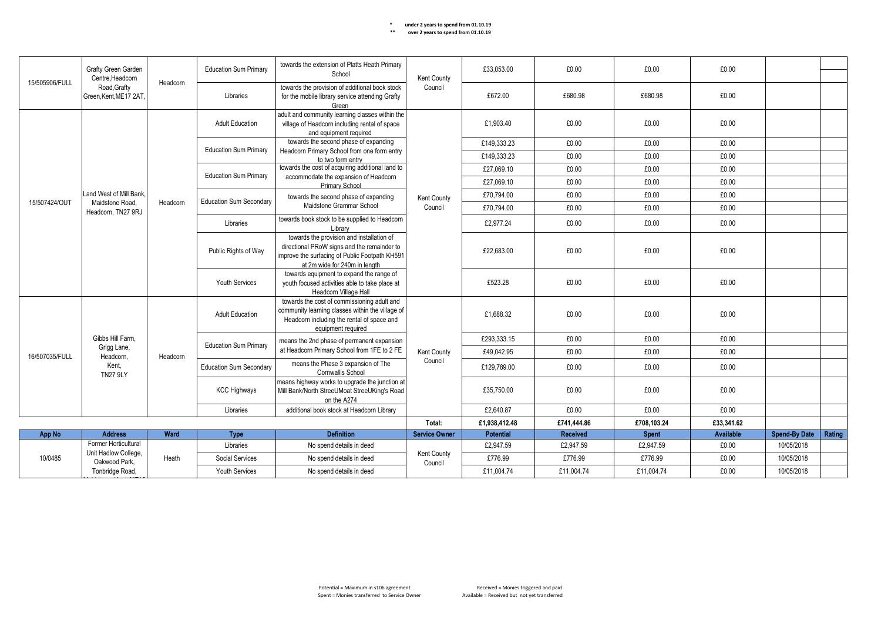\* under 2 years to spend from 01.10.19
\*\* over 2 years to spend from 01.10.19

| App No | Address | Ward | Type | Definition | Service Owner | Potential | Received | Spent | Available | Spend-By Date | Rating |
|---|---|---|---|---|---|---|---|---|---|---|---|
| 15/505906/FULL | Grafty Green Garden Centre,Headcorn Road,Grafty Green,Kent,ME17 2AT, | Headcorn | Education Sum Primary | towards the extension of Platts Heath Primary School | Kent County Council | £33,053.00 | £0.00 | £0.00 | £0.00 | | |
| | | | Libraries | towards the provision of additional book stock for the mobile library service attending Grafty Green | | £672.00 | £680.98 | £680.98 | £0.00 | | |
| 15/507424/OUT | Land West of Mill Bank, Maidstone Road, Headcorn, TN27 9RJ | Headcorn | Adult Education | adult and community learning classes within the village of Headcorn including rental of space and equipment required | Kent County Council | £1,903.40 | £0.00 | £0.00 | £0.00 | | |
| | | | Education Sum Primary | towards the second phase of expanding Headcorn Primary School from one form entry to two form entry | | £149,333.23 | £0.00 | £0.00 | £0.00 | | |
| | | | | | | £149,333.23 | £0.00 | £0.00 | £0.00 | | |
| | | | Education Sum Primary | towards the cost of acquiring additional land to accommodate the expansion of Headcorn Primary School | | £27,069.10 | £0.00 | £0.00 | £0.00 | | |
| | | | | | | £27,069.10 | £0.00 | £0.00 | £0.00 | | |
| | | | Education Sum Secondary | towards the second phase of expanding Maidstone Grammar School | | £70,794.00 | £0.00 | £0.00 | £0.00 | | |
| | | | | | | £70,794.00 | £0.00 | £0.00 | £0.00 | | |
| | | | Libraries | towards book stock to be supplied to Headcorn Library | | £2,977.24 | £0.00 | £0.00 | £0.00 | | |
| | | | Public Rights of Way | towards the provision and installation of directional PRoW signs and the remainder to improve the surfacing of Public Footpath KH591 at 2m wide for 240m in length | | £22,683.00 | £0.00 | £0.00 | £0.00 | | |
| | | | Youth Services | towards equipment to expand the range of youth focused activities able to take place at Headcorn Village Hall | | £523.28 | £0.00 | £0.00 | £0.00 | | |
| 16/507035/FULL | Gibbs Hill Farm, Grigg Lane, Headcorn, Kent, TN27 9LY | Headcorn | Adult Education | towards the cost of commissioning adult and community learning classes within the village of Headcorn including the rental of space and equipment required | Kent County Council | £1,688.32 | £0.00 | £0.00 | £0.00 | | |
| | | | Education Sum Primary | means the 2nd phase of permanent expansion at Headcorn Primary School from 1FE to 2 FE | | £293,333.15 | £0.00 | £0.00 | £0.00 | | |
| | | | | | | £49,042.95 | £0.00 | £0.00 | £0.00 | | |
| | | | Education Sum Secondary | means the Phase 3 expansion of The Cornwallis School | | £129,789.00 | £0.00 | £0.00 | £0.00 | | |
| | | | KCC Highways | means highway works to upgrade the junction at Mill Bank/North StreeUMoat StreeUKing's Road on the A274 | | £35,750.00 | £0.00 | £0.00 | £0.00 | | |
| | | | Libraries | additional book stock at Headcorn Library | | £2,640.87 | £0.00 | £0.00 | £0.00 | | |
| | | | | | Total: | £1,938,412.48 | £741,444.86 | £708,103.24 | £33,341.62 | | |

| App No | Address | Ward | Type | Definition | Service Owner | Potential | Received | Spent | Available | Spend-By Date | Rating |
|---|---|---|---|---|---|---|---|---|---|---|---|
| 10/0485 | Former Horticultural Unit Hadlow College, Oakwood Park, Tonbridge Road, | Heath | Libraries | No spend details in deed | Kent County Council | £2,947.59 | £2,947.59 | £2,947.59 | £0.00 | 10/05/2018 | |
| | | | Social Services | No spend details in deed | | £776.99 | £776.99 | £776.99 | £0.00 | 10/05/2018 | |
| | | | Youth Services | No spend details in deed | | £11,004.74 | £11,004.74 | £11,004.74 | £0.00 | 10/05/2018 | |

Potential = Maximum in s106 agreement
Spent = Monies transferred to Service Owner

Received = Monies triggered and paid
Available = Received but not yet transferred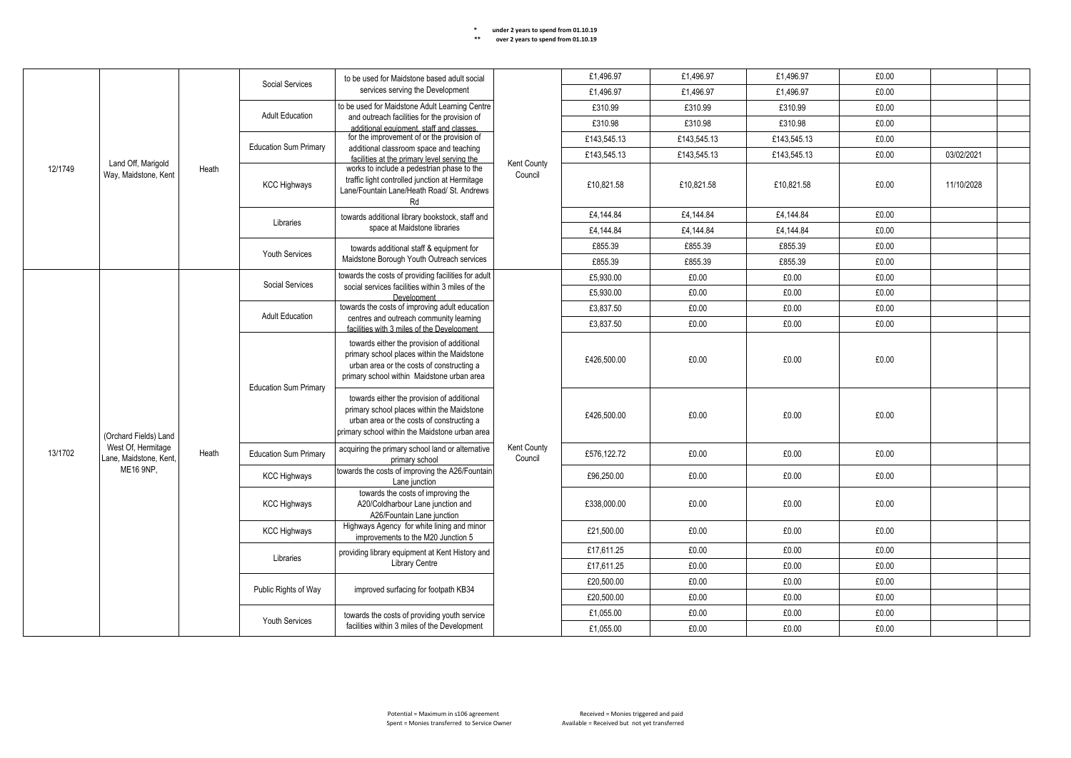\* under 2 years to spend from 01.10.19
\*\* over 2 years to spend from 01.10.19

| | | | | | | | | | | | |
|---|---|---|---|---|---|---|---|---|---|---|---|
| 12/1749 | Land Off, Marigold Way, Maidstone, Kent | Heath | Social Services | to be used for Maidstone based adult social services serving the Development | Kent County Council | £1,496.97 | £1,496.97 | £1,496.97 | £0.00 | | |
| | | | | | | £1,496.97 | £1,496.97 | £1,496.97 | £0.00 | | |
| | | | Adult Education | to be used for Maidstone Adult Learning Centre and outreach facilities for the provision of additional equipment, staff and classes. | | £310.99 | £310.99 | £310.99 | £0.00 | | |
| | | | | | | £310.98 | £310.98 | £310.98 | £0.00 | | |
| | | | Education Sum Primary | for the improvement of or the provision of additional classroom space and teaching facilities at the primary level serving the | | £143,545.13 | £143,545.13 | £143,545.13 | £0.00 | | |
| | | | | | | £143,545.13 | £143,545.13 | £143,545.13 | £0.00 | 03/02/2021 | |
| | | | KCC Highways | works to include a pedestrian phase to the traffic light controlled junction at Hermitage Lane/Fountain Lane/Heath Road/ St. Andrews Rd | | £10,821.58 | £10,821.58 | £10,821.58 | £0.00 | 11/10/2028 | |
| | | | Libraries | towards additional library bookstock, staff and space at Maidstone libraries | | £4,144.84 | £4,144.84 | £4,144.84 | £0.00 | | |
| | | | | | | £4,144.84 | £4,144.84 | £4,144.84 | £0.00 | | |
| | | | Youth Services | towards additional staff & equipment for Maidstone Borough Youth Outreach services | | £855.39 | £855.39 | £855.39 | £0.00 | | |
| | | | | | | £855.39 | £855.39 | £855.39 | £0.00 | | |
| 13/1702 | (Orchard Fields) Land West Of, Hermitage Lane, Maidstone, Kent, ME16 9NP, | Heath | Social Services | towards the costs of providing facilities for adult social services facilities within 3 miles of the Development | Kent County Council | £5,930.00 | £0.00 | £0.00 | £0.00 | | |
| | | | | | | £5,930.00 | £0.00 | £0.00 | £0.00 | | |
| | | | Adult Education | towards the costs of improving adult education centres and outreach community learning facilities with 3 miles of the Development | | £3,837.50 | £0.00 | £0.00 | £0.00 | | |
| | | | | | | £3,837.50 | £0.00 | £0.00 | £0.00 | | |
| | | | Education Sum Primary | towards either the provision of additional primary school places within the Maidstone urban area or the costs of constructing a primary school within Maidstone urban area | | £426,500.00 | £0.00 | £0.00 | £0.00 | | |
| | | | | towards either the provision of additional primary school places within the Maidstone urban area or the costs of constructing a primary school within the Maidstone urban area | | £426,500.00 | £0.00 | £0.00 | £0.00 | | |
| | | | Education Sum Primary | acquiring the primary school land or alternative primary school | | £576,122.72 | £0.00 | £0.00 | £0.00 | | |
| | | | KCC Highways | towards the costs of improving the A26/Fountain Lane junction | | £96,250.00 | £0.00 | £0.00 | £0.00 | | |
| | | | KCC Highways | towards the costs of improving the A20/Coldharbour Lane junction and A26/Fountain Lane junction | | £338,000.00 | £0.00 | £0.00 | £0.00 | | |
| | | | KCC Highways | Highways Agency for white lining and minor improvements to the M20 Junction 5 | | £21,500.00 | £0.00 | £0.00 | £0.00 | | |
| | | | Libraries | providing library equipment at Kent History and Library Centre | | £17,611.25 | £0.00 | £0.00 | £0.00 | | |
| | | | | | | £17,611.25 | £0.00 | £0.00 | £0.00 | | |
| | | | Public Rights of Way | improved surfacing for footpath KB34 | | £20,500.00 | £0.00 | £0.00 | £0.00 | | |
| | | | | | | £20,500.00 | £0.00 | £0.00 | £0.00 | | |
| | | | Youth Services | towards the costs of providing youth service facilities within 3 miles of the Development | | £1,055.00 | £0.00 | £0.00 | £0.00 | | |
| | | | | | | £1,055.00 | £0.00 | £0.00 | £0.00 | | |

Potential = Maximum in s106 agreement
Spent = Monies transferred to Service Owner
Received = Monies triggered and paid
Available = Received but not yet transferred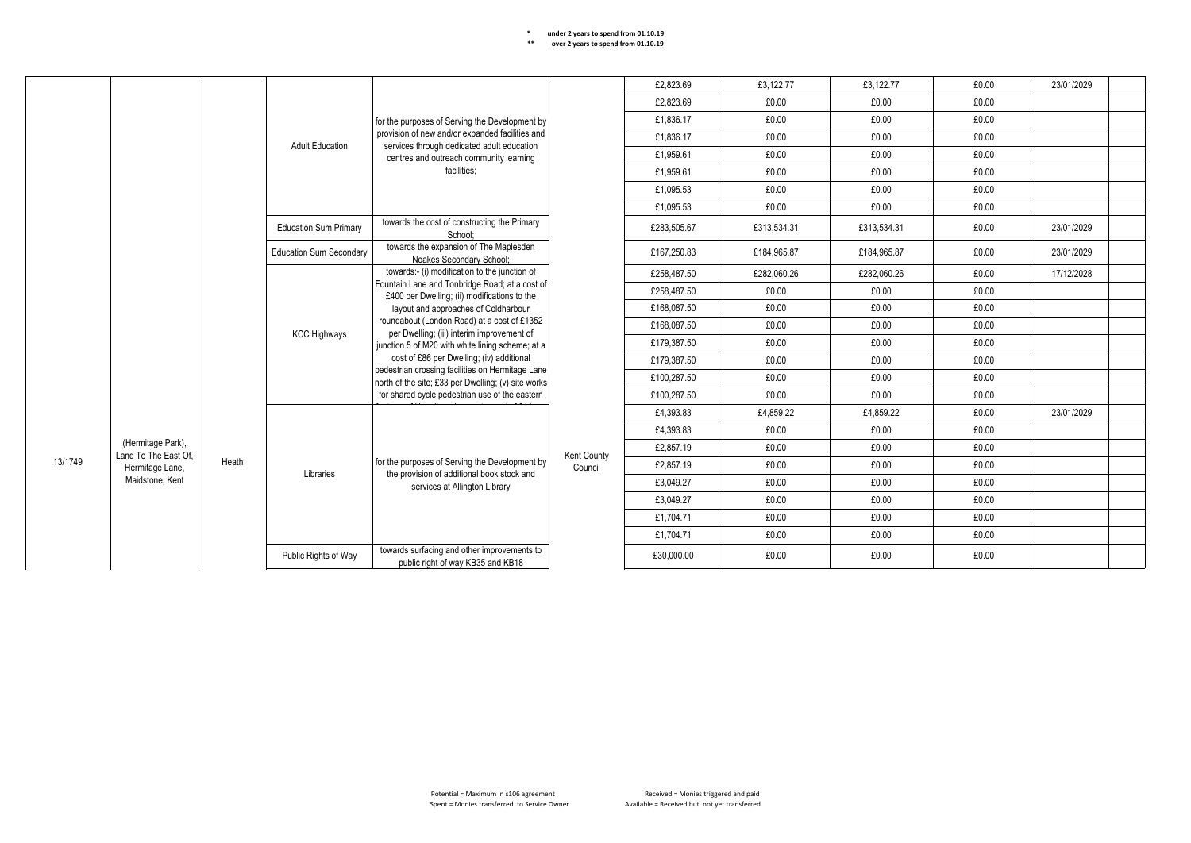\* under 2 years to spend from 01.10.19
\** over 2 years to spend from 01.10.19

| | | | | | | | | | | | |
|---|---|---|---|---|---|---|---|---|---|---|---|
| 13/1749 | (Hermitage Park), Land To The East Of, Hermitage Lane, Maidstone, Kent | Heath | Adult Education | for the purposes of Serving the Development by provision of new and/or expanded facilities and services through dedicated adult education centres and outreach community learning facilities; | Kent County Council | £2,823.69 | £3,122.77 | £3,122.77 | £0.00 | 23/01/2029 | |
| | | | | | | £2,823.69 | £0.00 | £0.00 | £0.00 | | |
| | | | | | | £1,836.17 | £0.00 | £0.00 | £0.00 | | |
| | | | | | | £1,836.17 | £0.00 | £0.00 | £0.00 | | |
| | | | | | | £1,959.61 | £0.00 | £0.00 | £0.00 | | |
| | | | | | | £1,959.61 | £0.00 | £0.00 | £0.00 | | |
| | | | | | | £1,095.53 | £0.00 | £0.00 | £0.00 | | |
| | | | | | | £1,095.53 | £0.00 | £0.00 | £0.00 | | |
| | | | Education Sum Primary | towards the cost of constructing the Primary School; | | £283,505.67 | £313,534.31 | £313,534.31 | £0.00 | 23/01/2029 | |
| | | | Education Sum Secondary | towards the expansion of The Maplesden Noakes Secondary School; | | £167,250.83 | £184,965.87 | £184,965.87 | £0.00 | 23/01/2029 | |
| | | | KCC Highways | towards:- (i) modification to the junction of Fountain Lane and Tonbridge Road; at a cost of £400 per Dwelling; (ii) modifications to the layout and approaches of Coldharbour roundabout (London Road) at a cost of £1352 per Dwelling; (iii) interim improvement of junction 5 of M20 with white lining scheme; at a cost of £86 per Dwelling; (iv) additional pedestrian crossing facilities on Hermitage Lane north of the site; £33 per Dwelling; (v) site works for shared cycle pedestrian use of the eastern | | £258,487.50 | £282,060.26 | £282,060.26 | £0.00 | 17/12/2028 | |
| | | | | | | £258,487.50 | £0.00 | £0.00 | £0.00 | | |
| | | | | | | £168,087.50 | £0.00 | £0.00 | £0.00 | | |
| | | | | | | £168,087.50 | £0.00 | £0.00 | £0.00 | | |
| | | | | | | £179,387.50 | £0.00 | £0.00 | £0.00 | | |
| | | | | | | £179,387.50 | £0.00 | £0.00 | £0.00 | | |
| | | | | | | £100,287.50 | £0.00 | £0.00 | £0.00 | | |
| | | | | | | £100,287.50 | £0.00 | £0.00 | £0.00 | | |
| | | | Libraries | for the purposes of Serving the Development by the provision of additional book stock and services at Allington Library | | £4,393.83 | £4,859.22 | £4,859.22 | £0.00 | 23/01/2029 | |
| | | | | | | £4,393.83 | £0.00 | £0.00 | £0.00 | | |
| | | | | | | £2,857.19 | £0.00 | £0.00 | £0.00 | | |
| | | | | | | £2,857.19 | £0.00 | £0.00 | £0.00 | | |
| | | | | | | £3,049.27 | £0.00 | £0.00 | £0.00 | | |
| | | | | | | £3,049.27 | £0.00 | £0.00 | £0.00 | | |
| | | | | | | £1,704.71 | £0.00 | £0.00 | £0.00 | | |
| | | | | | | £1,704.71 | £0.00 | £0.00 | £0.00 | | |
| | | | Public Rights of Way | towards surfacing and other improvements to public right of way KB35 and KB18 | | £30,000.00 | £0.00 | £0.00 | £0.00 | | |

Potential = Maximum in s106 agreement
Spent = Monies transferred to Service Owner
Received = Monies triggered and paid
Available = Received but not yet transferred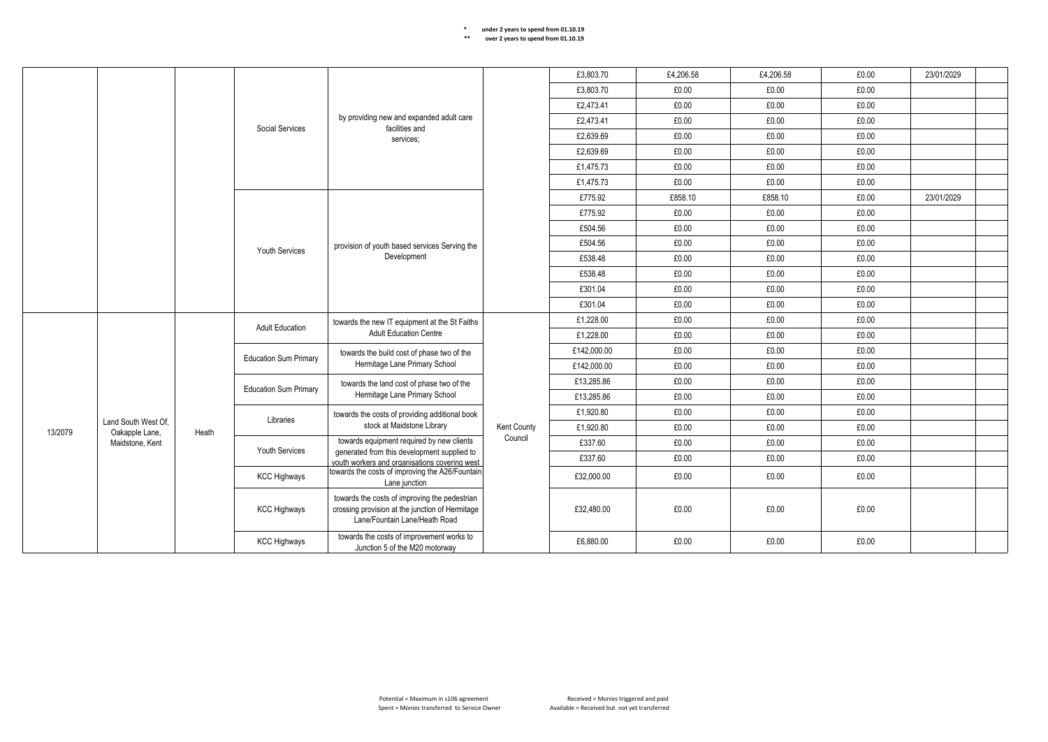\* under 2 years to spend from 01.10.19
\*\* over 2 years to spend from 01.10.19

| | | | | | | | | | | | |
|---|---|---|---|---|---|---|---|---|---|---|---|
| | | | Social Services | by providing new and expanded adult care facilities and services; | | £3,803.70 | £4,206.58 | £4,206.58 | £0.00 | 23/01/2029 | |
| | | | | | | £3,803.70 | £0.00 | £0.00 | £0.00 | | |
| | | | | | | £2,473.41 | £0.00 | £0.00 | £0.00 | | |
| | | | | | | £2,473.41 | £0.00 | £0.00 | £0.00 | | |
| | | | | | | £2,639.69 | £0.00 | £0.00 | £0.00 | | |
| | | | | | | £2,639.69 | £0.00 | £0.00 | £0.00 | | |
| | | | | | | £1,475.73 | £0.00 | £0.00 | £0.00 | | |
| | | | | | | £1,475.73 | £0.00 | £0.00 | £0.00 | | |
| | | | Youth Services | provision of youth based services Serving the Development | | £775.92 | £858.10 | £858.10 | £0.00 | 23/01/2029 | |
| | | | | | | £775.92 | £0.00 | £0.00 | £0.00 | | |
| | | | | | | £504.56 | £0.00 | £0.00 | £0.00 | | |
| | | | | | | £504.56 | £0.00 | £0.00 | £0.00 | | |
| | | | | | | £538.48 | £0.00 | £0.00 | £0.00 | | |
| | | | | | | £538.48 | £0.00 | £0.00 | £0.00 | | |
| | | | | | | £301.04 | £0.00 | £0.00 | £0.00 | | |
| | | | | | | £301.04 | £0.00 | £0.00 | £0.00 | | |
| 13/2079 | Land South West Of, Oakapple Lane, Maidstone, Kent | Heath | Adult Education | towards the new IT equipment at the St Faiths Adult Education Centre | Kent County Council | £1,228.00 | £0.00 | £0.00 | £0.00 | | |
| | | | | | | £1,228.00 | £0.00 | £0.00 | £0.00 | | |
| | | | Education Sum Primary | towards the build cost of phase two of the Hermitage Lane Primary School | | £142,000.00 | £0.00 | £0.00 | £0.00 | | |
| | | | | | | £142,000.00 | £0.00 | £0.00 | £0.00 | | |
| | | | Education Sum Primary | towards the land cost of phase two of the Hermitage Lane Primary School | | £13,285.86 | £0.00 | £0.00 | £0.00 | | |
| | | | | | | £13,285.86 | £0.00 | £0.00 | £0.00 | | |
| | | | Libraries | towards the costs of providing additional book stock at Maidstone Library | | £1,920.80 | £0.00 | £0.00 | £0.00 | | |
| | | | | | | £1,920.80 | £0.00 | £0.00 | £0.00 | | |
| | | | Youth Services | towards equipment required by new clients generated from this development supplied to youth workers and organisations covering west | | £337.60 | £0.00 | £0.00 | £0.00 | | |
| | | | | | | £337.60 | £0.00 | £0.00 | £0.00 | | |
| | | | KCC Highways | towards the costs of improving the A26/Fountain Lane junction | | £32,000.00 | £0.00 | £0.00 | £0.00 | | |
| | | | KCC Highways | towards the costs of improving the pedestrian crossing provision at the junction of Hermitage Lane/Fountain Lane/Heath Road | | £32,480.00 | £0.00 | £0.00 | £0.00 | | |
| | | | KCC Highways | towards the costs of improvement works to Junction 5 of the M20 motorway | | £6,880.00 | £0.00 | £0.00 | £0.00 | | |

Potential = Maximum in s106 agreement
Spent = Monies transferred to Service Owner

Received = Monies triggered and paid
Available = Received but not yet transferred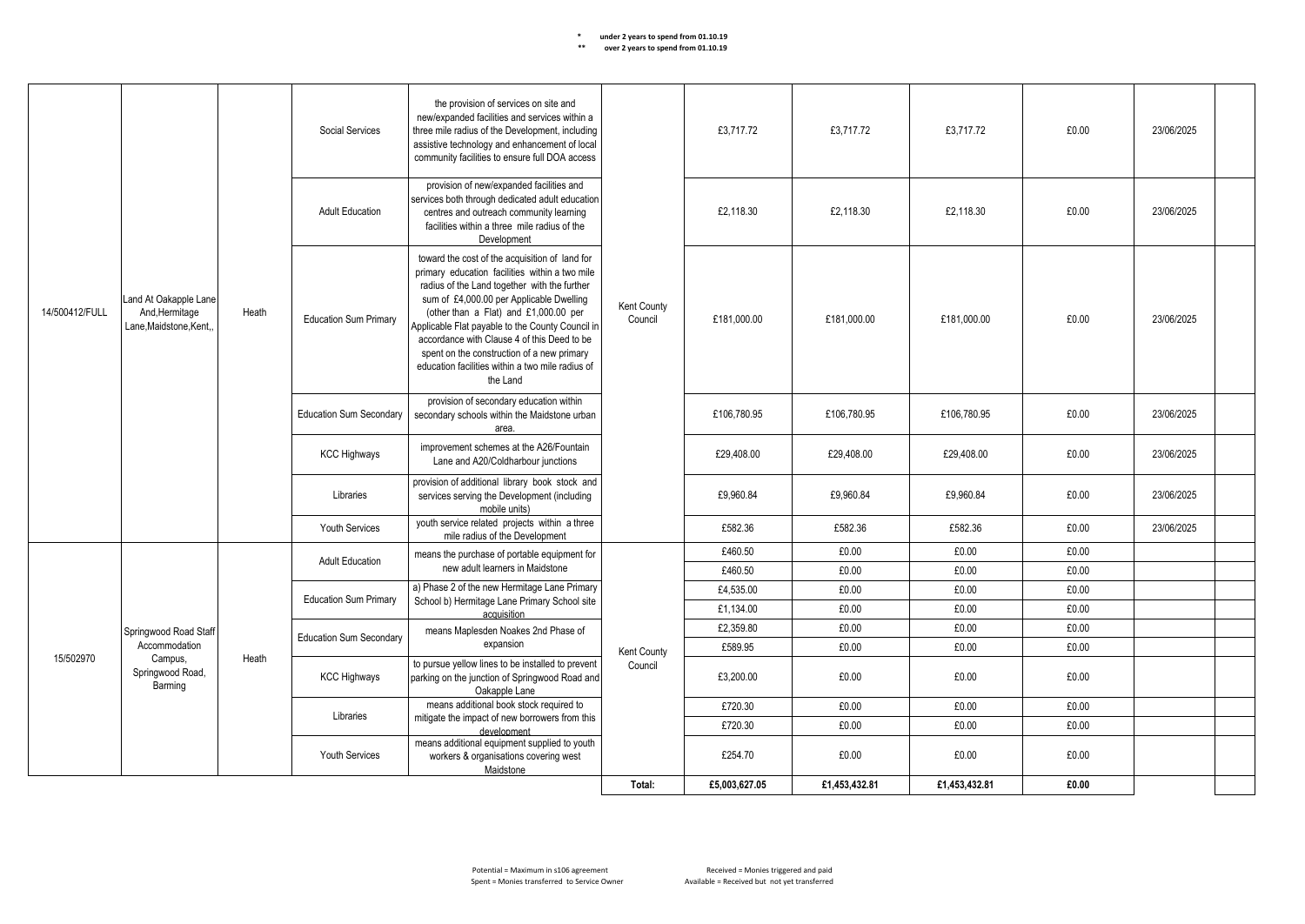\* under 2 years to spend from 01.10.19
\*\* over 2 years to spend from 01.10.19

| | | | | | | | | | | | |
|---|---|---|---|---|---|---|---|---|---|---|---|
| 14/500412/FULL | Land At Oakapple Lane And,Hermitage Lane,Maidstone,Kent,, | Heath | Social Services | the provision of services on site and new/expanded facilities and services within a three mile radius of the Development, including assistive technology and enhancement of local community facilities to ensure full DOA access | Kent County Council | £3,717.72 | £3,717.72 | £3,717.72 | £0.00 | 23/06/2025 | |
| | | | Adult Education | provision of new/expanded facilities and services both through dedicated adult education centres and outreach community learning facilities within a three mile radius of the Development | | £2,118.30 | £2,118.30 | £2,118.30 | £0.00 | 23/06/2025 | |
| | | | Education Sum Primary | toward the cost of the acquisition of land for primary education facilities within a two mile radius of the Land together with the further sum of £4,000.00 per Applicable Dwelling (other than a Flat) and £1,000.00 per Applicable Flat payable to the County Council in accordance with Clause 4 of this Deed to be spent on the construction of a new primary education facilities within a two mile radius of the Land | | £181,000.00 | £181,000.00 | £181,000.00 | £0.00 | 23/06/2025 | |
| | | | Education Sum Secondary | provision of secondary education within secondary schools within the Maidstone urban area. | | £106,780.95 | £106,780.95 | £106,780.95 | £0.00 | 23/06/2025 | |
| | | | KCC Highways | improvement schemes at the A26/Fountain Lane and A20/Coldharbour junctions | | £29,408.00 | £29,408.00 | £29,408.00 | £0.00 | 23/06/2025 | |
| | | | Libraries | provision of additional library book stock and services serving the Development (including mobile units) | | £9,960.84 | £9,960.84 | £9,960.84 | £0.00 | 23/06/2025 | |
| | | | Youth Services | youth service related projects within a three mile radius of the Development | | £582.36 | £582.36 | £582.36 | £0.00 | 23/06/2025 | |
| 15/502970 | Springwood Road Staff Accommodation Campus, Springwood Road, Barming | Heath | Adult Education | means the purchase of portable equipment for new adult learners in Maidstone | Kent County Council | £460.50 | £0.00 | £0.00 | £0.00 | | |
| | | | | | | £460.50 | £0.00 | £0.00 | £0.00 | | |
| | | | Education Sum Primary | a) Phase 2 of the new Hermitage Lane Primary School b) Hermitage Lane Primary School site acquisition | | £4,535.00 | £0.00 | £0.00 | £0.00 | | |
| | | | | | | £1,134.00 | £0.00 | £0.00 | £0.00 | | |
| | | | Education Sum Secondary | means Maplesden Noakes 2nd Phase of expansion | | £2,359.80 | £0.00 | £0.00 | £0.00 | | |
| | | | | | | £589.95 | £0.00 | £0.00 | £0.00 | | |
| | | | KCC Highways | to pursue yellow lines to be installed to prevent parking on the junction of Springwood Road and Oakapple Lane | | £3,200.00 | £0.00 | £0.00 | £0.00 | | |
| | | | Libraries | means additional book stock required to mitigate the impact of new borrowers from this development | | £720.30 | £0.00 | £0.00 | £0.00 | | |
| | | | | | | £720.30 | £0.00 | £0.00 | £0.00 | | |
| | | | Youth Services | means additional equipment supplied to youth workers & organisations covering west Maidstone | | £254.70 | £0.00 | £0.00 | £0.00 | | |
| | | | | | **Total:** | **£5,003,627.05** | **£1,453,432.81** | **£1,453,432.81** | **£0.00** | | |

Potential = Maximum in s106 agreement
Spent = Monies transferred to Service Owner
Received = Monies triggered and paid
Available = Received but not yet transferred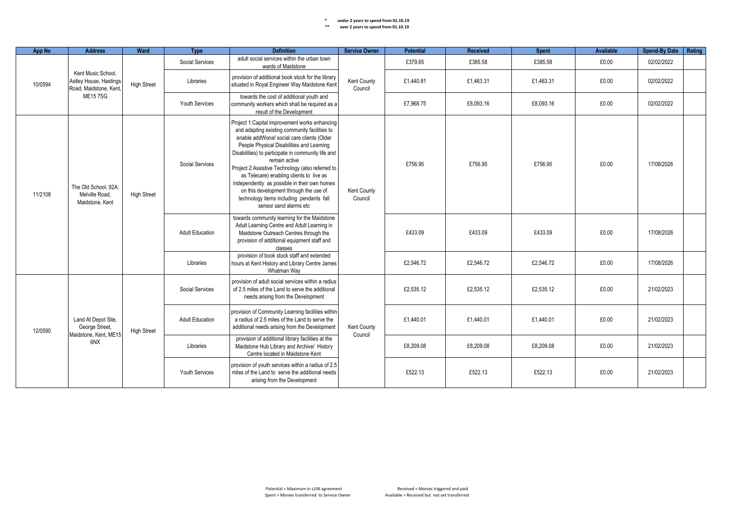\* under 2 years to spend from 01.10.19

\*\* over 2 years to spend from 01.10.19

| App No | Address | Ward | Type | Definition | Service Owner | Potential | Received | Spent | Available | Spend-By Date | Rating |
|---|---|---|---|---|---|---|---|---|---|---|---|
| 10/0594 | Kent Music School, Astley House, Hastings Road, Maidstone, Kent, ME15 7SG | High Street | Social Services | adult social services within the urban town wards of Maidstone | Kent County Council | £379.65 | £385.58 | £385.58 | £0.00 | 02/02/2022 | |
| | | | Libraries | provision of additional book stock for the library situated in Royal Engineer Way Maidstone Kent | | £1,440.81 | £1,463.31 | £1,463.31 | £0.00 | 02/02/2022 | |
| | | | Youth Services | towards the cost of additional youth and community workers which shall be required as a result of the Development | | £7,968.75 | £8,093.16 | £8,093.16 | £0.00 | 02/02/2022 | |
| 11/2108 | The Old School, 92A, Melville Road, Maidstone, Kent | High Street | Social Services | Project 1:Capital improvement works enhancing and adapting existing community facilities to enable addWona! social care clients (Older People Physical Disabilities and Learning Disabilities) to participate in community life and remain active Project 2:Assistive Technology (also referred to as Telecare) enabling clients to live as independently as possible in their own homes on this development through the use of technology items including pendants fall sensor sand alarms etc | Kent County Council | £756.95 | £756.95 | £756.95 | £0.00 | 17/08/2026 | |
| | | | Adult Education | towards community learning for the Maidstone Adult Learning Centre and Adult Learning in Maidstone Outreach Centres through the provision of additional equipment staff and classes | | £433.09 | £433.09 | £433.09 | £0.00 | 17/08/2026 | |
| | | | Libraries | provision of book stock staff and extended hours at Kent History and Library Centre James Whatman Way | | £2,546.72 | £2,546.72 | £2,546.72 | £0.00 | 17/08/2026 | |
| 12/0590 | Land At Depot Site, George Street, Maidstone, Kent, ME15 6NX | High Street | Social Services | provision of adult social services within a radius of 2.5 miles of the Land to serve the additional needs arising from the Development | Kent County Council | £2,535.12 | £2,535.12 | £2,535.12 | £0.00 | 21/02/2023 | |
| | | | Adult Education | provision of Community Learning facilities within a radius of 2.5 miles of the Land to serve the additional needs arising from the Development | | £1,440.01 | £1,440.01 | £1,440.01 | £0.00 | 21/02/2023 | |
| | | | Libraries | provision of additional library facilities at the Maidstone Hub Library and Archive/ History Centre located in Maidstone Kent | | £8,209.08 | £8,209.08 | £8,209.08 | £0.00 | 21/02/2023 | |
| | | | Youth Services | provision of youth services within a radius of 2.5 miles of the Land to serve the additional needs arising from the Development | | £522.13 | £522.13 | £522.13 | £0.00 | 21/02/2023 | |

Potential = Maximum in s106 agreement
Spent = Monies transferred to Service Owner

Received = Monies triggered and paid
Available = Received but not yet transferred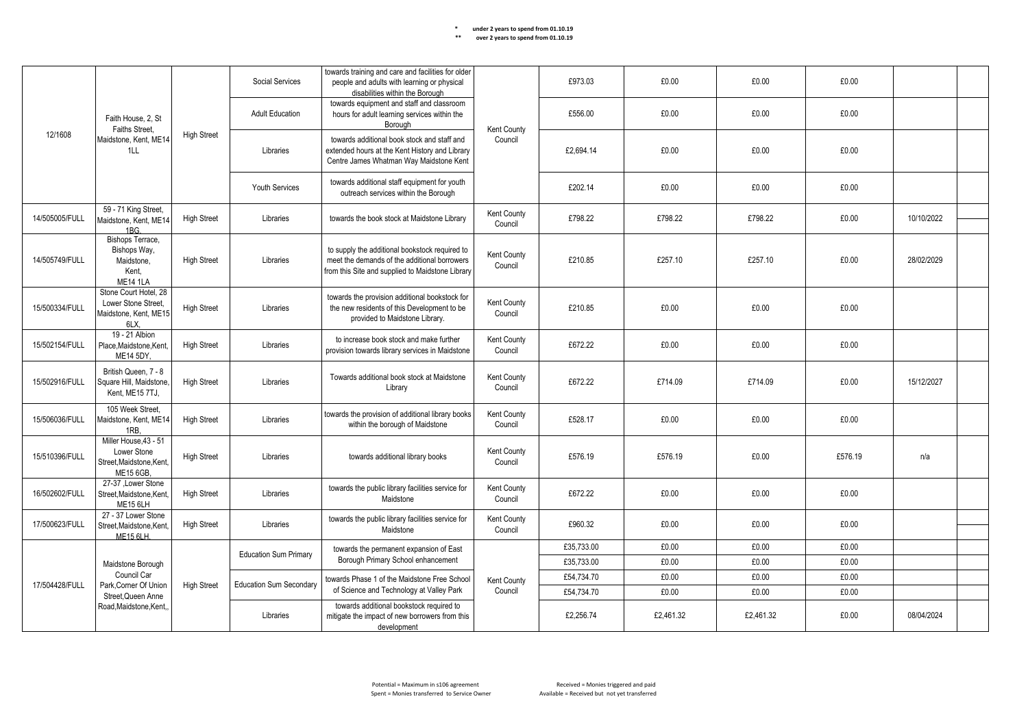\* under 2 years to spend from 01.10.19
\*\* over 2 years to spend from 01.10.19

| | | | | | | | | | | | |
|---|---|---|---|---|---|---|---|---|---|---|---|
| 12/1608 | Faith House, 2, St Faiths Street, Maidstone, Kent, ME14 1LL | High Street | Social Services | towards training and care and facilities for older people and adults with learning or physical disabilities within the Borough | Kent County Council | £973.03 | £0.00 | £0.00 | £0.00 | | |
| | | | Adult Education | towards equipment and staff and classroom hours for adult learning services within the Borough | | £556.00 | £0.00 | £0.00 | £0.00 | | |
| | | | Libraries | towards additional book stock and staff and extended hours at the Kent History and Library Centre James Whatman Way Maidstone Kent | | £2,694.14 | £0.00 | £0.00 | £0.00 | | |
| | | | Youth Services | towards additional staff equipment for youth outreach services within the Borough | | £202.14 | £0.00 | £0.00 | £0.00 | | |
| 14/505005/FULL | 59 - 71 King Street, Maidstone, Kent, ME14 1BG, | High Street | Libraries | towards the book stock at Maidstone Library | Kent County Council | £798.22 | £798.22 | £798.22 | £0.00 | 10/10/2022 | |
| 14/505749/FULL | Bishops Terrace, Bishops Way, Maidstone, Kent, ME14 1LA | High Street | Libraries | to supply the additional bookstock required to meet the demands of the additional borrowers from this Site and supplied to Maidstone Library | Kent County Council | £210.85 | £257.10 | £257.10 | £0.00 | 28/02/2029 | |
| 15/500334/FULL | Stone Court Hotel, 28 Lower Stone Street, Maidstone, Kent, ME15 6LX, | High Street | Libraries | towards the provision additional bookstock for the new residents of this Development to be provided to Maidstone Library. | Kent County Council | £210.85 | £0.00 | £0.00 | £0.00 | | |
| 15/502154/FULL | 19 - 21 Albion Place,Maidstone,Kent, ME14 5DY, | High Street | Libraries | to increase book stock and make further provision towards library services in Maidstone | Kent County Council | £672.22 | £0.00 | £0.00 | £0.00 | | |
| 15/502916/FULL | British Queen, 7 - 8 Square Hill, Maidstone, Kent, ME15 7TJ, | High Street | Libraries | Towards additional book stock at Maidstone Library | Kent County Council | £672.22 | £714.09 | £714.09 | £0.00 | 15/12/2027 | |
| 15/506036/FULL | 105 Week Street, Maidstone, Kent, ME14 1RB, | High Street | Libraries | towards the provision of additional library books within the borough of Maidstone | Kent County Council | £528.17 | £0.00 | £0.00 | £0.00 | | |
| 15/510396/FULL | Miller House,43 - 51 Lower Stone Street,Maidstone,Kent, ME15 6GB, | High Street | Libraries | towards additional library books | Kent County Council | £576.19 | £576.19 | £0.00 | £576.19 | n/a | |
| 16/502602/FULL | 27-37 ,Lower Stone Street,Maidstone,Kent, ME15 6LH | High Street | Libraries | towards the public library facilities service for Maidstone | Kent County Council | £672.22 | £0.00 | £0.00 | £0.00 | | |
| 17/500623/FULL | 27 - 37 Lower Stone Street,Maidstone,Kent, ME15 6LH, | High Street | Libraries | towards the public library facilities service for Maidstone | Kent County Council | £960.32 | £0.00 | £0.00 | £0.00 | | |
| 17/504428/FULL | Maidstone Borough Council Car Park,Corner Of Union Street,Queen Anne Road,Maidstone,Kent,, | High Street | Education Sum Primary | towards the permanent expansion of East Borough Primary School enhancement | Kent County Council | £35,733.00 | £0.00 | £0.00 | £0.00 | | |
| | | | | | | £35,733.00 | £0.00 | £0.00 | £0.00 | | |
| | | | Education Sum Secondary | towards Phase 1 of the Maidstone Free School of Science and Technology at Valley Park | | £54,734.70 | £0.00 | £0.00 | £0.00 | | |
| | | | | | | £54,734.70 | £0.00 | £0.00 | £0.00 | | |
| | | | Libraries | towards additional bookstock required to mitigate the impact of new borrowers from this development | | £2,256.74 | £2,461.32 | £2,461.32 | £0.00 | 08/04/2024 | |

Potential = Maximum in s106 agreement
Spent = Monies transferred to Service Owner
Received = Monies triggered and paid
Available = Received but not yet transferred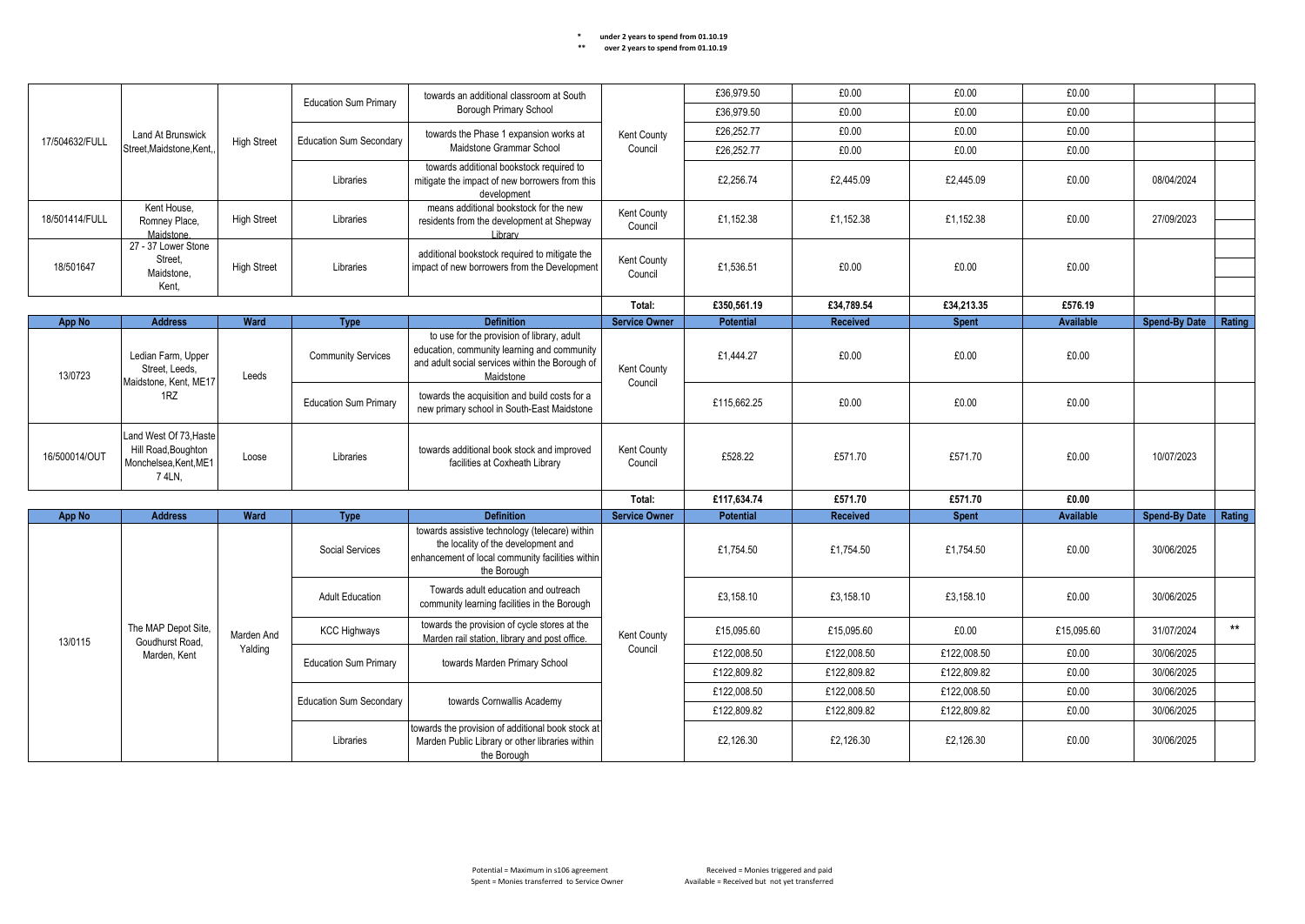\* under 2 years to spend from 01.10.19
\*\* over 2 years to spend from 01.10.19

| App No | Address | Ward | Type | Definition | Service Owner | Potential | Received | Spent | Available | Spend-By Date | Rating |
|---|---|---|---|---|---|---|---|---|---|---|---|
| 17/504632/FULL | Land At Brunswick Street,Maidstone,Kent,, | High Street | Education Sum Primary | towards an additional classroom at South Borough Primary School | Kent County Council | £36,979.50 | £0.00 | £0.00 | £0.00 | | |
| | | | | | | £36,979.50 | £0.00 | £0.00 | £0.00 | | |
| | | | Education Sum Secondary | towards the Phase 1 expansion works at Maidstone Grammar School | | £26,252.77 | £0.00 | £0.00 | £0.00 | | |
| | | | | | | £26,252.77 | £0.00 | £0.00 | £0.00 | | |
| | | | Libraries | towards additional bookstock required to mitigate the impact of new borrowers from this development | | £2,256.74 | £2,445.09 | £2,445.09 | £0.00 | 08/04/2024 | |
| 18/501414/FULL | Kent House, Romney Place, Maidstone, | High Street | Libraries | means additional bookstock for the new residents from the development at Shepway Library | Kent County Council | £1,152.38 | £1,152.38 | £1,152.38 | £0.00 | 27/09/2023 | |
| 18/501647 | 27 - 37 Lower Stone Street, Maidstone, Kent, | High Street | Libraries | additional bookstock required to mitigate the impact of new borrowers from the Development | Kent County Council | £1,536.51 | £0.00 | £0.00 | £0.00 | | |
| | | | | | Total: | £350,561.19 | £34,789.54 | £34,213.35 | £576.19 | | |

| App No | Address | Ward | Type | Definition | Service Owner | Potential | Received | Spent | Available | Spend-By Date | Rating |
|---|---|---|---|---|---|---|---|---|---|---|---|
| 13/0723 | Ledian Farm, Upper Street, Leeds, Maidstone, Kent, ME17 1RZ | Leeds | Community Services | to use for the provision of library, adult education, community learning and community and adult social services within the Borough of Maidstone | Kent County Council | £1,444.27 | £0.00 | £0.00 | £0.00 | | |
| | | | Education Sum Primary | towards the acquisition and build costs for a new primary school in South-East Maidstone | | £115,662.25 | £0.00 | £0.00 | £0.00 | | |
| 16/500014/OUT | Land West Of 73,Haste Hill Road,Boughton Monchelsea,Kent,ME17 4LN, | Loose | Libraries | towards additional book stock and improved facilities at Coxheath Library | Kent County Council | £528.22 | £571.70 | £571.70 | £0.00 | 10/07/2023 | |
| | | | | | Total: | £117,634.74 | £571.70 | £571.70 | £0.00 | | |

| App No | Address | Ward | Type | Definition | Service Owner | Potential | Received | Spent | Available | Spend-By Date | Rating |
|---|---|---|---|---|---|---|---|---|---|---|---|
| 13/0115 | The MAP Depot Site, Goudhurst Road, Marden, Kent | Marden And Yalding | Social Services | towards assistive technology (telecare) within the locality of the development and enhancement of local community facilities within the Borough | Kent County Council | £1,754.50 | £1,754.50 | £1,754.50 | £0.00 | 30/06/2025 | |
| | | | Adult Education | Towards adult education and outreach community learning facilities in the Borough | | £3,158.10 | £3,158.10 | £3,158.10 | £0.00 | 30/06/2025 | |
| | | | KCC Highways | towards the provision of cycle stores at the Marden rail station, library and post office. | | £15,095.60 | £15,095.60 | £0.00 | £15,095.60 | 31/07/2024 | ** |
| | | | Education Sum Primary | towards Marden Primary School | | £122,008.50 | £122,008.50 | £122,008.50 | £0.00 | 30/06/2025 | |
| | | | | | | £122,809.82 | £122,809.82 | £122,809.82 | £0.00 | 30/06/2025 | |
| | | | Education Sum Secondary | towards Cornwallis Academy | | £122,008.50 | £122,008.50 | £122,008.50 | £0.00 | 30/06/2025 | |
| | | | | | | £122,809.82 | £122,809.82 | £122,809.82 | £0.00 | 30/06/2025 | |
| | | | Libraries | towards the provision of additional book stock at Marden Public Library or other libraries within the Borough | | £2,126.30 | £2,126.30 | £2,126.30 | £0.00 | 30/06/2025 | |

Potential = Maximum in s106 agreement
Spent = Monies transferred to Service Owner
Received = Monies triggered and paid
Available = Received but not yet transferred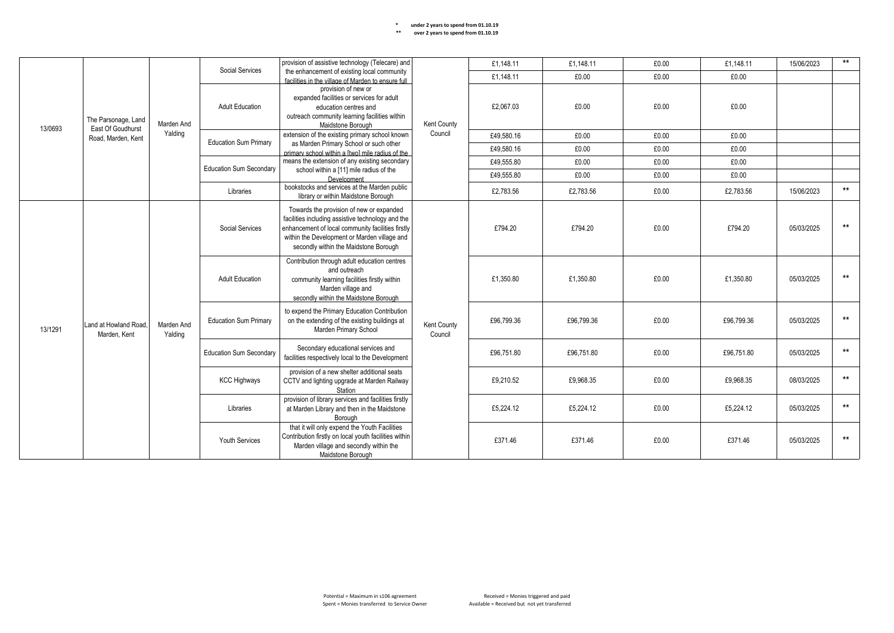\* under 2 years to spend from 01.10.19
\*\* over 2 years to spend from 01.10.19

| | | | | | | | | | | | |
|---|---|---|---|---|---|---|---|---|---|---|---|
| 13/0693 | The Parsonage, Land East Of Goudhurst Road, Marden, Kent | Marden And Yalding | Social Services | provision of assistive technology (Telecare) and the enhancement of existing local community facilities in the village of Marden to ensure full | Kent County Council | £1,148.11 | £1,148.11 | £0.00 | £1,148.11 | 15/06/2023 | ** |
| | | | | | | £1,148.11 | £0.00 | £0.00 | £0.00 | | |
| | | | Adult Education | provision of new or expanded facilities or services for adult education centres and outreach community learning facilities within Maidstone Borough | | £2,067.03 | £0.00 | £0.00 | £0.00 | | |
| | | | Education Sum Primary | extension of the existing primary school known as Marden Primary School or such other primary school within a [two] mile radius of the | | £49,580.16 | £0.00 | £0.00 | £0.00 | | |
| | | | | | | £49,580.16 | £0.00 | £0.00 | £0.00 | | |
| | | | Education Sum Secondary | means the extension of any existing secondary school within a [11] mile radius of the Development | | £49,555.80 | £0.00 | £0.00 | £0.00 | | |
| | | | | | | £49,555.80 | £0.00 | £0.00 | £0.00 | | |
| | | | Libraries | bookstocks and services at the Marden public library or within Maidstone Borough | | £2,783.56 | £2,783.56 | £0.00 | £2,783.56 | 15/06/2023 | ** |
| 13/1291 | Land at Howland Road, Marden, Kent | Marden And Yalding | Social Services | Towards the provision of new or expanded facilities including assistive technology and the enhancement of local community facilities firstly within the Development or Marden village and secondly within the Maidstone Borough | Kent County Council | £794.20 | £794.20 | £0.00 | £794.20 | 05/03/2025 | ** |
| | | | Adult Education | Contribution through adult education centres and outreach community learning facilities firstly within Marden village and secondly within the Maidstone Borough | | £1,350.80 | £1,350.80 | £0.00 | £1,350.80 | 05/03/2025 | ** |
| | | | Education Sum Primary | to expend the Primary Education Contribution on the extending of the existing buildings at Marden Primary School | | £96,799.36 | £96,799.36 | £0.00 | £96,799.36 | 05/03/2025 | ** |
| | | | Education Sum Secondary | Secondary educational services and facilities respectively local to the Development | | £96,751.80 | £96,751.80 | £0.00 | £96,751.80 | 05/03/2025 | ** |
| | | | KCC Highways | provision of a new shelter additional seats CCTV and lighting upgrade at Marden Railway Station | | £9,210.52 | £9,968.35 | £0.00 | £9,968.35 | 08/03/2025 | ** |
| | | | Libraries | provision of library services and facilities firstly at Marden Library and then in the Maidstone Borough | | £5,224.12 | £5,224.12 | £0.00 | £5,224.12 | 05/03/2025 | ** |
| | | | Youth Services | that it will only expend the Youth Facilities Contribution firstly on local youth facilities within Marden village and secondly within the Maidstone Borough | | £371.46 | £371.46 | £0.00 | £371.46 | 05/03/2025 | ** |

Potential = Maximum in s106 agreement
Spent = Monies transferred to Service Owner
Received = Monies triggered and paid
Available = Received but not yet transferred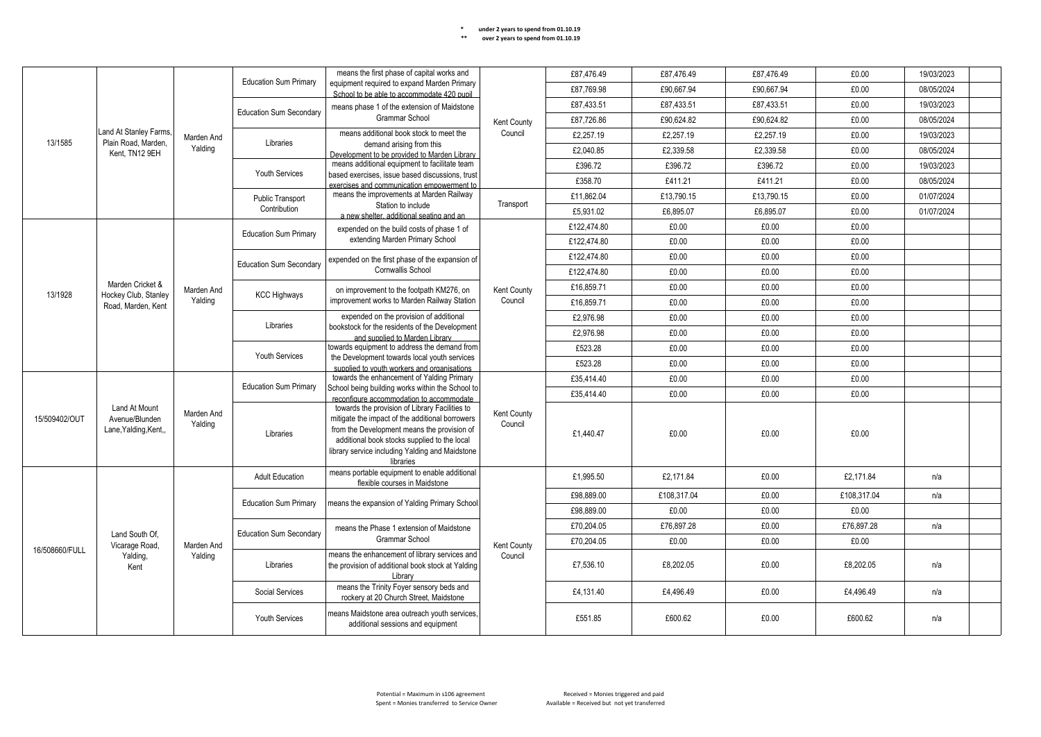\* under 2 years to spend from 01.10.19
\*\* over 2 years to spend from 01.10.19

| | | | | | | | | | | | |
|---|---|---|---|---|---|---|---|---|---|---|---|
| 13/1585 | Land At Stanley Farms, Plain Road, Marden, Kent, TN12 9EH | Marden And Yalding | Education Sum Primary | means the first phase of capital works and equipment required to expand Marden Primary School to be able to accommodate 420 pupil | Kent County Council | £87,476.49 | £87,476.49 | £87,476.49 | £0.00 | 19/03/2023 | |
| | | | | | | £87,769.98 | £90,667.94 | £90,667.94 | £0.00 | 08/05/2024 | |
| | | | Education Sum Secondary | means phase 1 of the extension of Maidstone Grammar School | | £87,433.51 | £87,433.51 | £87,433.51 | £0.00 | 19/03/2023 | |
| | | | | | | £87,726.86 | £90,624.82 | £90,624.82 | £0.00 | 08/05/2024 | |
| | | | Libraries | means additional book stock to meet the demand arising from this Development to be provided to Marden Library | | £2,257.19 | £2,257.19 | £2,257.19 | £0.00 | 19/03/2023 | |
| | | | | | | £2,040.85 | £2,339.58 | £2,339.58 | £0.00 | 08/05/2024 | |
| | | | Youth Services | means additional equipment to facilitate team based exercises, issue based discussions, trust exercises and communication empowerment to | | £396.72 | £396.72 | £396.72 | £0.00 | 19/03/2023 | |
| | | | | | | £358.70 | £411.21 | £411.21 | £0.00 | 08/05/2024 | |
| | | | Public Transport Contribution | means the improvements at Marden Railway Station to include a new shelter, additional seating and an | Transport | £11,862.04 | £13,790.15 | £13,790.15 | £0.00 | 01/07/2024 | |
| | | | | | | £5,931.02 | £6,895.07 | £6,895.07 | £0.00 | 01/07/2024 | |
| 13/1928 | Marden Cricket & Hockey Club, Stanley Road, Marden, Kent | Marden And Yalding | Education Sum Primary | expended on the build costs of phase 1 of extending Marden Primary School | Kent County Council | £122,474.80 | £0.00 | £0.00 | £0.00 | | |
| | | | | | | £122,474.80 | £0.00 | £0.00 | £0.00 | | |
| | | | Education Sum Secondary | expended on the first phase of the expansion of Cornwallis School | | £122,474.80 | £0.00 | £0.00 | £0.00 | | |
| | | | | | | £122,474.80 | £0.00 | £0.00 | £0.00 | | |
| | | | KCC Highways | on improvement to the footpath KM276, on improvement works to Marden Railway Station | | £16,859.71 | £0.00 | £0.00 | £0.00 | | |
| | | | | | | £16,859.71 | £0.00 | £0.00 | £0.00 | | |
| | | | Libraries | expended on the provision of additional bookstock for the residents of the Development and supplied to Marden Library | | £2,976.98 | £0.00 | £0.00 | £0.00 | | |
| | | | | | | £2,976.98 | £0.00 | £0.00 | £0.00 | | |
| | | | Youth Services | towards equipment to address the demand from the Development towards local youth services supplied to youth workers and organisations | | £523.28 | £0.00 | £0.00 | £0.00 | | |
| | | | | | | £523.28 | £0.00 | £0.00 | £0.00 | | |
| 15/509402/OUT | Land At Mount Avenue/Blunden Lane,Yalding,Kent,, | Marden And Yalding | Education Sum Primary | towards the enhancement of Yalding Primary School being building works within the School to reconfigure accommodation to accommodate | Kent County Council | £35,414.40 | £0.00 | £0.00 | £0.00 | | |
| | | | | | | £35,414.40 | £0.00 | £0.00 | £0.00 | | |
| | | | Libraries | towards the provision of Library Facilities to mitigate the impact of the additional borrowers from the Development means the provision of additional book stocks supplied to the local library service including Yalding and Maidstone libraries | | £1,440.47 | £0.00 | £0.00 | £0.00 | | |
| 16/508660/FULL | Land South Of, Vicarage Road, Yalding, Kent | Marden And Yalding | Adult Education | means portable equipment to enable additional flexible courses in Maidstone | Kent County Council | £1,995.50 | £2,171.84 | £0.00 | £2,171.84 | n/a | |
| | | | Education Sum Primary | means the expansion of Yalding Primary School | | £98,889.00 | £108,317.04 | £0.00 | £108,317.04 | n/a | |
| | | | | | | £98,889.00 | £0.00 | £0.00 | £0.00 | | |
| | | | Education Sum Secondary | means the Phase 1 extension of Maidstone Grammar School | | £70,204.05 | £76,897.28 | £0.00 | £76,897.28 | n/a | |
| | | | | | | £70,204.05 | £0.00 | £0.00 | £0.00 | | |
| | | | Libraries | means the enhancement of library services and the provision of additional book stock at Yalding Library | | £7,536.10 | £8,202.05 | £0.00 | £8,202.05 | n/a | |
| | | | Social Services | means the Trinity Foyer sensory beds and rockery at 20 Church Street, Maidstone | | £4,131.40 | £4,496.49 | £0.00 | £4,496.49 | n/a | |
| | | | Youth Services | means Maidstone area outreach youth services, additional sessions and equipment | | £551.85 | £600.62 | £0.00 | £600.62 | n/a | |

Potential = Maximum in s106 agreement
Spent = Monies transferred to Service Owner
Received = Monies triggered and paid
Available = Received but not yet transferred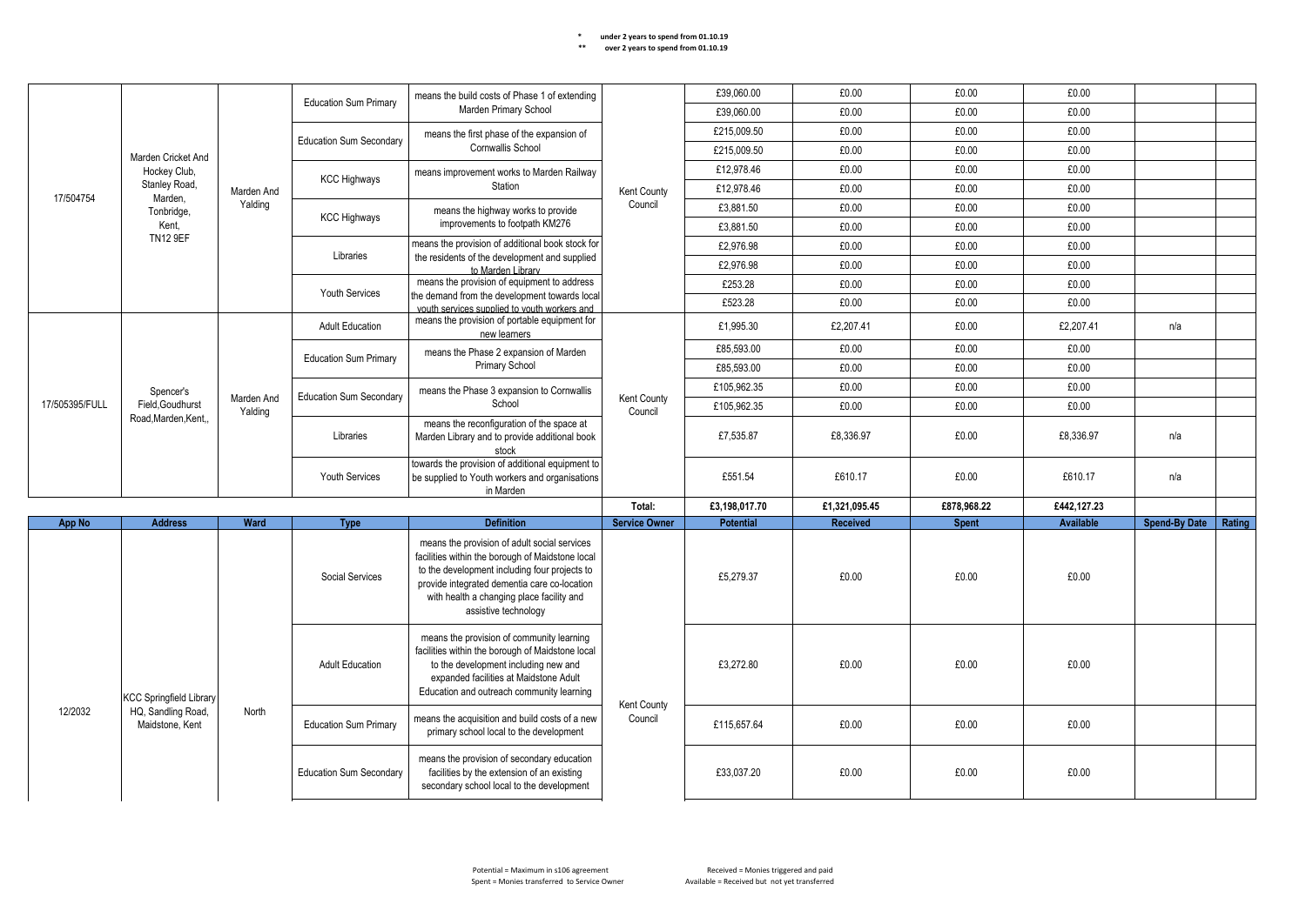\* under 2 years to spend from 01.10.19
\*\* over 2 years to spend from 01.10.19

| App No | Address | Ward | Type | Definition | Service Owner | Potential | Received | Spent | Available | Spend-By Date | Rating |
|---|---|---|---|---|---|---|---|---|---|---|---|
| 17/504754 | Marden Cricket And Hockey Club, Stanley Road, Marden, Tonbridge, Kent, TN12 9EF | Marden And Yalding | Education Sum Primary | means the build costs of Phase 1 of extending Marden Primary School | Kent County Council | £39,060.00 | £0.00 | £0.00 | £0.00 | | |
| | | | | | | £39,060.00 | £0.00 | £0.00 | £0.00 | | |
| | | | Education Sum Secondary | means the first phase of the expansion of Cornwallis School | | £215,009.50 | £0.00 | £0.00 | £0.00 | | |
| | | | | | | £215,009.50 | £0.00 | £0.00 | £0.00 | | |
| | | | KCC Highways | means improvement works to Marden Railway Station | | £12,978.46 | £0.00 | £0.00 | £0.00 | | |
| | | | | | | £12,978.46 | £0.00 | £0.00 | £0.00 | | |
| | | | KCC Highways | means the highway works to provide improvements to footpath KM276 | | £3,881.50 | £0.00 | £0.00 | £0.00 | | |
| | | | | | | £3,881.50 | £0.00 | £0.00 | £0.00 | | |
| | | | Libraries | means the provision of additional book stock for the residents of the development and supplied to Marden Library | | £2,976.98 | £0.00 | £0.00 | £0.00 | | |
| | | | | | | £2,976.98 | £0.00 | £0.00 | £0.00 | | |
| | | | Youth Services | means the provision of equipment to address the demand from the development towards local youth services supplied to youth workers and | | £253.28 | £0.00 | £0.00 | £0.00 | | |
| | | | | | | £523.28 | £0.00 | £0.00 | £0.00 | | |
| 17/505395/FULL | Spencer's Field,Goudhurst Road,Marden,Kent,, | Marden And Yalding | Adult Education | means the provision of portable equipment for new learners | Kent County Council | £1,995.30 | £2,207.41 | £0.00 | £2,207.41 | n/a | |
| | | | Education Sum Primary | means the Phase 2 expansion of Marden Primary School | | £85,593.00 | £0.00 | £0.00 | £0.00 | | |
| | | | | | | £85,593.00 | £0.00 | £0.00 | £0.00 | | |
| | | | Education Sum Secondary | means the Phase 3 expansion to Cornwallis School | | £105,962.35 | £0.00 | £0.00 | £0.00 | | |
| | | | | | | £105,962.35 | £0.00 | £0.00 | £0.00 | | |
| | | | Libraries | means the reconfiguration of the space at Marden Library and to provide additional book stock | | £7,535.87 | £8,336.97 | £0.00 | £8,336.97 | n/a | |
| | | | Youth Services | towards the provision of additional equipment to be supplied to Youth workers and organisations in Marden | | £551.54 | £610.17 | £0.00 | £610.17 | n/a | |
| | | | | | **Total:** | **£3,198,017.70** | **£1,321,095.45** | **£878,968.22** | **£442,127.23** | | |

| App No | Address | Ward | Type | Definition | Service Owner | Potential | Received | Spent | Available | Spend-By Date | Rating |
|---|---|---|---|---|---|---|---|---|---|---|---|
| 12/2032 | KCC Springfield Library HQ, Sandling Road, Maidstone, Kent | North | Social Services | means the provision of adult social services facilities within the borough of Maidstone local to the development including four projects to provide integrated dementia care co-location with health a changing place facility and assistive technology | Kent County Council | £5,279.37 | £0.00 | £0.00 | £0.00 | | |
| | | | Adult Education | means the provision of community learning facilities within the borough of Maidstone local to the development including new and expanded facilities at Maidstone Adult Education and outreach community learning | | £3,272.80 | £0.00 | £0.00 | £0.00 | | |
| | | | Education Sum Primary | means the acquisition and build costs of a new primary school local to the development | | £115,657.64 | £0.00 | £0.00 | £0.00 | | |
| | | | Education Sum Secondary | means the provision of secondary education facilities by the extension of an existing secondary school local to the development | | £33,037.20 | £0.00 | £0.00 | £0.00 | | |

Potential = Maximum in s106 agreement
Spent = Monies transferred to Service Owner
Received = Monies triggered and paid
Available = Received but not yet transferred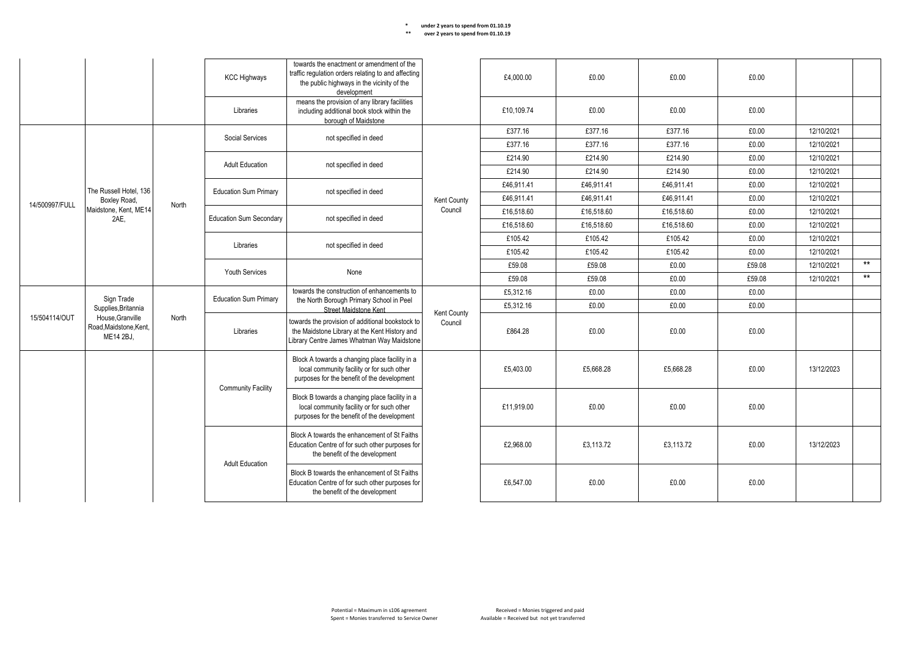\* under 2 years to spend from 01.10.19
\*\* over 2 years to spend from 01.10.19

| | | | | | | | | | | | |
|---|---|---|---|---|---|---|---|---|---|---|---|
| | | | KCC Highways | towards the enactment or amendment of the traffic regulation orders relating to and affecting the public highways in the vicinity of the development | | £4,000.00 | £0.00 | £0.00 | £0.00 | | |
| | | | Libraries | means the provision of any library facilities including additional book stock within the borough of Maidstone | | £10,109.74 | £0.00 | £0.00 | £0.00 | | |
| 14/500997/FULL | The Russell Hotel, 136 Boxley Road, Maidstone, Kent, ME14 2AE, | North | Social Services | not specified in deed | Kent County Council | £377.16 | £377.16 | £377.16 | £0.00 | 12/10/2021 | |
| | | | | | | £377.16 | £377.16 | £377.16 | £0.00 | 12/10/2021 | |
| | | | Adult Education | not specified in deed | | £214.90 | £214.90 | £214.90 | £0.00 | 12/10/2021 | |
| | | | | | | £214.90 | £214.90 | £214.90 | £0.00 | 12/10/2021 | |
| | | | Education Sum Primary | not specified in deed | | £46,911.41 | £46,911.41 | £46,911.41 | £0.00 | 12/10/2021 | |
| | | | | | | £46,911.41 | £46,911.41 | £46,911.41 | £0.00 | 12/10/2021 | |
| | | | Education Sum Secondary | not specified in deed | | £16,518.60 | £16,518.60 | £16,518.60 | £0.00 | 12/10/2021 | |
| | | | | | | £16,518.60 | £16,518.60 | £16,518.60 | £0.00 | 12/10/2021 | |
| | | | Libraries | not specified in deed | | £105.42 | £105.42 | £105.42 | £0.00 | 12/10/2021 | |
| | | | | | | £105.42 | £105.42 | £105.42 | £0.00 | 12/10/2021 | |
| | | | Youth Services | None | | £59.08 | £59.08 | £0.00 | £59.08 | 12/10/2021 | ** |
| | | | | | | £59.08 | £59.08 | £0.00 | £59.08 | 12/10/2021 | ** |
| 15/504114/OUT | Sign Trade Supplies,Britannia House,Granville Road,Maidstone,Kent, ME14 2BJ, | North | Education Sum Primary | towards the construction of enhancements to the North Borough Primary School in Peel Street Maidstone Kent | Kent County Council | £5,312.16 | £0.00 | £0.00 | £0.00 | | |
| | | | | | | £5,312.16 | £0.00 | £0.00 | £0.00 | | |
| | | | Libraries | towards the provision of additional bookstock to the Maidstone Library at the Kent History and Library Centre James Whatman Way Maidstone | | £864.28 | £0.00 | £0.00 | £0.00 | | |
| | | | Community Facility | Block A towards a changing place facility in a local community facility or for such other purposes for the benefit of the development | | £5,403.00 | £5,668.28 | £5,668.28 | £0.00 | 13/12/2023 | |
| | | | | Block B towards a changing place facility in a local community facility or for such other purposes for the benefit of the development | | £11,919.00 | £0.00 | £0.00 | £0.00 | | |
| | | | Adult Education | Block A towards the enhancement of St Faiths Education Centre of for such other purposes for the benefit of the development | | £2,968.00 | £3,113.72 | £3,113.72 | £0.00 | 13/12/2023 | |
| | | | | Block B towards the enhancement of St Faiths Education Centre of for such other purposes for the benefit of the development | | £6,547.00 | £0.00 | £0.00 | £0.00 | | |

Potential = Maximum in s106 agreement
Spent = Monies transferred to Service Owner
Received = Monies triggered and paid
Available = Received but not yet transferred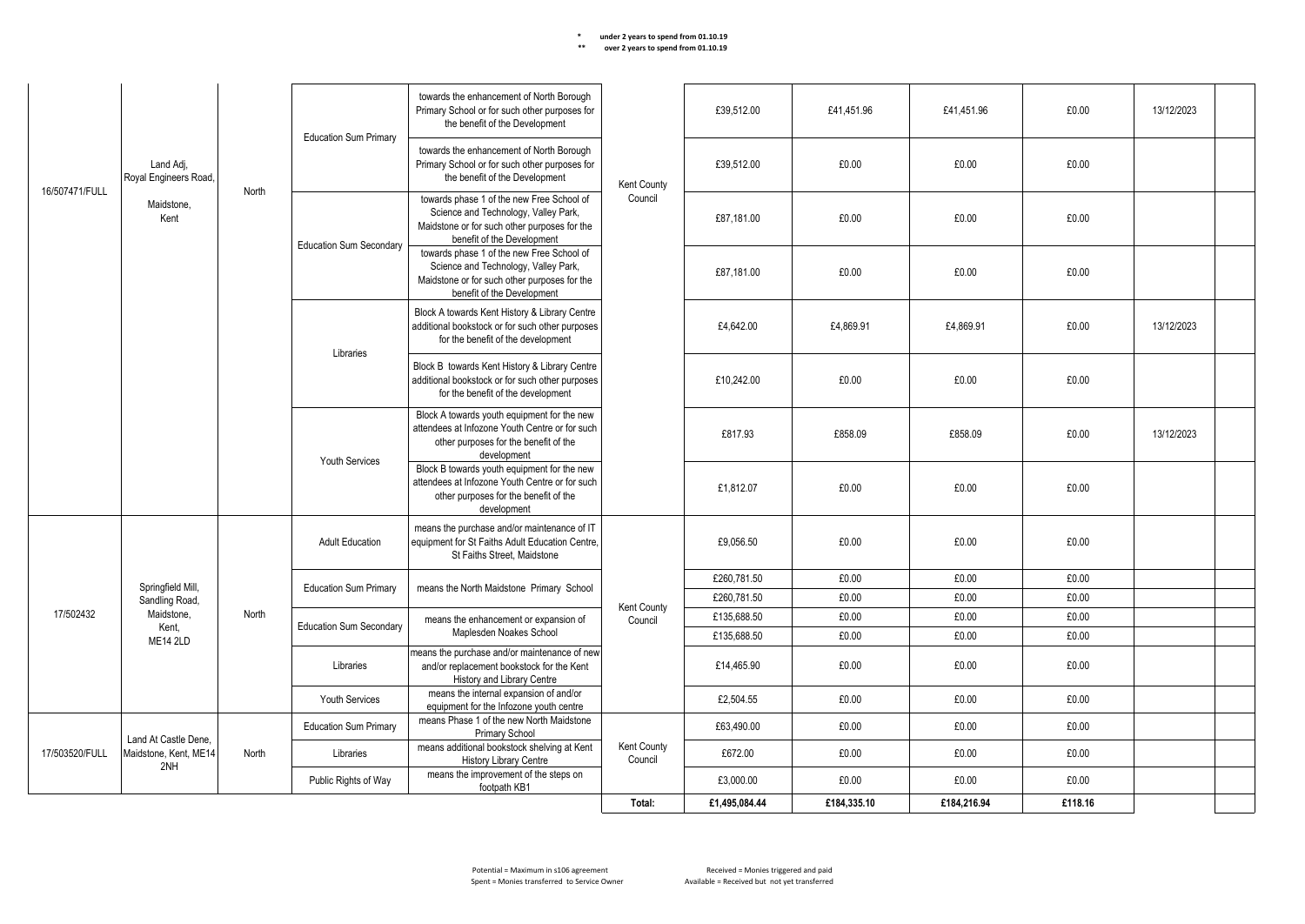\* under 2 years to spend from 01.10.19
\*\* over 2 years to spend from 01.10.19

| | | | | | | | | | | | |
|---|---|---|---|---|---|---|---|---|---|---|---|
| 16/507471/FULL | Land Adj, Royal Engineers Road, Maidstone, Kent | North | Education Sum Primary | towards the enhancement of North Borough Primary School or for such other purposes for the benefit of the Development | Kent County Council | £39,512.00 | £41,451.96 | £41,451.96 | £0.00 | 13/12/2023 | |
| | | | | towards the enhancement of North Borough Primary School or for such other purposes for the benefit of the Development | | £39,512.00 | £0.00 | £0.00 | £0.00 | | |
| | | | Education Sum Secondary | towards phase 1 of the new Free School of Science and Technology, Valley Park, Maidstone or for such other purposes for the benefit of the Development | | £87,181.00 | £0.00 | £0.00 | £0.00 | | |
| | | | | towards phase 1 of the new Free School of Science and Technology, Valley Park, Maidstone or for such other purposes for the benefit of the Development | | £87,181.00 | £0.00 | £0.00 | £0.00 | | |
| | | | Libraries | Block A towards Kent History & Library Centre additional bookstock or for such other purposes for the benefit of the development | | £4,642.00 | £4,869.91 | £4,869.91 | £0.00 | 13/12/2023 | |
| | | | | Block B towards Kent History & Library Centre additional bookstock or for such other purposes for the benefit of the development | | £10,242.00 | £0.00 | £0.00 | £0.00 | | |
| | | | Youth Services | Block A towards youth equipment for the new attendees at Infozone Youth Centre or for such other purposes for the benefit of the development | | £817.93 | £858.09 | £858.09 | £0.00 | 13/12/2023 | |
| | | | | Block B towards youth equipment for the new attendees at Infozone Youth Centre or for such other purposes for the benefit of the development | | £1,812.07 | £0.00 | £0.00 | £0.00 | | |
| 17/502432 | Springfield Mill, Sandling Road, Maidstone, Kent, ME14 2LD | North | Adult Education | means the purchase and/or maintenance of IT equipment for St Faiths Adult Education Centre, St Faiths Street, Maidstone | Kent County Council | £9,056.50 | £0.00 | £0.00 | £0.00 | | |
| | | | Education Sum Primary | means the North Maidstone Primary School | | £260,781.50 | £0.00 | £0.00 | £0.00 | | |
| | | | | | | £260,781.50 | £0.00 | £0.00 | £0.00 | | |
| | | | Education Sum Secondary | means the enhancement or expansion of Maplesden Noakes School | | £135,688.50 | £0.00 | £0.00 | £0.00 | | |
| | | | | | | £135,688.50 | £0.00 | £0.00 | £0.00 | | |
| | | | Libraries | means the purchase and/or maintenance of new and/or replacement bookstock for the Kent History and Library Centre | | £14,465.90 | £0.00 | £0.00 | £0.00 | | |
| | | | Youth Services | means the internal expansion of and/or equipment for the Infozone youth centre | | £2,504.55 | £0.00 | £0.00 | £0.00 | | |
| 17/503520/FULL | Land At Castle Dene, Maidstone, Kent, ME14 2NH | North | Education Sum Primary | means Phase 1 of the new North Maidstone Primary School | Kent County Council | £63,490.00 | £0.00 | £0.00 | £0.00 | | |
| | | | Libraries | means additional bookstock shelving at Kent History Library Centre | | £672.00 | £0.00 | £0.00 | £0.00 | | |
| | | | Public Rights of Way | means the improvement of the steps on footpath KB1 | | £3,000.00 | £0.00 | £0.00 | £0.00 | | |
| | | | | | **Total:** | **£1,495,084.44** | **£184,335.10** | **£184,216.94** | **£118.16** | | |

Potential = Maximum in s106 agreement
Spent = Monies transferred to Service Owner

Received = Monies triggered and paid
Available = Received but not yet transferred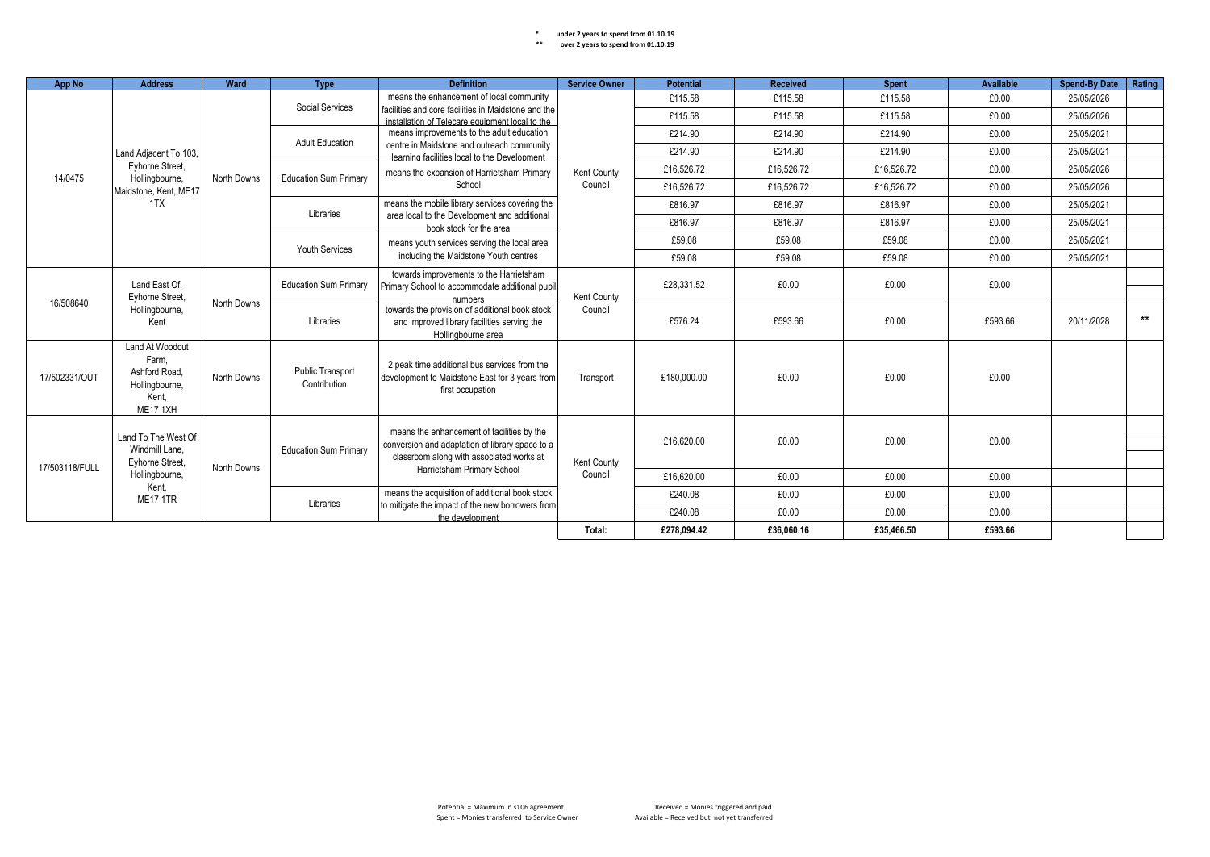\* under 2 years to spend from 01.10.19

\*\* over 2 years to spend from 01.10.19

| App No | Address | Ward | Type | Definition | Service Owner | Potential | Received | Spent | Available | Spend-By Date | Rating |
|---|---|---|---|---|---|---|---|---|---|---|---|
| 14/0475 | Land Adjacent To 103, Eyhorne Street, Hollingbourne, Maidstone, Kent, ME17 1TX | North Downs | Social Services | means the enhancement of local community facilities and core facilities in Maidstone and the installation of Telecare equipment local to the | Kent County Council | £115.58 | £115.58 | £115.58 | £0.00 | 25/05/2026 | |
| | | | | | | £115.58 | £115.58 | £115.58 | £0.00 | 25/05/2026 | |
| | | | Adult Education | means improvements to the adult education centre in Maidstone and outreach community learning facilities local to the Development | | £214.90 | £214.90 | £214.90 | £0.00 | 25/05/2021 | |
| | | | | | | £214.90 | £214.90 | £214.90 | £0.00 | 25/05/2021 | |
| | | | Education Sum Primary | means the expansion of Harrietsham Primary School | | £16,526.72 | £16,526.72 | £16,526.72 | £0.00 | 25/05/2026 | |
| | | | | | | £16,526.72 | £16,526.72 | £16,526.72 | £0.00 | 25/05/2026 | |
| | | | Libraries | means the mobile library services covering the area local to the Development and additional book stock for the area | | £816.97 | £816.97 | £816.97 | £0.00 | 25/05/2021 | |
| | | | | | | £816.97 | £816.97 | £816.97 | £0.00 | 25/05/2021 | |
| | | | Youth Services | means youth services serving the local area including the Maidstone Youth centres | | £59.08 | £59.08 | £59.08 | £0.00 | 25/05/2021 | |
| | | | | | | £59.08 | £59.08 | £59.08 | £0.00 | 25/05/2021 | |
| 16/508640 | Land East Of, Eyhorne Street, Hollingbourne, Kent | North Downs | Education Sum Primary | towards improvements to the Harrietsham Primary School to accommodate additional pupil numbers | Kent County Council | £28,331.52 | £0.00 | £0.00 | £0.00 | | |
| | | | Libraries | towards the provision of additional book stock and improved library facilities serving the Hollingbourne area | | £576.24 | £593.66 | £0.00 | £593.66 | 20/11/2028 | ** |
| 17/502331/OUT | Land At Woodcut Farm, Ashford Road, Hollingbourne, Kent, ME17 1XH | North Downs | Public Transport Contribution | 2 peak time additional bus services from the development to Maidstone East for 3 years from first occupation | Transport | £180,000.00 | £0.00 | £0.00 | £0.00 | | |
| 17/503118/FULL | Land To The West Of Windmill Lane, Eyhorne Street, Hollingbourne, Kent, ME17 1TR | North Downs | Education Sum Primary | means the enhancement of facilities by the conversion and adaptation of library space to a classroom along with associated works at Harrietsham Primary School | Kent County Council | £16,620.00 | £0.00 | £0.00 | £0.00 | | |
| | | | | | | £16,620.00 | £0.00 | £0.00 | £0.00 | | |
| | | | Libraries | means the acquisition of additional book stock to mitigate the impact of the new borrowers from the development | | £240.08 | £0.00 | £0.00 | £0.00 | | |
| | | | | | | £240.08 | £0.00 | £0.00 | £0.00 | | |
| | | | | | Total: | £278,094.42 | £36,060.16 | £35,466.50 | £593.66 | | |

Potential = Maximum in s106 agreement
Spent = Monies transferred to Service Owner
Received = Monies triggered and paid
Available = Received but not yet transferred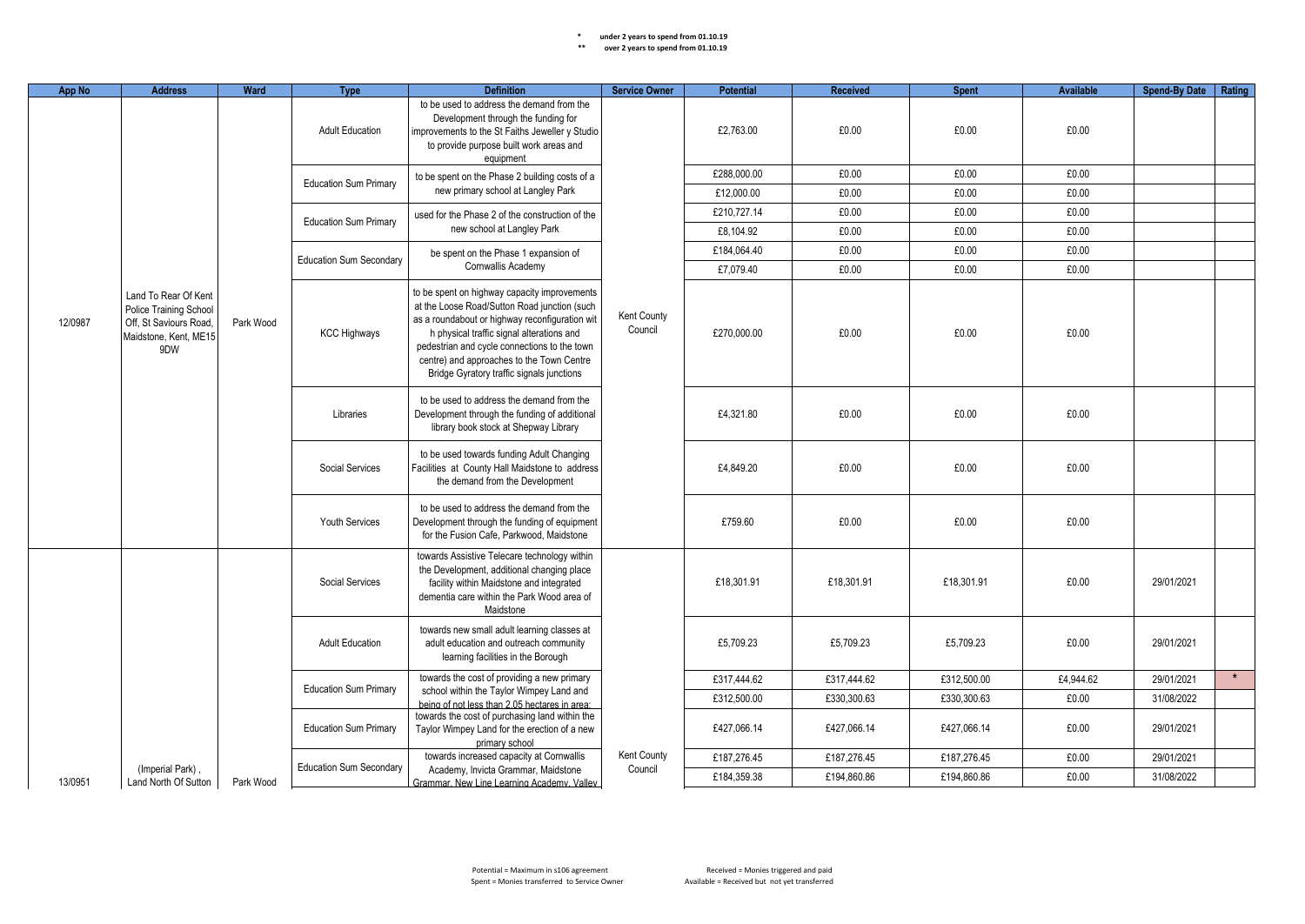\* under 2 years to spend from 01.10.19
\*\* over 2 years to spend from 01.10.19

| App No | Address | Ward | Type | Definition | Service Owner | Potential | Received | Spent | Available | Spend-By Date | Rating |
|---|---|---|---|---|---|---|---|---|---|---|---|
| 12/0987 | Land To Rear Of Kent Police Training School Off, St Saviours Road, Maidstone, Kent, ME15 9DW | Park Wood | Adult Education | to be used to address the demand from the Development through the funding for improvements to the St Faiths Jeweller y Studio to provide purpose built work areas and equipment | Kent County Council | £2,763.00 | £0.00 | £0.00 | £0.00 | | |
| | | | Education Sum Primary | to be spent on the Phase 2 building costs of a new primary school at Langley Park | | £288,000.00 | £0.00 | £0.00 | £0.00 | | |
| | | | | | | £12,000.00 | £0.00 | £0.00 | £0.00 | | |
| | | | Education Sum Primary | used for the Phase 2 of the construction of the new school at Langley Park | | £210,727.14 | £0.00 | £0.00 | £0.00 | | |
| | | | | | | £8,104.92 | £0.00 | £0.00 | £0.00 | | |
| | | | Education Sum Secondary | be spent on the Phase 1 expansion of Cornwallis Academy | | £184,064.40 | £0.00 | £0.00 | £0.00 | | |
| | | | | | | £7,079.40 | £0.00 | £0.00 | £0.00 | | |
| | | | KCC Highways | to be spent on highway capacity improvements at the Loose Road/Sutton Road junction (such as a roundabout or highway reconfiguration wit h physical traffic signal alterations and pedestrian and cycle connections to the town centre) and approaches to the Town Centre Bridge Gyratory traffic signals junctions | | £270,000.00 | £0.00 | £0.00 | £0.00 | | |
| | | | Libraries | to be used to address the demand from the Development through the funding of additional library book stock at Shepway Library | | £4,321.80 | £0.00 | £0.00 | £0.00 | | |
| | | | Social Services | to be used towards funding Adult Changing Facilities at County Hall Maidstone to address the demand from the Development | | £4,849.20 | £0.00 | £0.00 | £0.00 | | |
| | | | Youth Services | to be used to address the demand from the Development through the funding of equipment for the Fusion Cafe, Parkwood, Maidstone | | £759.60 | £0.00 | £0.00 | £0.00 | | |
| 13/0951 | (Imperial Park), Land North Of Sutton | Park Wood | Social Services | towards Assistive Telecare technology within the Development, additional changing place facility within Maidstone and integrated dementia care within the Park Wood area of Maidstone | Kent County Council | £18,301.91 | £18,301.91 | £18,301.91 | £0.00 | 29/01/2021 | |
| | | | Adult Education | towards new small adult learning classes at adult education and outreach community learning facilities in the Borough | | £5,709.23 | £5,709.23 | £5,709.23 | £0.00 | 29/01/2021 | |
| | | | Education Sum Primary | towards the cost of providing a new primary school within the Taylor Wimpey Land and being of not less than 2.05 hectares in area; | | £317,444.62 | £317,444.62 | £312,500.00 | £4,944.62 | 29/01/2021 | * |
| | | | | | | £312,500.00 | £330,300.63 | £330,300.63 | £0.00 | 31/08/2022 | |
| | | | Education Sum Primary | towards the cost of purchasing land within the Taylor Wimpey Land for the erection of a new primary school | | £427,066.14 | £427,066.14 | £427,066.14 | £0.00 | 29/01/2021 | |
| | | | Education Sum Secondary | towards increased capacity at Cornwallis Academy, Invicta Grammar, Maidstone Grammar, New Line Learning Academy, Valley | | £187,276.45 | £187,276.45 | £187,276.45 | £0.00 | 29/01/2021 | |
| | | | | | | £184,359.38 | £194,860.86 | £194,860.86 | £0.00 | 31/08/2022 | |

Potential = Maximum in s106 agreement
Spent = Monies transferred to Service Owner
Received = Monies triggered and paid
Available = Received but not yet transferred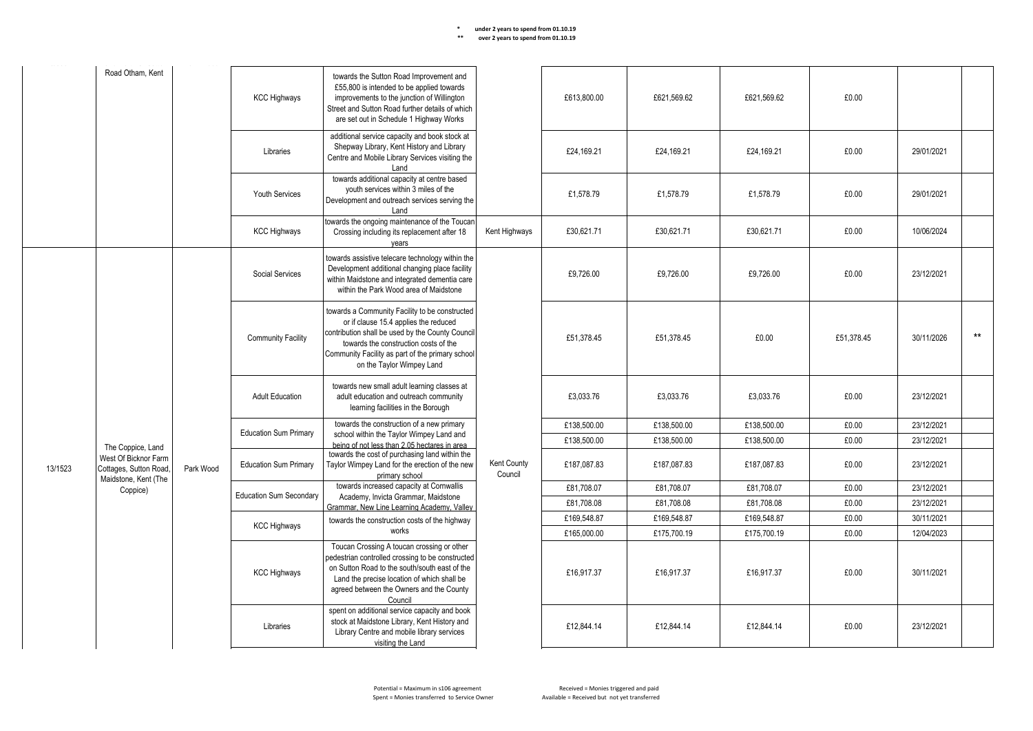\* under 2 years to spend from 01.10.19
\*\* over 2 years to spend from 01.10.19

| | | | | | | | | | | | |
|---|---|---|---|---|---|---|---|---|---|---|---|
| | Road Otham, Kent | | KCC Highways | towards the Sutton Road Improvement and £55,800 is intended to be applied towards improvements to the junction of Willington Street and Sutton Road further details of which are set out in Schedule 1 Highway Works | | £613,800.00 | £621,569.62 | £621,569.62 | £0.00 | | |
| | | | Libraries | additional service capacity and book stock at Shepway Library, Kent History and Library Centre and Mobile Library Services visiting the Land | | £24,169.21 | £24,169.21 | £24,169.21 | £0.00 | 29/01/2021 | |
| | | | Youth Services | towards additional capacity at centre based youth services within 3 miles of the Development and outreach services serving the Land | | £1,578.79 | £1,578.79 | £1,578.79 | £0.00 | 29/01/2021 | |
| | | | KCC Highways | towards the ongoing maintenance of the Toucan Crossing including its replacement after 18 years | Kent Highways | £30,621.71 | £30,621.71 | £30,621.71 | £0.00 | 10/06/2024 | |
| 13/1523 | The Coppice, Land West Of Bicknor Farm Cottages, Sutton Road, Maidstone, Kent (The Coppice) | Park Wood | Social Services | towards assistive telecare technology within the Development additional changing place facility within Maidstone and integrated dementia care within the Park Wood area of Maidstone | Kent County Council | £9,726.00 | £9,726.00 | £9,726.00 | £0.00 | 23/12/2021 | |
| | | | Community Facility | towards a Community Facility to be constructed or if clause 15.4 applies the reduced contribution shall be used by the County Council towards the construction costs of the Community Facility as part of the primary school on the Taylor Wimpey Land | | £51,378.45 | £51,378.45 | £0.00 | £51,378.45 | 30/11/2026 | ** |
| | | | Adult Education | towards new small adult learning classes at adult education and outreach community learning facilities in the Borough | | £3,033.76 | £3,033.76 | £3,033.76 | £0.00 | 23/12/2021 | |
| | | | Education Sum Primary | towards the construction of a new primary school within the Taylor Wimpey Land and being of not less than 2.05 hectares in area | | £138,500.00 | £138,500.00 | £138,500.00 | £0.00 | 23/12/2021 | |
| | | | | | | £138,500.00 | £138,500.00 | £138,500.00 | £0.00 | 23/12/2021 | |
| | | | Education Sum Primary | towards the cost of purchasing land within the Taylor Wimpey Land for the erection of the new primary school | | £187,087.83 | £187,087.83 | £187,087.83 | £0.00 | 23/12/2021 | |
| | | | Education Sum Secondary | towards increased capacity at Cornwallis Academy, Invicta Grammar, Maidstone Grammar, New Line Learning Academy, Valley | | £81,708.07 | £81,708.07 | £81,708.07 | £0.00 | 23/12/2021 | |
| | | | | | | £81,708.08 | £81,708.08 | £81,708.08 | £0.00 | 23/12/2021 | |
| | | | KCC Highways | towards the construction costs of the highway works | | £169,548.87 | £169,548.87 | £169,548.87 | £0.00 | 30/11/2021 | |
| | | | | | | £165,000.00 | £175,700.19 | £175,700.19 | £0.00 | 12/04/2023 | |
| | | | KCC Highways | Toucan Crossing A toucan crossing or other pedestrian controlled crossing to be constructed on Sutton Road to the south/south east of the Land the precise location of which shall be agreed between the Owners and the County Council | | £16,917.37 | £16,917.37 | £16,917.37 | £0.00 | 30/11/2021 | |
| | | | Libraries | spent on additional service capacity and book stock at Maidstone Library, Kent History and Library Centre and mobile library services visiting the Land | | £12,844.14 | £12,844.14 | £12,844.14 | £0.00 | 23/12/2021 | |

Potential = Maximum in s106 agreement
Spent = Monies transferred to Service Owner
Received = Monies triggered and paid
Available = Received but not yet transferred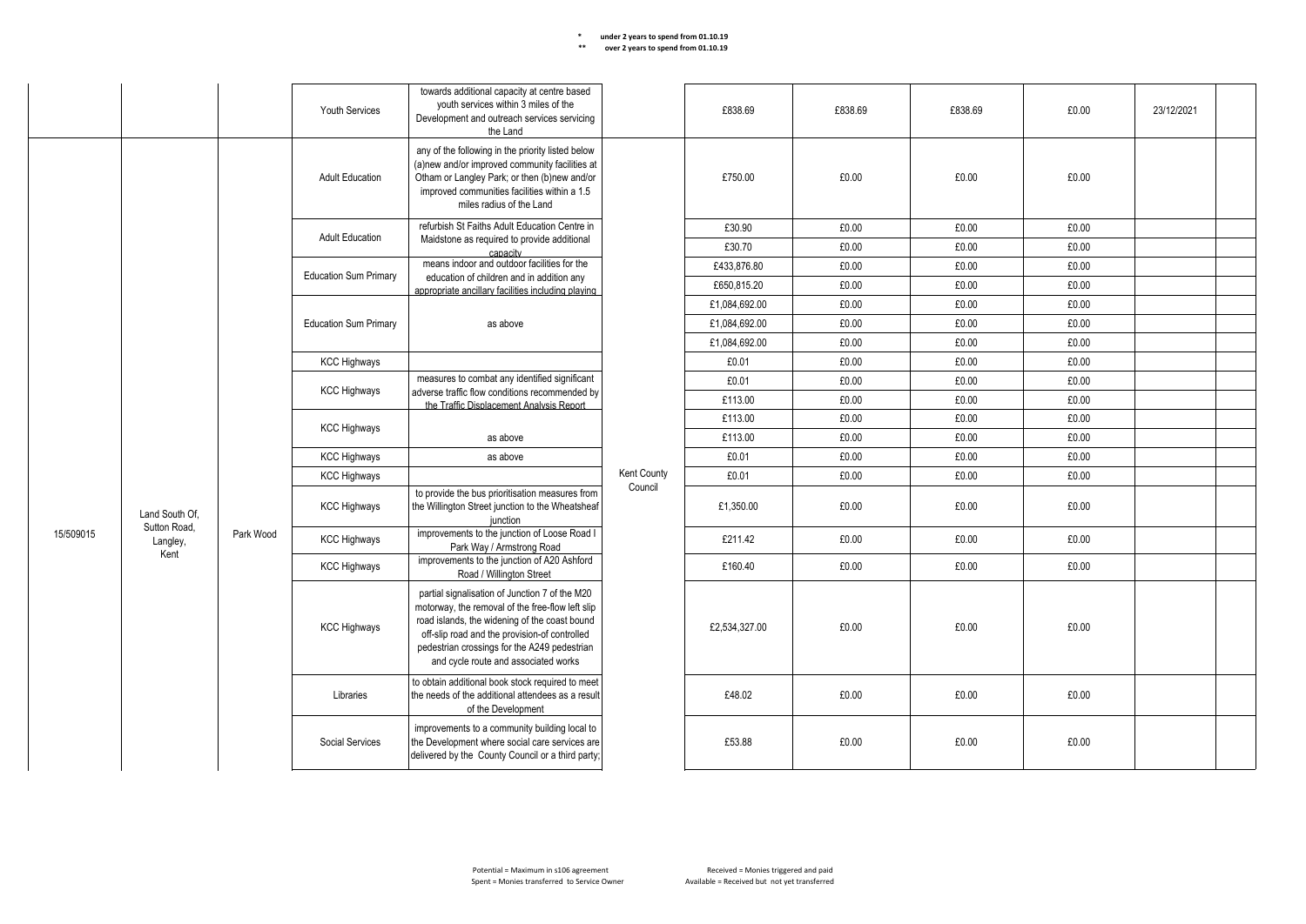\* under 2 years to spend from 01.10.19
\*\* over 2 years to spend from 01.10.19

| | | | | | | | | | | | |
|---|---|---|---|---|---|---|---|---|---|---|---|
| | | | Youth Services | towards additional capacity at centre based youth services within 3 miles of the Development and outreach services servicing the Land | | £838.69 | £838.69 | £838.69 | £0.00 | 23/12/2021 | |
| 15/509015 | Land South Of, Sutton Road, Langley, Kent | Park Wood | Adult Education | any of the following in the priority listed below (a)new and/or improved community facilities at Otham or Langley Park; or then (b)new and/or improved communities facilities within a 1.5 miles radius of the Land | Kent County Council | £750.00 | £0.00 | £0.00 | £0.00 | | |
| | | | Adult Education | refurbish St Faiths Adult Education Centre in Maidstone as required to provide additional capacity | | £30.90 | £0.00 | £0.00 | £0.00 | | |
| | | | | | | £30.70 | £0.00 | £0.00 | £0.00 | | |
| | | | Education Sum Primary | means indoor and outdoor facilities for the education of children and in addition any appropriate ancillary facilities including playing | | £433,876.80 | £0.00 | £0.00 | £0.00 | | |
| | | | | | | £650,815.20 | £0.00 | £0.00 | £0.00 | | |
| | | | Education Sum Primary | as above | | £1,084,692.00 | £0.00 | £0.00 | £0.00 | | |
| | | | | | | £1,084,692.00 | £0.00 | £0.00 | £0.00 | | |
| | | | | | | £1,084,692.00 | £0.00 | £0.00 | £0.00 | | |
| | | | KCC Highways | | | £0.01 | £0.00 | £0.00 | £0.00 | | |
| | | | KCC Highways | measures to combat any identified significant adverse traffic flow conditions recommended by the Traffic Displacement Analysis Report | | £0.01 | £0.00 | £0.00 | £0.00 | | |
| | | | | | | £113.00 | £0.00 | £0.00 | £0.00 | | |
| | | | KCC Highways | as above | | £113.00 | £0.00 | £0.00 | £0.00 | | |
| | | | | | | £113.00 | £0.00 | £0.00 | £0.00 | | |
| | | | KCC Highways | as above | | £0.01 | £0.00 | £0.00 | £0.00 | | |
| | | | KCC Highways | | | £0.01 | £0.00 | £0.00 | £0.00 | | |
| | | | KCC Highways | to provide the bus prioritisation measures from the Willington Street junction to the Wheatsheaf junction | | £1,350.00 | £0.00 | £0.00 | £0.00 | | |
| | | | KCC Highways | improvements to the junction of Loose Road I Park Way / Armstrong Road | | £211.42 | £0.00 | £0.00 | £0.00 | | |
| | | | KCC Highways | improvements to the junction of A20 Ashford Road / Willington Street | | £160.40 | £0.00 | £0.00 | £0.00 | | |
| | | | KCC Highways | partial signalisation of Junction 7 of the M20 motorway, the removal of the free-flow left slip road islands, the widening of the coast bound off-slip road and the provision-of controlled pedestrian crossings for the A249 pedestrian and cycle route and associated works | | £2,534,327.00 | £0.00 | £0.00 | £0.00 | | |
| | | | Libraries | to obtain additional book stock required to meet the needs of the additional attendees as a result of the Development | | £48.02 | £0.00 | £0.00 | £0.00 | | |
| | | | Social Services | improvements to a community building local to the Development where social care services are delivered by the County Council or a third party; | | £53.88 | £0.00 | £0.00 | £0.00 | | |

Potential = Maximum in s106 agreement
Spent = Monies transferred to Service Owner
Received = Monies triggered and paid
Available = Received but not yet transferred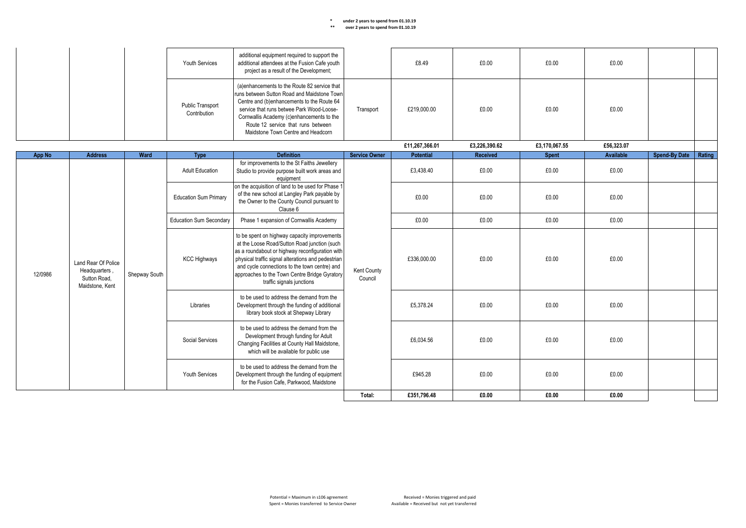\* under 2 years to spend from 01.10.19

\*\* over 2 years to spend from 01.10.19

| | | | Youth Services | additional equipment required to support the additional attendees at the Fusion Cafe youth project as a result of the Development; | | £8.49 | £0.00 | £0.00 | £0.00 | | |
|---|---|---|---|---|---|---|---|---|---|---|---|
| | | | Public Transport Contribution | (a)enhancements to the Route 82 service that runs between Sutton Road and Maidstone Town Centre and (b)enhancements to the Route 64 service that runs betwee Park Wood-Loose-Cornwallis Academy (c)enhancements to the Route 12 service that runs between Maidstone Town Centre and Headcorn | Transport | £219,000.00 | £0.00 | £0.00 | £0.00 | | |
| | | | | | | **£11,267,366.01** | **£3,226,390.62** | **£3,170,067.55** | **£56,323.07** | | |

| App No | Address | Ward | Type | Definition | Service Owner | Potential | Received | Spent | Available | Spend-By Date | Rating |
|---|---|---|---|---|---|---|---|---|---|---|---|
| 12/0986 | Land Rear Of Police Headquarters , Sutton Road, Maidstone, Kent | Shepway South | Adult Education | for improvements to the St Faiths Jewellery Studio to provide purpose built work areas and equipment | Kent County Council | £3,438.40 | £0.00 | £0.00 | £0.00 | | |
| | | | Education Sum Primary | on the acquisition of land to be used for Phase 1 of the new school at Langley Park payable by the Owner to the County Council pursuant to Clause 6 | | £0.00 | £0.00 | £0.00 | £0.00 | | |
| | | | Education Sum Secondary | Phase 1 expansion of Cornwallis Academy | | £0.00 | £0.00 | £0.00 | £0.00 | | |
| | | | KCC Highways | to be spent on highway capacity improvements at the Loose Road/Sutton Road junction (such as a roundabout or highway reconfiguration with physical traffic signal alterations and pedestrian and cycle connections to the town centre) and approaches to the Town Centre Bridge Gyratory traffic signals junctions | | £336,000.00 | £0.00 | £0.00 | £0.00 | | |
| | | | Libraries | to be used to address the demand from the Development through the funding of additional library book stock at Shepway Library | | £5,378.24 | £0.00 | £0.00 | £0.00 | | |
| | | | Social Services | to be used to address the demand from the Development through funding for Adult Changing Facilities at County Hall Maidstone, which will be available for public use | | £6,034.56 | £0.00 | £0.00 | £0.00 | | |
| | | | Youth Services | to be used to address the demand from the Development through the funding of equipment for the Fusion Cafe, Parkwood, Maidstone | | £945.28 | £0.00 | £0.00 | £0.00 | | |
| | | | | | **Total:** | **£351,796.48** | **£0.00** | **£0.00** | **£0.00** | | |

Potential = Maximum in s106 agreement
Spent = Monies transferred to Service Owner
Received = Monies triggered and paid
Available = Received but not yet transferred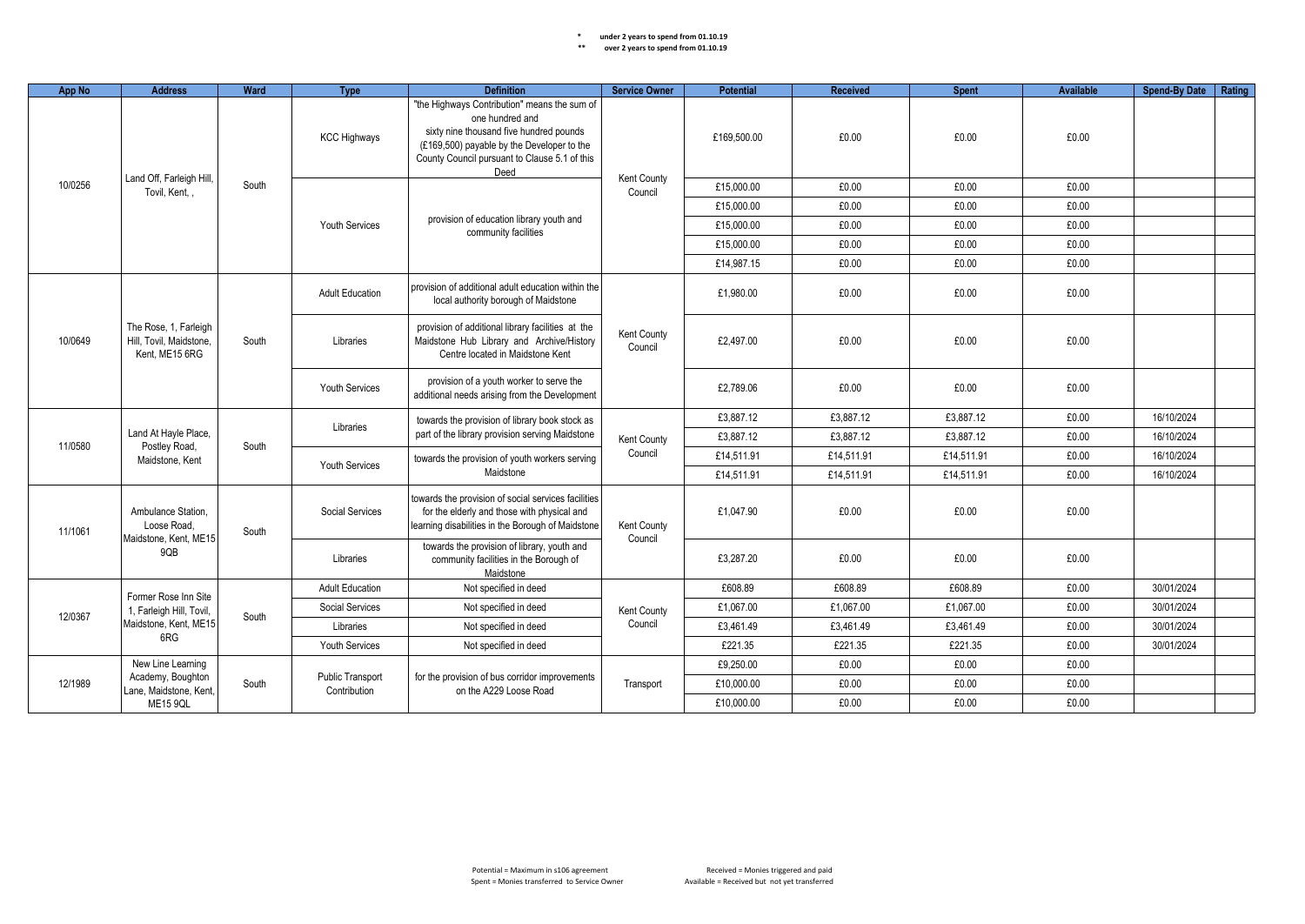\* under 2 years to spend from 01.10.19
\*\* over 2 years to spend from 01.10.19

| App No | Address | Ward | Type | Definition | Service Owner | Potential | Received | Spent | Available | Spend-By Date | Rating |
|---|---|---|---|---|---|---|---|---|---|---|---|
| 10/0256 | Land Off, Farleigh Hill, Tovil, Kent, , | South | KCC Highways | "the Highways Contribution" means the sum of one hundred and sixty nine thousand five hundred pounds (£169,500) payable by the Developer to the County Council pursuant to Clause 5.1 of this Deed | Kent County Council | £169,500.00 | £0.00 | £0.00 | £0.00 | | |
| | | | Youth Services | provision of education library youth and community facilities | | £15,000.00 | £0.00 | £0.00 | £0.00 | | |
| | | | | | | £15,000.00 | £0.00 | £0.00 | £0.00 | | |
| | | | | | | £15,000.00 | £0.00 | £0.00 | £0.00 | | |
| | | | | | | £15,000.00 | £0.00 | £0.00 | £0.00 | | |
| | | | | | | £14,987.15 | £0.00 | £0.00 | £0.00 | | |
| 10/0649 | The Rose, 1, Farleigh Hill, Tovil, Maidstone, Kent, ME15 6RG | South | Adult Education | provision of additional adult education within the local authority borough of Maidstone | Kent County Council | £1,980.00 | £0.00 | £0.00 | £0.00 | | |
| | | | Libraries | provision of additional library facilities at the Maidstone Hub Library and Archive/History Centre located in Maidstone Kent | | £2,497.00 | £0.00 | £0.00 | £0.00 | | |
| | | | Youth Services | provision of a youth worker to serve the additional needs arising from the Development | | £2,789.06 | £0.00 | £0.00 | £0.00 | | |
| 11/0580 | Land At Hayle Place, Postley Road, Maidstone, Kent | South | Libraries | towards the provision of library book stock as part of the library provision serving Maidstone | Kent County Council | £3,887.12 | £3,887.12 | £3,887.12 | £0.00 | 16/10/2024 | |
| | | | | | | £3,887.12 | £3,887.12 | £3,887.12 | £0.00 | 16/10/2024 | |
| | | | Youth Services | towards the provision of youth workers serving Maidstone | | £14,511.91 | £14,511.91 | £14,511.91 | £0.00 | 16/10/2024 | |
| | | | | | | £14,511.91 | £14,511.91 | £14,511.91 | £0.00 | 16/10/2024 | |
| 11/1061 | Ambulance Station, Loose Road, Maidstone, Kent, ME15 9QB | South | Social Services | towards the provision of social services facilities for the elderly and those with physical and learning disabilities in the Borough of Maidstone | Kent County Council | £1,047.90 | £0.00 | £0.00 | £0.00 | | |
| | | | Libraries | towards the provision of library, youth and community facilities in the Borough of Maidstone | | £3,287.20 | £0.00 | £0.00 | £0.00 | | |
| 12/0367 | Former Rose Inn Site 1, Farleigh Hill, Tovil, Maidstone, Kent, ME15 6RG | South | Adult Education | Not specified in deed | Kent County Council | £608.89 | £608.89 | £608.89 | £0.00 | 30/01/2024 | |
| | | | Social Services | Not specified in deed | | £1,067.00 | £1,067.00 | £1,067.00 | £0.00 | 30/01/2024 | |
| | | | Libraries | Not specified in deed | | £3,461.49 | £3,461.49 | £3,461.49 | £0.00 | 30/01/2024 | |
| | | | Youth Services | Not specified in deed | | £221.35 | £221.35 | £221.35 | £0.00 | 30/01/2024 | |
| 12/1989 | New Line Learning Academy, Boughton Lane, Maidstone, Kent, ME15 9QL | South | Public Transport Contribution | for the provision of bus corridor improvements on the A229 Loose Road | Transport | £9,250.00 | £0.00 | £0.00 | £0.00 | | |
| | | | | | | £10,000.00 | £0.00 | £0.00 | £0.00 | | |
| | | | | | | £10,000.00 | £0.00 | £0.00 | £0.00 | | |

Potential = Maximum in s106 agreement
Spent = Monies transferred to Service Owner
Received = Monies triggered and paid
Available = Received but not yet transferred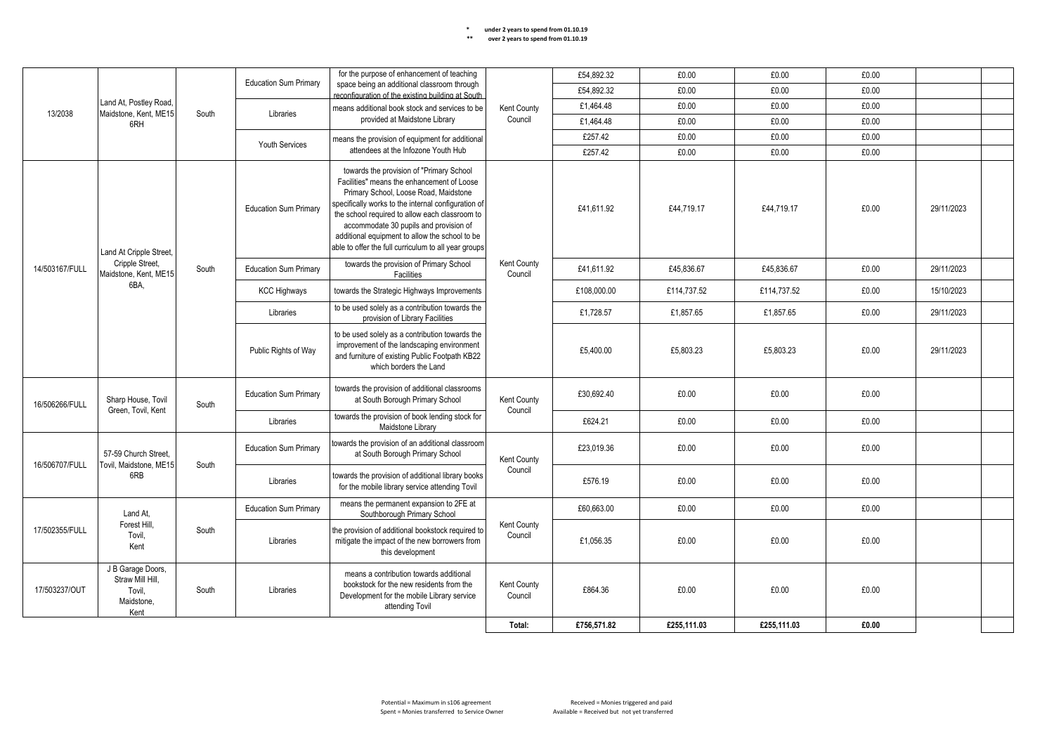\* under 2 years to spend from 01.10.19
\*\* over 2 years to spend from 01.10.19

| | | | | | | | | | | | |
|---|---|---|---|---|---|---|---|---|---|---|---|
| 13/2038 | Land At, Postley Road, Maidstone, Kent, ME15 6RH | South | Education Sum Primary | for the purpose of enhancement of teaching space being an additional classroom through reconfiguration of the existing building at South | Kent County Council | £54,892.32 | £0.00 | £0.00 | £0.00 | | |
| | | | | | | £54,892.32 | £0.00 | £0.00 | £0.00 | | |
| | | | Libraries | means additional book stock and services to be provided at Maidstone Library | | £1,464.48 | £0.00 | £0.00 | £0.00 | | |
| | | | | | | £1,464.48 | £0.00 | £0.00 | £0.00 | | |
| | | | Youth Services | means the provision of equipment for additional attendees at the Infozone Youth Hub | | £257.42 | £0.00 | £0.00 | £0.00 | | |
| | | | | | | £257.42 | £0.00 | £0.00 | £0.00 | | |
| 14/503167/FULL | Land At Cripple Street, Cripple Street, Maidstone, Kent, ME15 6BA, | South | Education Sum Primary | towards the provision of "Primary School Facilities" means the enhancement of Loose Primary School, Loose Road, Maidstone specifically works to the internal configuration of the school required to allow each classroom to accommodate 30 pupils and provision of additional equipment to allow the school to be able to offer the full curriculum to all year groups | Kent County Council | £41,611.92 | £44,719.17 | £44,719.17 | £0.00 | 29/11/2023 | |
| | | | Education Sum Primary | towards the provision of Primary School Facilities | | £41,611.92 | £45,836.67 | £45,836.67 | £0.00 | 29/11/2023 | |
| | | | KCC Highways | towards the Strategic Highways Improvements | | £108,000.00 | £114,737.52 | £114,737.52 | £0.00 | 15/10/2023 | |
| | | | Libraries | to be used solely as a contribution towards the provision of Library Facilities | | £1,728.57 | £1,857.65 | £1,857.65 | £0.00 | 29/11/2023 | |
| | | | Public Rights of Way | to be used solely as a contribution towards the improvement of the landscaping environment and furniture of existing Public Footpath KB22 which borders the Land | | £5,400.00 | £5,803.23 | £5,803.23 | £0.00 | 29/11/2023 | |
| 16/506266/FULL | Sharp House, Tovil Green, Tovil, Kent | South | Education Sum Primary | towards the provision of additional classrooms at South Borough Primary School | Kent County Council | £30,692.40 | £0.00 | £0.00 | £0.00 | | |
| | | | Libraries | towards the provision of book lending stock for Maidstone Library | | £624.21 | £0.00 | £0.00 | £0.00 | | |
| 16/506707/FULL | 57-59 Church Street, Tovil, Maidstone, ME15 6RB | South | Education Sum Primary | towards the provision of an additional classroom at South Borough Primary School | Kent County Council | £23,019.36 | £0.00 | £0.00 | £0.00 | | |
| | | | Libraries | towards the provision of additional library books for the mobile library service attending Tovil | | £576.19 | £0.00 | £0.00 | £0.00 | | |
| 17/502355/FULL | Land At, Forest Hill, Tovil, Kent | South | Education Sum Primary | means the permanent expansion to 2FE at Southborough Primary School | Kent County Council | £60,663.00 | £0.00 | £0.00 | £0.00 | | |
| | | | Libraries | the provision of additional bookstock required to mitigate the impact of the new borrowers from this development | | £1,056.35 | £0.00 | £0.00 | £0.00 | | |
| 17/503237/OUT | J B Garage Doors, Straw Mill Hill, Tovil, Maidstone, Kent | South | Libraries | means a contribution towards additional bookstock for the new residents from the Development for the mobile Library service attending Tovil | Kent County Council | £864.36 | £0.00 | £0.00 | £0.00 | | |
| | | | | | **Total:** | **£756,571.82** | **£255,111.03** | **£255,111.03** | **£0.00** | | |

Potential = Maximum in s106 agreement
Spent = Monies transferred to Service Owner

Received = Monies triggered and paid
Available = Received but not yet transferred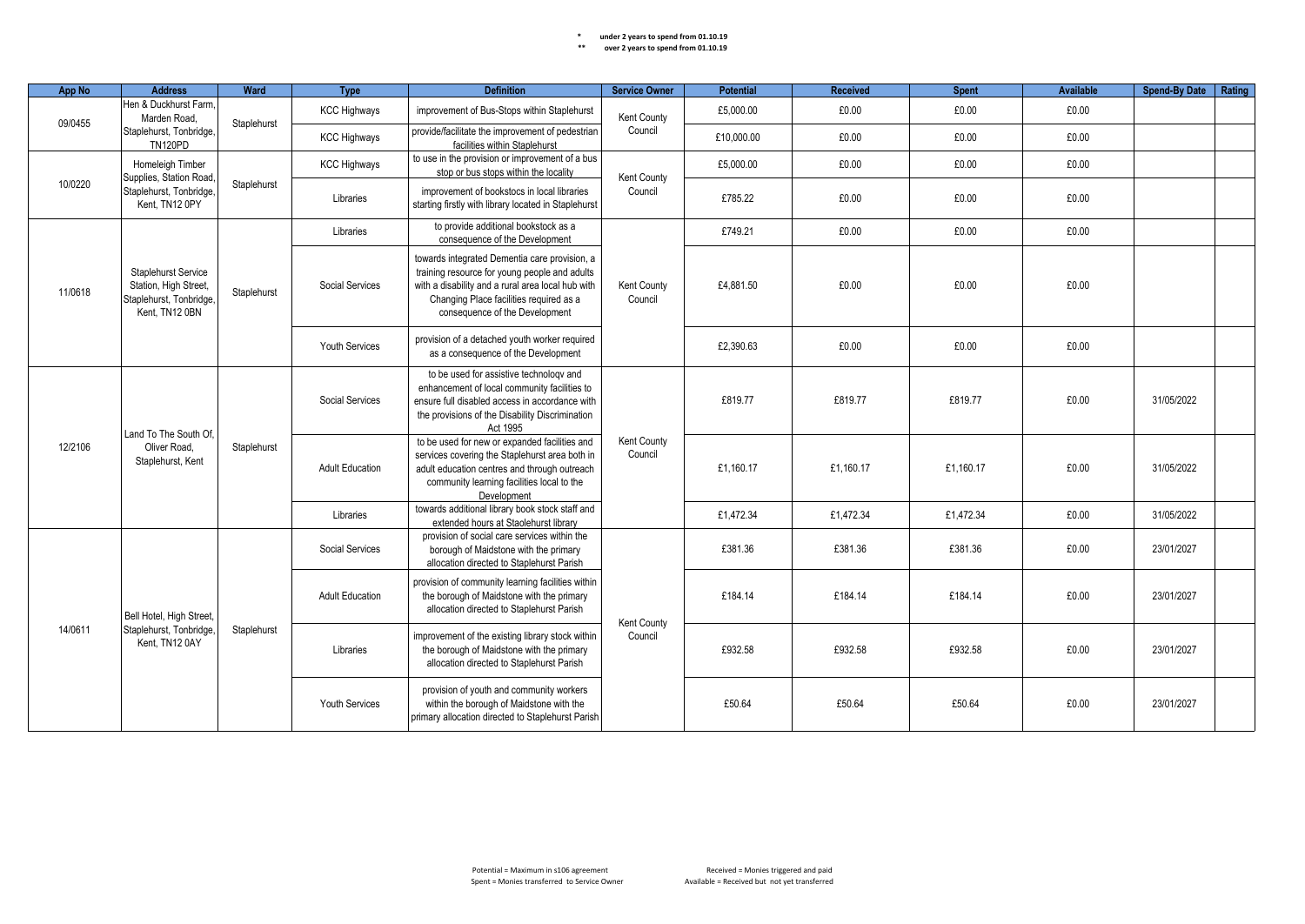\* under 2 years to spend from 01.10.19
\*\* over 2 years to spend from 01.10.19

| App No | Address | Ward | Type | Definition | Service Owner | Potential | Received | Spent | Available | Spend-By Date | Rating |
|---|---|---|---|---|---|---|---|---|---|---|---|
| 09/0455 | Hen & Duckhurst Farm, Marden Road, Staplehurst, Tonbridge, TN120PD | Staplehurst | KCC Highways | improvement of Bus-Stops within Staplehurst | Kent County Council | £5,000.00 | £0.00 | £0.00 | £0.00 | | |
| | | | KCC Highways | provide/facilitate the improvement of pedestrian facilities within Staplehurst | | £10,000.00 | £0.00 | £0.00 | £0.00 | | |
| 10/0220 | Homeleigh Timber Supplies, Station Road, Staplehurst, Tonbridge, Kent, TN12 0PY | Staplehurst | KCC Highways | to use in the provision or improvement of a bus stop or bus stops within the locality | Kent County Council | £5,000.00 | £0.00 | £0.00 | £0.00 | | |
| | | | Libraries | improvement of bookstocs in local libraries starting firstly with library located in Staplehurst | | £785.22 | £0.00 | £0.00 | £0.00 | | |
| 11/0618 | Staplehurst Service Station, High Street, Staplehurst, Tonbridge, Kent, TN12 0BN | Staplehurst | Libraries | to provide additional bookstock as a consequence of the Development | Kent County Council | £749.21 | £0.00 | £0.00 | £0.00 | | |
| | | | Social Services | towards integrated Dementia care provision, a training resource for young people and adults with a disability and a rural area local hub with Changing Place facilities required as a consequence of the Development | | £4,881.50 | £0.00 | £0.00 | £0.00 | | |
| | | | Youth Services | provision of a detached youth worker required as a consequence of the Development | | £2,390.63 | £0.00 | £0.00 | £0.00 | | |
| 12/2106 | Land To The South Of, Oliver Road, Staplehurst, Kent | Staplehurst | Social Services | to be used for assistive technology and enhancement of local community facilities to ensure full disabled access in accordance with the provisions of the Disability Discrimination Act 1995 | Kent County Council | £819.77 | £819.77 | £819.77 | £0.00 | 31/05/2022 | |
| | | | Adult Education | to be used for new or expanded facilities and services covering the Staplehurst area both in adult education centres and through outreach community learning facilities local to the Development | | £1,160.17 | £1,160.17 | £1,160.17 | £0.00 | 31/05/2022 | |
| | | | Libraries | towards additional library book stock staff and extended hours at Staplehurst library | | £1,472.34 | £1,472.34 | £1,472.34 | £0.00 | 31/05/2022 | |
| 14/0611 | Bell Hotel, High Street, Staplehurst, Tonbridge, Kent, TN12 0AY | Staplehurst | Social Services | provision of social care services within the borough of Maidstone with the primary allocation directed to Staplehurst Parish | Kent County Council | £381.36 | £381.36 | £381.36 | £0.00 | 23/01/2027 | |
| | | | Adult Education | provision of community learning facilities within the borough of Maidstone with the primary allocation directed to Staplehurst Parish | | £184.14 | £184.14 | £184.14 | £0.00 | 23/01/2027 | |
| | | | Libraries | improvement of the existing library stock within the borough of Maidstone with the primary allocation directed to Staplehurst Parish | | £932.58 | £932.58 | £932.58 | £0.00 | 23/01/2027 | |
| | | | Youth Services | provision of youth and community workers within the borough of Maidstone with the primary allocation directed to Staplehurst Parish | | £50.64 | £50.64 | £50.64 | £0.00 | 23/01/2027 | |

Potential = Maximum in s106 agreement
Spent = Monies transferred to Service Owner

Received = Monies triggered and paid
Available = Received but not yet transferred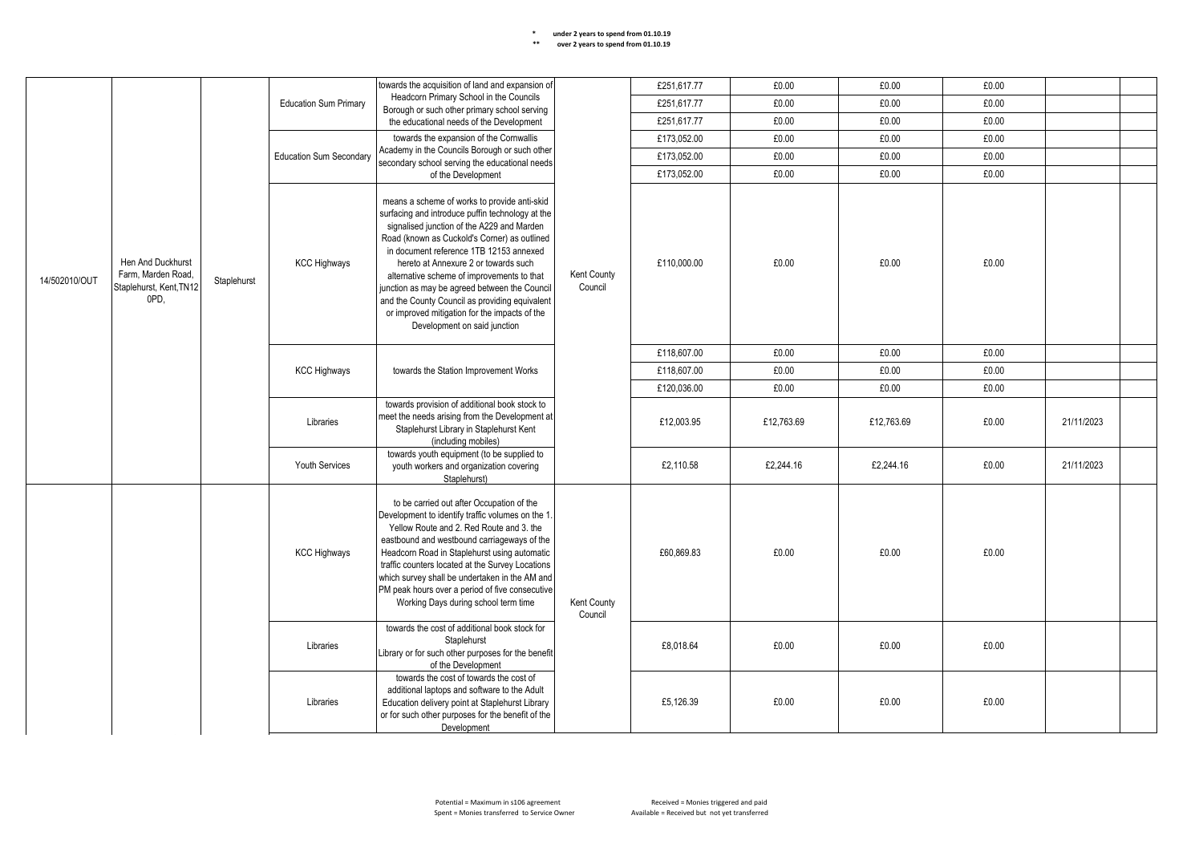\* under 2 years to spend from 01.10.19
\*\* over 2 years to spend from 01.10.19

| | | | | | | | | | | | |
|---|---|---|---|---|---|---|---|---|---|---|---|
| 14/502010/OUT | Hen And Duckhurst Farm, Marden Road, Staplehurst, Kent,TN12 0PD, | Staplehurst | Education Sum Primary | towards the acquisition of land and expansion of Headcorn Primary School in the Councils Borough or such other primary school serving the educational needs of the Development | Kent County Council | £251,617.77 | £0.00 | £0.00 | £0.00 | | |
| | | | | | | £251,617.77 | £0.00 | £0.00 | £0.00 | | |
| | | | | | | £251,617.77 | £0.00 | £0.00 | £0.00 | | |
| | | | Education Sum Secondary | towards the expansion of the Cornwallis Academy in the Councils Borough or such other secondary school serving the educational needs of the Development | | £173,052.00 | £0.00 | £0.00 | £0.00 | | |
| | | | | | | £173,052.00 | £0.00 | £0.00 | £0.00 | | |
| | | | | | | £173,052.00 | £0.00 | £0.00 | £0.00 | | |
| | | | KCC Highways | means a scheme of works to provide anti-skid surfacing and introduce puffin technology at the signalised junction of the A229 and Marden Road (known as Cuckold's Corner) as outlined in document reference 1TB 12153 annexed hereto at Annexure 2 or towards such alternative scheme of improvements to that junction as may be agreed between the Council and the County Council as providing equivalent or improved mitigation for the impacts of the Development on said junction | | £110,000.00 | £0.00 | £0.00 | £0.00 | | |
| | | | KCC Highways | towards the Station Improvement Works | | £118,607.00 | £0.00 | £0.00 | £0.00 | | |
| | | | | | | £118,607.00 | £0.00 | £0.00 | £0.00 | | |
| | | | | | | £120,036.00 | £0.00 | £0.00 | £0.00 | | |
| | | | Libraries | towards provision of additional book stock to meet the needs arising from the Development at Staplehurst Library in Staplehurst Kent (including mobiles) | | £12,003.95 | £12,763.69 | £12,763.69 | £0.00 | 21/11/2023 | |
| | | | Youth Services | towards youth equipment (to be supplied to youth workers and organization covering Staplehurst) | | £2,110.58 | £2,244.16 | £2,244.16 | £0.00 | 21/11/2023 | |
| | | | KCC Highways | to be carried out after Occupation of the Development to identify traffic volumes on the 1. Yellow Route and 2. Red Route and 3. the eastbound and westbound carriageways of the Headcorn Road in Staplehurst using automatic traffic counters located at the Survey Locations which survey shall be undertaken in the AM and PM peak hours over a period of five consecutive Working Days during school term time | Kent County Council | £60,869.83 | £0.00 | £0.00 | £0.00 | | |
| | | | Libraries | towards the cost of additional book stock for Staplehurst Library or for such other purposes for the benefit of the Development | | £8,018.64 | £0.00 | £0.00 | £0.00 | | |
| | | | Libraries | towards the cost of towards the cost of additional laptops and software to the Adult Education delivery point at Staplehurst Library or for such other purposes for the benefit of the Development | | £5,126.39 | £0.00 | £0.00 | £0.00 | | |

Potential = Maximum in s106 agreement
Spent = Monies transferred to Service Owner
Received = Monies triggered and paid
Available = Received but not yet transferred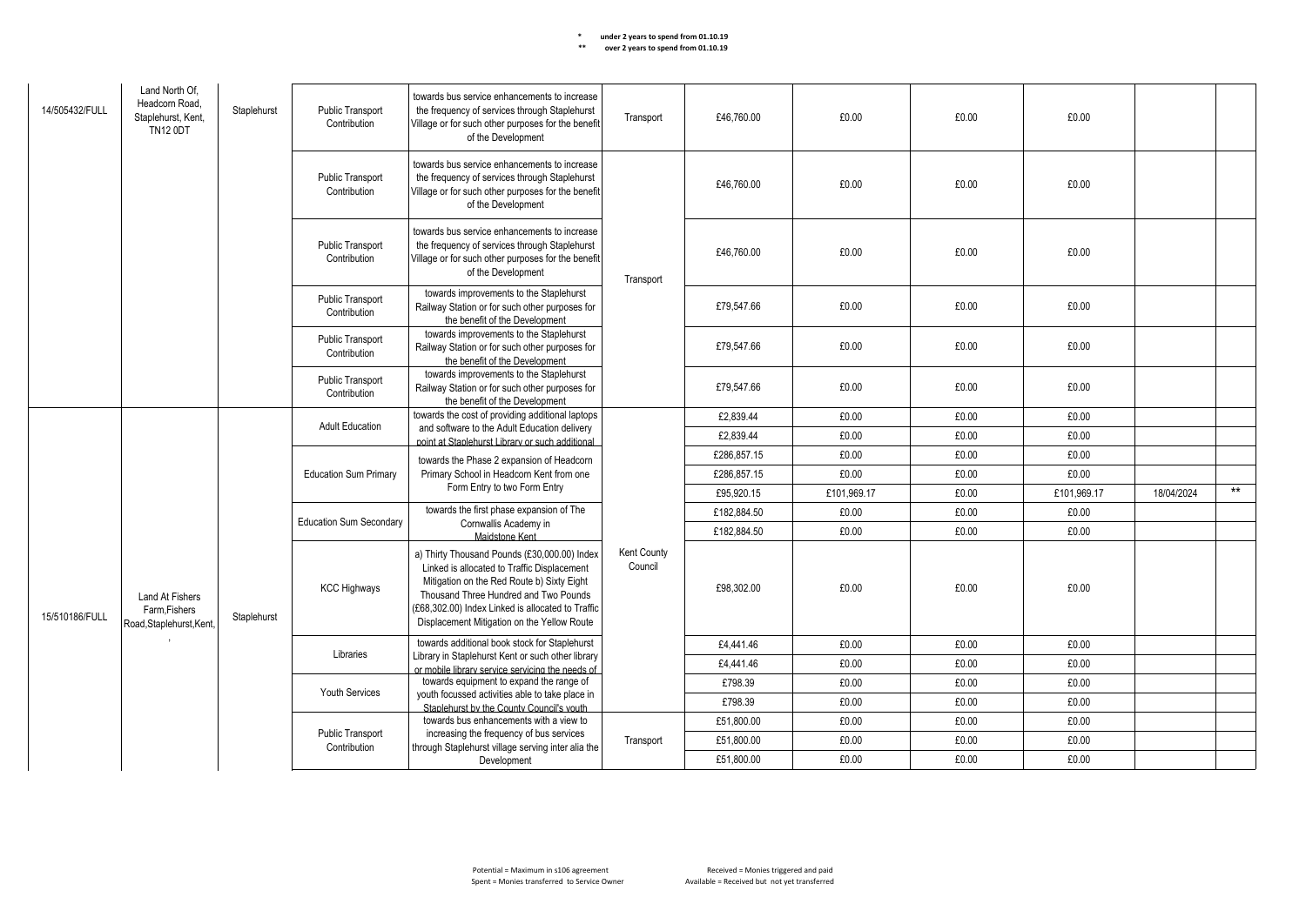\* under 2 years to spend from 01.10.19
\*\* over 2 years to spend from 01.10.19

| | | | | | | | | | | | |
|---|---|---|---|---|---|---|---|---|---|---|---|
| 14/505432/FULL | Land North Of, Headcorn Road, Staplehurst, Kent, TN12 0DT | Staplehurst | Public Transport Contribution | towards bus service enhancements to increase the frequency of services through Staplehurst Village or for such other purposes for the benefit of the Development | Transport | £46,760.00 | £0.00 | £0.00 | £0.00 | | |
| | | | Public Transport Contribution | towards bus service enhancements to increase the frequency of services through Staplehurst Village or for such other purposes for the benefit of the Development | Transport | £46,760.00 | £0.00 | £0.00 | £0.00 | | |
| | | | Public Transport Contribution | towards bus service enhancements to increase the frequency of services through Staplehurst Village or for such other purposes for the benefit of the Development | | £46,760.00 | £0.00 | £0.00 | £0.00 | | |
| | | | Public Transport Contribution | towards improvements to the Staplehurst Railway Station or for such other purposes for the benefit of the Development | | £79,547.66 | £0.00 | £0.00 | £0.00 | | |
| | | | Public Transport Contribution | towards improvements to the Staplehurst Railway Station or for such other purposes for the benefit of the Development | | £79,547.66 | £0.00 | £0.00 | £0.00 | | |
| | | | Public Transport Contribution | towards improvements to the Staplehurst Railway Station or for such other purposes for the benefit of the Development | | £79,547.66 | £0.00 | £0.00 | £0.00 | | |
| 15/510186/FULL | Land At Fishers Farm,Fishers Road,Staplehurst,Kent, , | Staplehurst | Adult Education | towards the cost of providing additional laptops and software to the Adult Education delivery point at Staplehurst Library or such additional | Kent County Council | £2,839.44 | £0.00 | £0.00 | £0.00 | | |
| | | | | | | £2,839.44 | £0.00 | £0.00 | £0.00 | | |
| | | | Education Sum Primary | towards the Phase 2 expansion of Headcorn Primary School in Headcorn Kent from one Form Entry to two Form Entry | | £286,857.15 | £0.00 | £0.00 | £0.00 | | |
| | | | | | | £286,857.15 | £0.00 | £0.00 | £0.00 | | |
| | | | | | | £95,920.15 | £101,969.17 | £0.00 | £101,969.17 | 18/04/2024 | ** |
| | | | Education Sum Secondary | towards the first phase expansion of The Cornwallis Academy in Maidstone Kent | | £182,884.50 | £0.00 | £0.00 | £0.00 | | |
| | | | | | | £182,884.50 | £0.00 | £0.00 | £0.00 | | |
| | | | KCC Highways | a) Thirty Thousand Pounds (£30,000.00) Index Linked is allocated to Traffic Displacement Mitigation on the Red Route b) Sixty Eight Thousand Three Hundred and Two Pounds (£68,302.00) Index Linked is allocated to Traffic Displacement Mitigation on the Yellow Route | | £98,302.00 | £0.00 | £0.00 | £0.00 | | |
| | | | Libraries | towards additional book stock for Staplehurst Library in Staplehurst Kent or such other library or mobile library service servicing the needs of | | £4,441.46 | £0.00 | £0.00 | £0.00 | | |
| | | | | | | £4,441.46 | £0.00 | £0.00 | £0.00 | | |
| | | | Youth Services | towards equipment to expand the range of youth focussed activities able to take place in Staplehurst by the County Council's youth | | £798.39 | £0.00 | £0.00 | £0.00 | | |
| | | | | | | £798.39 | £0.00 | £0.00 | £0.00 | | |
| | | | Public Transport Contribution | towards bus enhancements with a view to increasing the frequency of bus services through Staplehurst village serving inter alia the Development | Transport | £51,800.00 | £0.00 | £0.00 | £0.00 | | |
| | | | | | | £51,800.00 | £0.00 | £0.00 | £0.00 | | |
| | | | | | | £51,800.00 | £0.00 | £0.00 | £0.00 | | |

Potential = Maximum in s106 agreement
Spent = Monies transferred to Service Owner

Received = Monies triggered and paid
Available = Received but not yet transferred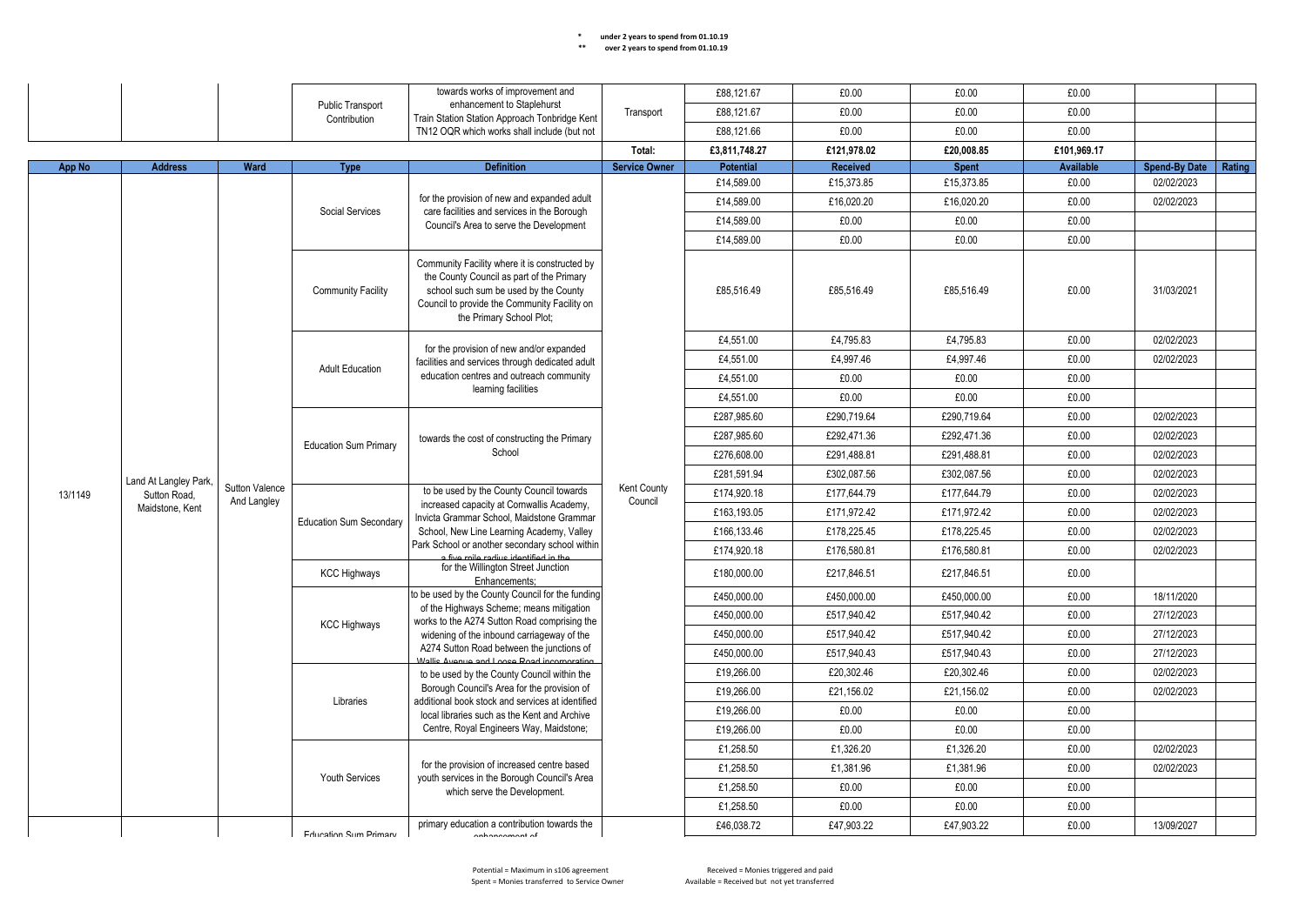\* under 2 years to spend from 01.10.19
\*\* over 2 years to spend from 01.10.19

| App No | Address | Ward | Type | Definition | Service Owner | Potential | Received | Spent | Available | Spend-By Date | Rating |
|---|---|---|---|---|---|---|---|---|---|---|---|
| | | | Public Transport Contribution | towards works of improvement and enhancement to Staplehurst Train Station Station Approach Tonbridge Kent TN12 OQR which works shall include (but not | Transport | £88,121.67 | £0.00 | £0.00 | £0.00 | | |
| | | | | | | £88,121.67 | £0.00 | £0.00 | £0.00 | | |
| | | | | | | £88,121.66 | £0.00 | £0.00 | £0.00 | | |
| | | | | | Total: | £3,811,748.27 | £121,978.02 | £20,008.85 | £101,969.17 | | |
| 13/1149 | Land At Langley Park, Sutton Road, Maidstone, Kent | Sutton Valence And Langley | Social Services | for the provision of new and expanded adult care facilities and services in the Borough Council's Area to serve the Development | Kent County Council | £14,589.00 | £15,373.85 | £15,373.85 | £0.00 | 02/02/2023 | |
| | | | | | | £14,589.00 | £16,020.20 | £16,020.20 | £0.00 | 02/02/2023 | |
| | | | | | | £14,589.00 | £0.00 | £0.00 | £0.00 | | |
| | | | | | | £14,589.00 | £0.00 | £0.00 | £0.00 | | |
| | | | Community Facility | Community Facility where it is constructed by the County Council as part of the Primary school such sum be used by the County Council to provide the Community Facility on the Primary School Plot; | | £85,516.49 | £85,516.49 | £85,516.49 | £0.00 | 31/03/2021 | |
| | | | Adult Education | for the provision of new and/or expanded facilities and services through dedicated adult education centres and outreach community learning facilities | | £4,551.00 | £4,795.83 | £4,795.83 | £0.00 | 02/02/2023 | |
| | | | | | | £4,551.00 | £4,997.46 | £4,997.46 | £0.00 | 02/02/2023 | |
| | | | | | | £4,551.00 | £0.00 | £0.00 | £0.00 | | |
| | | | | | | £4,551.00 | £0.00 | £0.00 | £0.00 | | |
| | | | Education Sum Primary | towards the cost of constructing the Primary School | | £287,985.60 | £290,719.64 | £290,719.64 | £0.00 | 02/02/2023 | |
| | | | | | | £287,985.60 | £292,471.36 | £292,471.36 | £0.00 | 02/02/2023 | |
| | | | | | | £276,608.00 | £291,488.81 | £291,488.81 | £0.00 | 02/02/2023 | |
| | | | | | | £281,591.94 | £302,087.56 | £302,087.56 | £0.00 | 02/02/2023 | |
| | | | Education Sum Secondary | to be used by the County Council towards increased capacity at Cornwallis Academy, Invicta Grammar School, Maidstone Grammar School, New Line Learning Academy, Valley Park School or another secondary school within a five mile radius identified in the | | £174,920.18 | £177,644.79 | £177,644.79 | £0.00 | 02/02/2023 | |
| | | | | | | £163,193.05 | £171,972.42 | £171,972.42 | £0.00 | 02/02/2023 | |
| | | | | | | £166,133.46 | £178,225.45 | £178,225.45 | £0.00 | 02/02/2023 | |
| | | | | | | £174,920.18 | £176,580.81 | £176,580.81 | £0.00 | 02/02/2023 | |
| | | | KCC Highways | for the Willington Street Junction Enhancements; | | £180,000.00 | £217,846.51 | £217,846.51 | £0.00 | | |
| | | | KCC Highways | to be used by the County Council for the funding of the Highways Scheme; means mitigation works to the A274 Sutton Road comprising the widening of the inbound carriageway of the A274 Sutton Road between the junctions of Wallis Avenue and Loose Road incorporating | | £450,000.00 | £450,000.00 | £450,000.00 | £0.00 | 18/11/2020 | |
| | | | | | | £450,000.00 | £517,940.42 | £517,940.42 | £0.00 | 27/12/2023 | |
| | | | | | | £450,000.00 | £517,940.42 | £517,940.42 | £0.00 | 27/12/2023 | |
| | | | | | | £450,000.00 | £517,940.43 | £517,940.43 | £0.00 | 27/12/2023 | |
| | | | Libraries | to be used by the County Council within the Borough Council's Area for the provision of additional book stock and services at identified local libraries such as the Kent and Archive Centre, Royal Engineers Way, Maidstone; | | £19,266.00 | £20,302.46 | £20,302.46 | £0.00 | 02/02/2023 | |
| | | | | | | £19,266.00 | £21,156.02 | £21,156.02 | £0.00 | 02/02/2023 | |
| | | | | | | £19,266.00 | £0.00 | £0.00 | £0.00 | | |
| | | | | | | £19,266.00 | £0.00 | £0.00 | £0.00 | | |
| | | | Youth Services | for the provision of increased centre based youth services in the Borough Council's Area which serve the Development. | | £1,258.50 | £1,326.20 | £1,326.20 | £0.00 | 02/02/2023 | |
| | | | | | | £1,258.50 | £1,381.96 | £1,381.96 | £0.00 | 02/02/2023 | |
| | | | | | | £1,258.50 | £0.00 | £0.00 | £0.00 | | |
| | | | | | | £1,258.50 | £0.00 | £0.00 | £0.00 | | |
| | | | Education Sum Primary | primary education a contribution towards the enhancement of | | £46,038.72 | £47,903.22 | £47,903.22 | £0.00 | 13/09/2027 | |

Potential = Maximum in s106 agreement
Spent = Monies transferred to Service Owner
Received = Monies triggered and paid
Available = Received but not yet transferred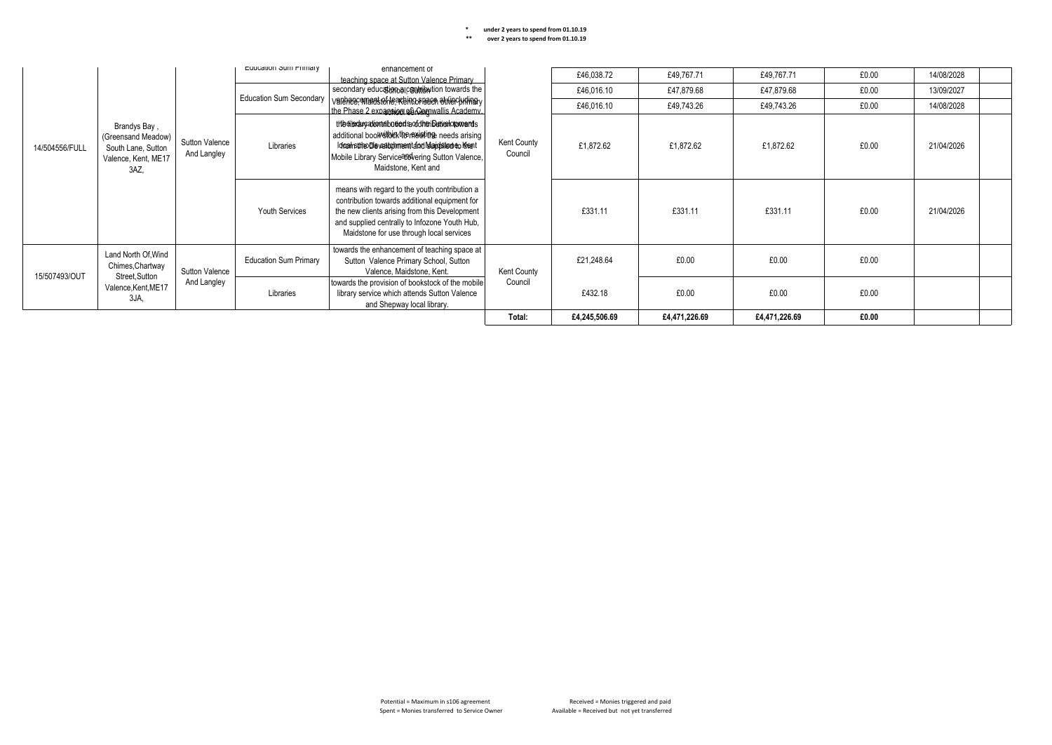\* under 2 years to spend from 01.10.19
\*\* over 2 years to spend from 01.10.19

| | | | | | | | | | | | |
|---|---|---|---|---|---|---|---|---|---|---|---|
| 14/504556/FULL | Brandys Bay , (Greensand Meadow) South Lane, Sutton Valence, Kent, ME17 3AZ, | Sutton Valence And Langley | Education Sum Primary | enhancement of teaching space at Sutton Valence Primary | Kent County Council | £46,038.72 | £49,767.71 | £49,767.71 | £0.00 | 14/08/2028 | |
| | | | Education Sum Secondary | secondary educational contribution towards the enhancement of teaching space at (including Valence, Maidstone, Kent or such other primary the Phase 2 expansion of Cornwallis Academy, school serving | | £46,016.10 | £47,879.68 | £47,879.68 | £0.00 | 13/09/2027 | |
| | | | | | | £46,016.10 | £49,743.26 | £49,743.26 | £0.00 | 14/08/2028 | |
| | | | Libraries | the library contribution towards the educational needs of the Development additional book stock to meet the needs arising local to the Development for Maidstone, Kent from the Development and supplied to the Mobile Library Service covering Sutton Valence, Maidstone, Kent and | | £1,872.62 | £1,872.62 | £1,872.62 | £0.00 | 21/04/2026 | |
| | | | Youth Services | means with regard to the youth contribution a contribution towards additional equipment for the new clients arising from this Development and supplied centrally to Infozone Youth Hub, Maidstone for use through local services | | £331.11 | £331.11 | £331.11 | £0.00 | 21/04/2026 | |
| 15/507493/OUT | Land North Of,Wind Chimes,Chartway Street,Sutton Valence,Kent,ME17 3JA, | Sutton Valence And Langley | Education Sum Primary | towards the enhancement of teaching space at Sutton Valence Primary School, Sutton Valence, Maidstone, Kent. | Kent County Council | £21,248.64 | £0.00 | £0.00 | £0.00 | | |
| | | | Libraries | towards the provision of bookstock of the mobile library service which attends Sutton Valence and Shepway local library. | | £432.18 | £0.00 | £0.00 | £0.00 | | |
| | | | | | Total: | £4,245,506.69 | £4,471,226.69 | £4,471,226.69 | £0.00 | | |

Potential = Maximum in s106 agreement
Spent = Monies transferred to Service Owner
Received = Monies triggered and paid
Available = Received but not yet transferred